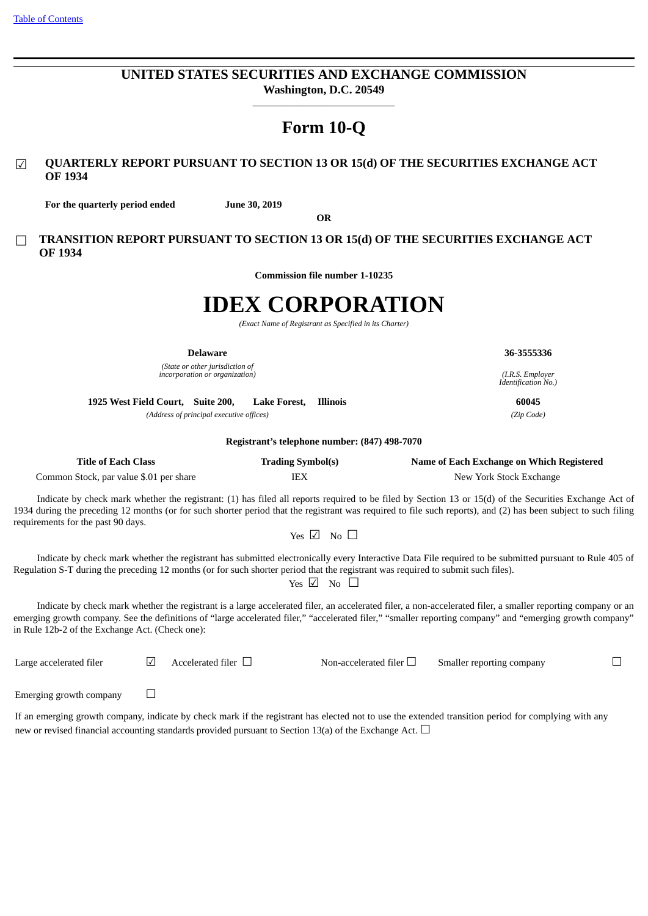Table of Contents

# UNITED STATES SECURITIES AND EXCHANGE COMMISSION

**Washington, D.C. 20549**

# Form 10-Q

☑ **QUARTERLY REPORT PURSUANT TO SECTION 13 OR 15(d) OF THE SECURITIES EXCHANGE ACT OF 1934**

**For the quarterly period ended** **June 30, 2019**

**OR**

☐ **TRANSITION REPORT PURSUANT TO SECTION 13 OR 15(d) OF THE SECURITIES EXCHANGE ACT OF 1934**

**Commission file number 1-10235**

# IDEX CORPORATION

*(Exact Name of Registrant as Specified in its Charter)*

| | |
|---|---|
| **Delaware** | **36-3555336** |
| *(State or other jurisdiction of incorporation or organization)* | *(I.R.S. Employer Identification No.)* |
| **1925 West Field Court, Suite 200, Lake Forest, Illinois** | **60045** |
| *(Address of principal executive offices)* | *(Zip Code)* |

**Registrant's telephone number: (847) 498-7070**

| Title of Each Class | Trading Symbol(s) | Name of Each Exchange on Which Registered |
|---|---|---|
| Common Stock, par value $.01 per share | IEX | New York Stock Exchange |

Indicate by check mark whether the registrant: (1) has filed all reports required to be filed by Section 13 or 15(d) of the Securities Exchange Act of 1934 during the preceding 12 months (or for such shorter period that the registrant was required to file such reports), and (2) has been subject to such filing requirements for the past 90 days.

Yes ☑ No ☐

Indicate by check mark whether the registrant has submitted electronically every Interactive Data File required to be submitted pursuant to Rule 405 of Regulation S-T during the preceding 12 months (or for such shorter period that the registrant was required to submit such files).

Yes ☑ No ☐

Indicate by check mark whether the registrant is a large accelerated filer, an accelerated filer, a non-accelerated filer, a smaller reporting company or an emerging growth company. See the definitions of "large accelerated filer," "accelerated filer," "smaller reporting company" and "emerging growth company" in Rule 12b-2 of the Exchange Act. (Check one):

Large accelerated filer ☑ Accelerated filer ☐ Non-accelerated filer ☐ Smaller reporting company ☐

Emerging growth company ☐

If an emerging growth company, indicate by check mark if the registrant has elected not to use the extended transition period for complying with any new or revised financial accounting standards provided pursuant to Section 13(a) of the Exchange Act. ☐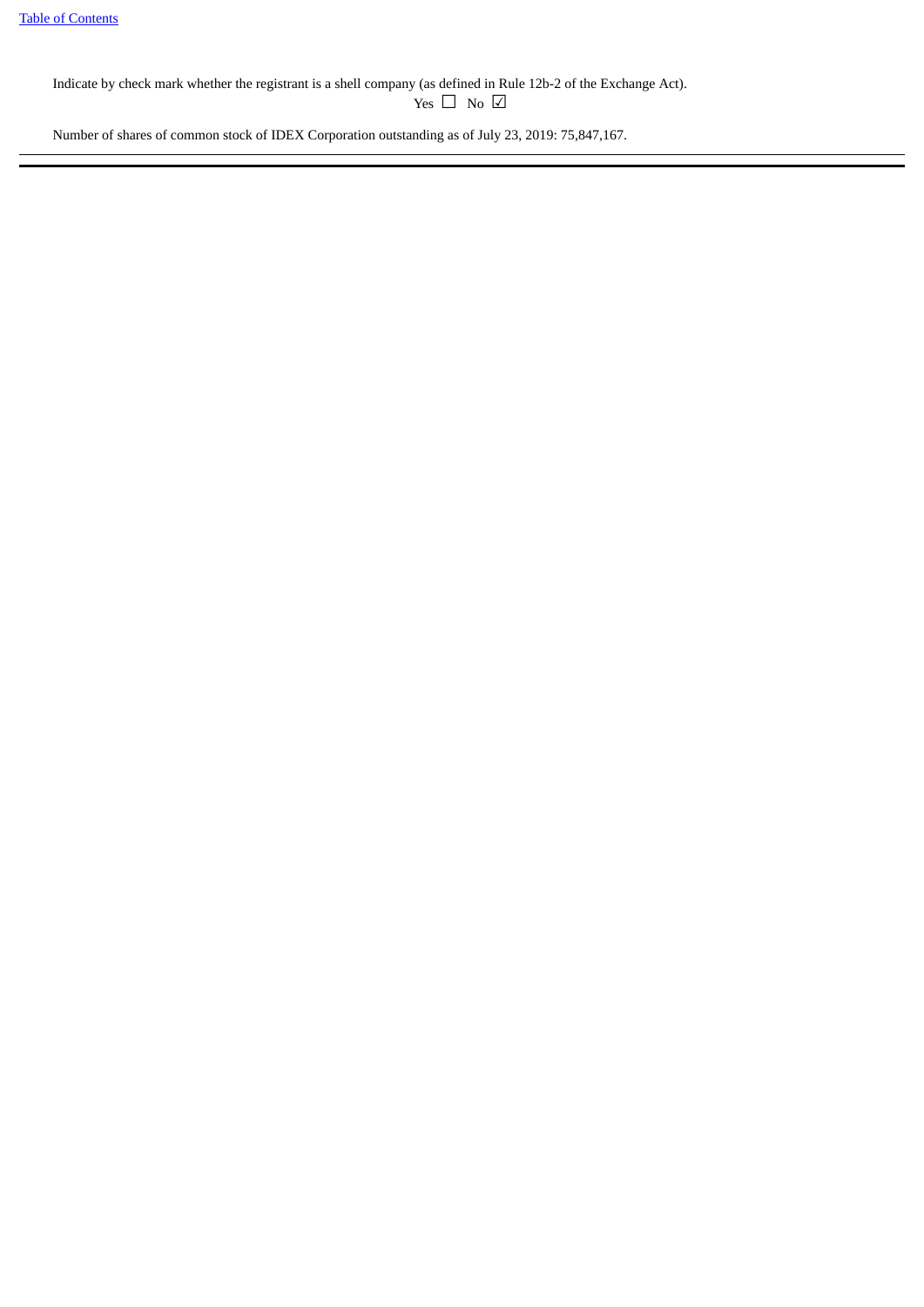Indicate by check mark whether the registrant is a shell company (as defined in Rule 12b-2 of the Exchange Act).

Yes ☐ No ☑

Number of shares of common stock of IDEX Corporation outstanding as of July 23, 2019: 75,847,167.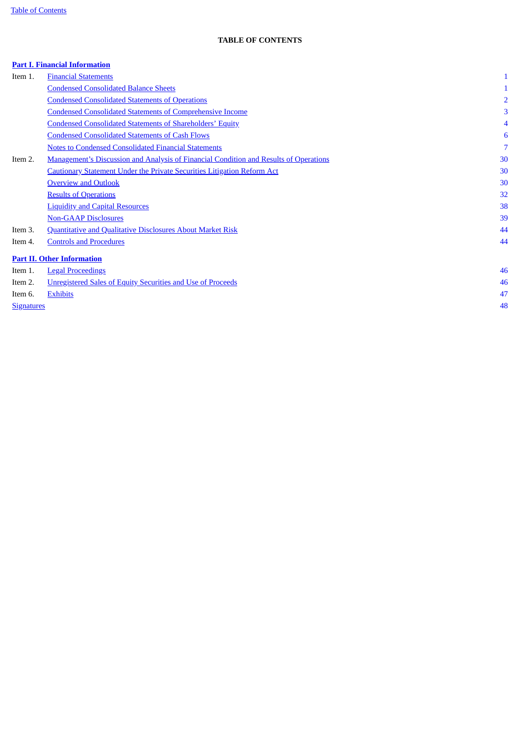**TABLE OF CONTENTS**

| | | |
|---|---|---|
| **Part I. Financial Information** | | |
| Item 1. | Financial Statements | 1 |
| | Condensed Consolidated Balance Sheets | 1 |
| | Condensed Consolidated Statements of Operations | 2 |
| | Condensed Consolidated Statements of Comprehensive Income | 3 |
| | Condensed Consolidated Statements of Shareholders' Equity | 4 |
| | Condensed Consolidated Statements of Cash Flows | 6 |
| | Notes to Condensed Consolidated Financial Statements | 7 |
| Item 2. | Management's Discussion and Analysis of Financial Condition and Results of Operations | 30 |
| | Cautionary Statement Under the Private Securities Litigation Reform Act | 30 |
| | Overview and Outlook | 30 |
| | Results of Operations | 32 |
| | Liquidity and Capital Resources | 38 |
| | Non-GAAP Disclosures | 39 |
| Item 3. | Quantitative and Qualitative Disclosures About Market Risk | 44 |
| Item 4. | Controls and Procedures | 44 |
| **Part II. Other Information** | | |
| Item 1. | Legal Proceedings | 46 |
| Item 2. | Unregistered Sales of Equity Securities and Use of Proceeds | 46 |
| Item 6. | Exhibits | 47 |
| Signatures | | 48 |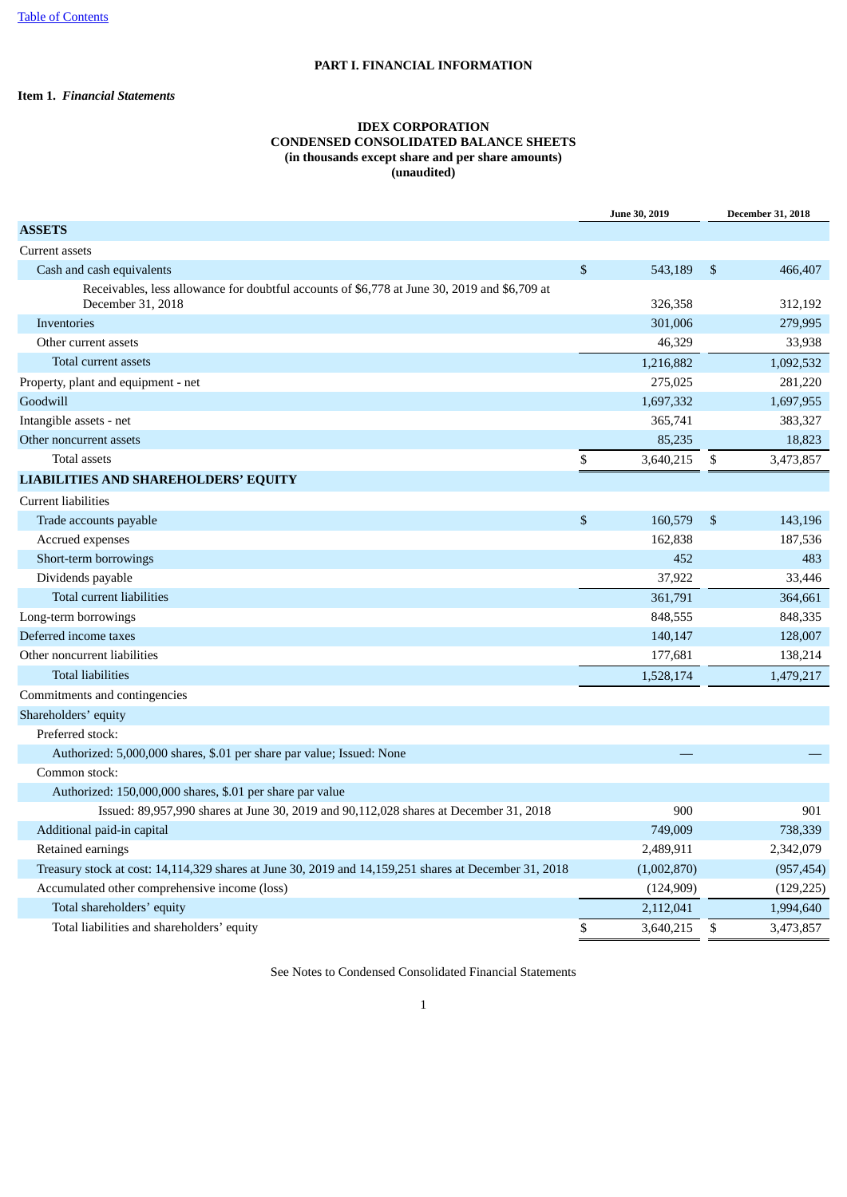# PART I. FINANCIAL INFORMATION

## Item 1. *Financial Statements*

### IDEX CORPORATION
### CONDENSED CONSOLIDATED BALANCE SHEETS
### (in thousands except share and per share amounts)
### (unaudited)

| | June 30, 2019 | December 31, 2018 |
|---|---|---|
| **ASSETS** | | |
| Current assets | | |
| Cash and cash equivalents | $ 543,189 | $ 466,407 |
| Receivables, less allowance for doubtful accounts of $6,778 at June 30, 2019 and $6,709 at December 31, 2018 | 326,358 | 312,192 |
| Inventories | 301,006 | 279,995 |
| Other current assets | 46,329 | 33,938 |
| Total current assets | 1,216,882 | 1,092,532 |
| Property, plant and equipment - net | 275,025 | 281,220 |
| Goodwill | 1,697,332 | 1,697,955 |
| Intangible assets - net | 365,741 | 383,327 |
| Other noncurrent assets | 85,235 | 18,823 |
| Total assets | $ 3,640,215 | $ 3,473,857 |
| **LIABILITIES AND SHAREHOLDERS' EQUITY** | | |
| Current liabilities | | |
| Trade accounts payable | $ 160,579 | $ 143,196 |
| Accrued expenses | 162,838 | 187,536 |
| Short-term borrowings | 452 | 483 |
| Dividends payable | 37,922 | 33,446 |
| Total current liabilities | 361,791 | 364,661 |
| Long-term borrowings | 848,555 | 848,335 |
| Deferred income taxes | 140,147 | 128,007 |
| Other noncurrent liabilities | 177,681 | 138,214 |
| Total liabilities | 1,528,174 | 1,479,217 |
| Commitments and contingencies | | |
| Shareholders' equity | | |
| Preferred stock: | | |
| Authorized: 5,000,000 shares, $.01 per share par value; Issued: None | — | — |
| Common stock: | | |
| Authorized: 150,000,000 shares, $.01 per share par value | | |
| Issued: 89,957,990 shares at June 30, 2019 and 90,112,028 shares at December 31, 2018 | 900 | 901 |
| Additional paid-in capital | 749,009 | 738,339 |
| Retained earnings | 2,489,911 | 2,342,079 |
| Treasury stock at cost: 14,114,329 shares at June 30, 2019 and 14,159,251 shares at December 31, 2018 | (1,002,870) | (957,454) |
| Accumulated other comprehensive income (loss) | (124,909) | (129,225) |
| Total shareholders' equity | 2,112,041 | 1,994,640 |
| Total liabilities and shareholders' equity | $ 3,640,215 | $ 3,473,857 |

See Notes to Condensed Consolidated Financial Statements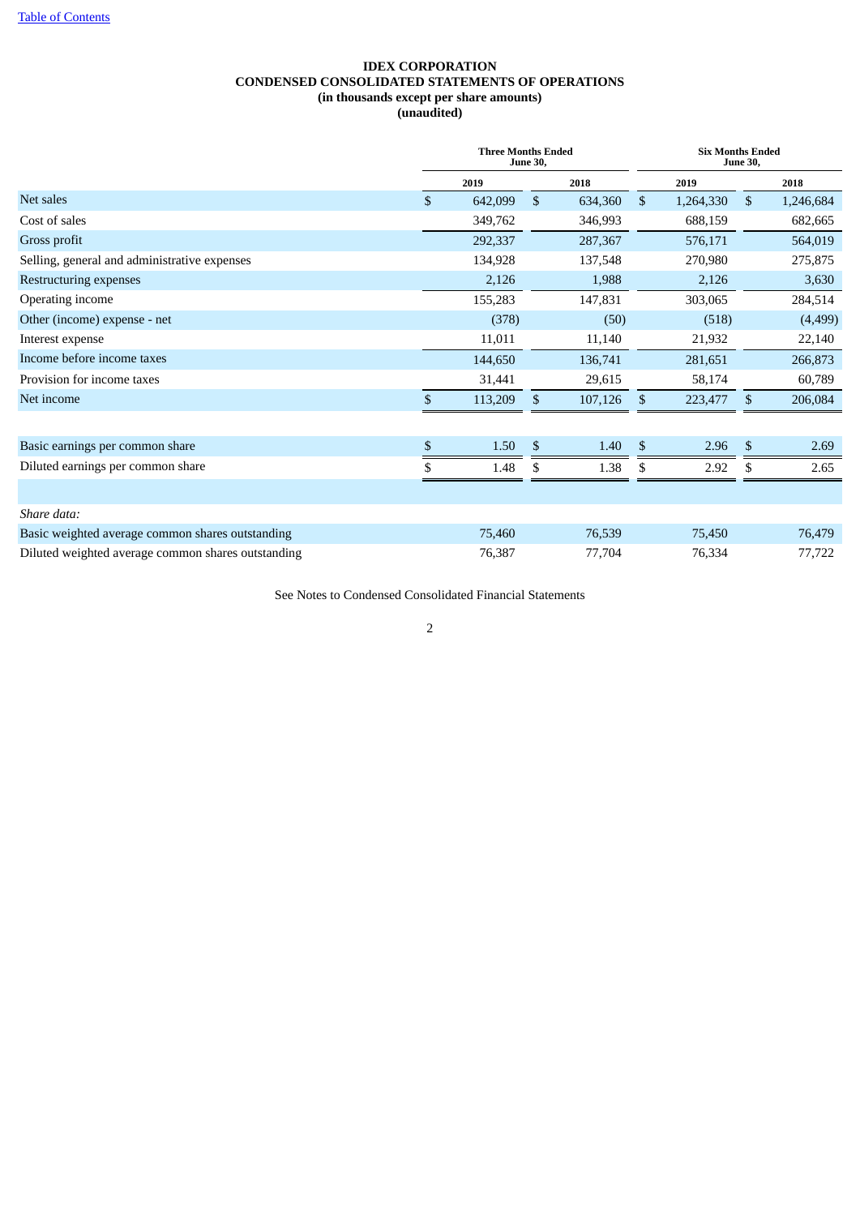# IDEX CORPORATION
## CONDENSED CONSOLIDATED STATEMENTS OF OPERATIONS
### (in thousands except per share amounts)
### (unaudited)

| | Three Months Ended June 30, | | Six Months Ended June 30, | |
|---|---|---|---|---|
| | 2019 | 2018 | 2019 | 2018 |
| Net sales | $ 642,099 | $ 634,360 | $ 1,264,330 | $ 1,246,684 |
| Cost of sales | 349,762 | 346,993 | 688,159 | 682,665 |
| Gross profit | 292,337 | 287,367 | 576,171 | 564,019 |
| Selling, general and administrative expenses | 134,928 | 137,548 | 270,980 | 275,875 |
| Restructuring expenses | 2,126 | 1,988 | 2,126 | 3,630 |
| Operating income | 155,283 | 147,831 | 303,065 | 284,514 |
| Other (income) expense - net | (378) | (50) | (518) | (4,499) |
| Interest expense | 11,011 | 11,140 | 21,932 | 22,140 |
| Income before income taxes | 144,650 | 136,741 | 281,651 | 266,873 |
| Provision for income taxes | 31,441 | 29,615 | 58,174 | 60,789 |
| Net income | $ 113,209 | $ 107,126 | $ 223,477 | $ 206,084 |
| | | | | |
| Basic earnings per common share | $ 1.50 | $ 1.40 | $ 2.96 | $ 2.69 |
| Diluted earnings per common share | $ 1.48 | $ 1.38 | $ 2.92 | $ 2.65 |
| | | | | |
| *Share data:* | | | | |
| Basic weighted average common shares outstanding | 75,460 | 76,539 | 75,450 | 76,479 |
| Diluted weighted average common shares outstanding | 76,387 | 77,704 | 76,334 | 77,722 |

See Notes to Condensed Consolidated Financial Statements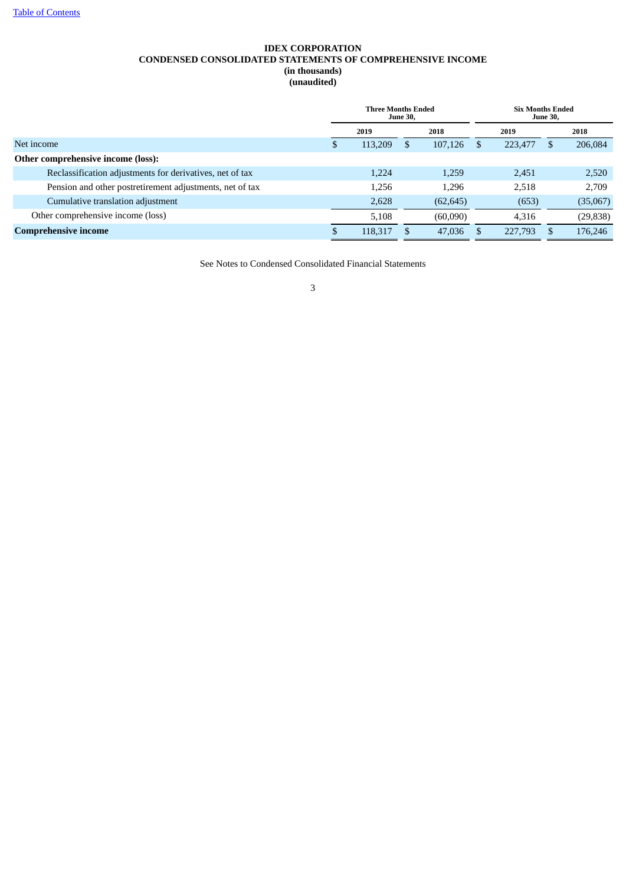# IDEX CORPORATION
## CONDENSED CONSOLIDATED STATEMENTS OF COMPREHENSIVE INCOME
### (in thousands)
### (unaudited)

| | Three Months Ended June 30, | | Six Months Ended June 30, | |
|---|---|---|---|---|
| | 2019 | 2018 | 2019 | 2018 |
| Net income | $ 113,209 | $ 107,126 | $ 223,477 | $ 206,084 |
| **Other comprehensive income (loss):** | | | | |
| Reclassification adjustments for derivatives, net of tax | 1,224 | 1,259 | 2,451 | 2,520 |
| Pension and other postretirement adjustments, net of tax | 1,256 | 1,296 | 2,518 | 2,709 |
| Cumulative translation adjustment | 2,628 | (62,645) | (653) | (35,067) |
| Other comprehensive income (loss) | 5,108 | (60,090) | 4,316 | (29,838) |
| **Comprehensive income** | $ 118,317 | $ 47,036 | $ 227,793 | $ 176,246 |

See Notes to Condensed Consolidated Financial Statements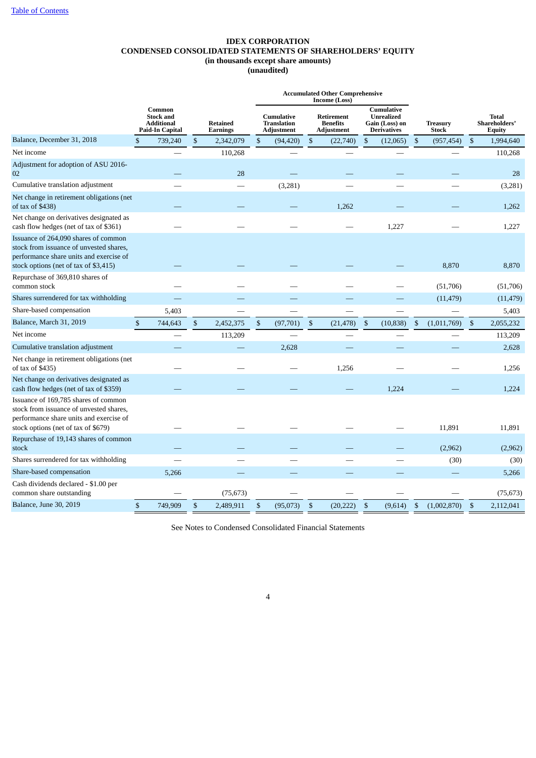[Table of Contents](#)

# IDEX CORPORATION
## CONDENSED CONSOLIDATED STATEMENTS OF SHAREHOLDERS' EQUITY
### (in thousands except share amounts)
### (unaudited)

| | | | Accumulated Other Comprehensive Income (Loss) | | | | |
|---|---|---|---|---|---|---|---|
| | Common Stock and Additional Paid-In Capital | Retained Earnings | Cumulative Translation Adjustment | Retirement Benefits Adjustment | Cumulative Unrealized Gain (Loss) on Derivatives | Treasury Stock | Total Shareholders' Equity |
| Balance, December 31, 2018 | $ 739,240 | $ 2,342,079 | $ (94,420) | $ (22,740) | $ (12,065) | $ (957,454) | $ 1,994,640 |
| Net income | — | 110,268 | — | — | — | — | 110,268 |
| Adjustment for adoption of ASU 2016-02 | — | 28 | — | — | — | — | 28 |
| Cumulative translation adjustment | — | — | (3,281) | — | — | — | (3,281) |
| Net change in retirement obligations (net of tax of $438) | — | — | — | 1,262 | — | — | 1,262 |
| Net change on derivatives designated as cash flow hedges (net of tax of $361) | — | — | — | — | 1,227 | — | 1,227 |
| Issuance of 264,090 shares of common stock from issuance of unvested shares, performance share units and exercise of stock options (net of tax of $3,415) | — | — | — | — | — | 8,870 | 8,870 |
| Repurchase of 369,810 shares of common stock | — | — | — | — | — | (51,706) | (51,706) |
| Shares surrendered for tax withholding | — | — | — | — | — | (11,479) | (11,479) |
| Share-based compensation | 5,403 | — | — | — | — | — | 5,403 |
| Balance, March 31, 2019 | $ 744,643 | $ 2,452,375 | $ (97,701) | $ (21,478) | $ (10,838) | $ (1,011,769) | $ 2,055,232 |
| Net income | — | 113,209 | — | — | — | — | 113,209 |
| Cumulative translation adjustment | — | — | 2,628 | — | — | — | 2,628 |
| Net change in retirement obligations (net of tax of $435) | — | — | — | 1,256 | — | — | 1,256 |
| Net change on derivatives designated as cash flow hedges (net of tax of $359) | — | — | — | — | 1,224 | — | 1,224 |
| Issuance of 169,785 shares of common stock from issuance of unvested shares, performance share units and exercise of stock options (net of tax of $679) | — | — | — | — | — | 11,891 | 11,891 |
| Repurchase of 19,143 shares of common stock | — | — | — | — | — | (2,962) | (2,962) |
| Shares surrendered for tax withholding | — | — | — | — | — | (30) | (30) |
| Share-based compensation | 5,266 | — | — | — | — | — | 5,266 |
| Cash dividends declared - $1.00 per common share outstanding | — | (75,673) | — | — | — | — | (75,673) |
| Balance, June 30, 2019 | $ 749,909 | $ 2,489,911 | $ (95,073) | $ (20,222) | $ (9,614) | $ (1,002,870) | $ 2,112,041 |

See Notes to Condensed Consolidated Financial Statements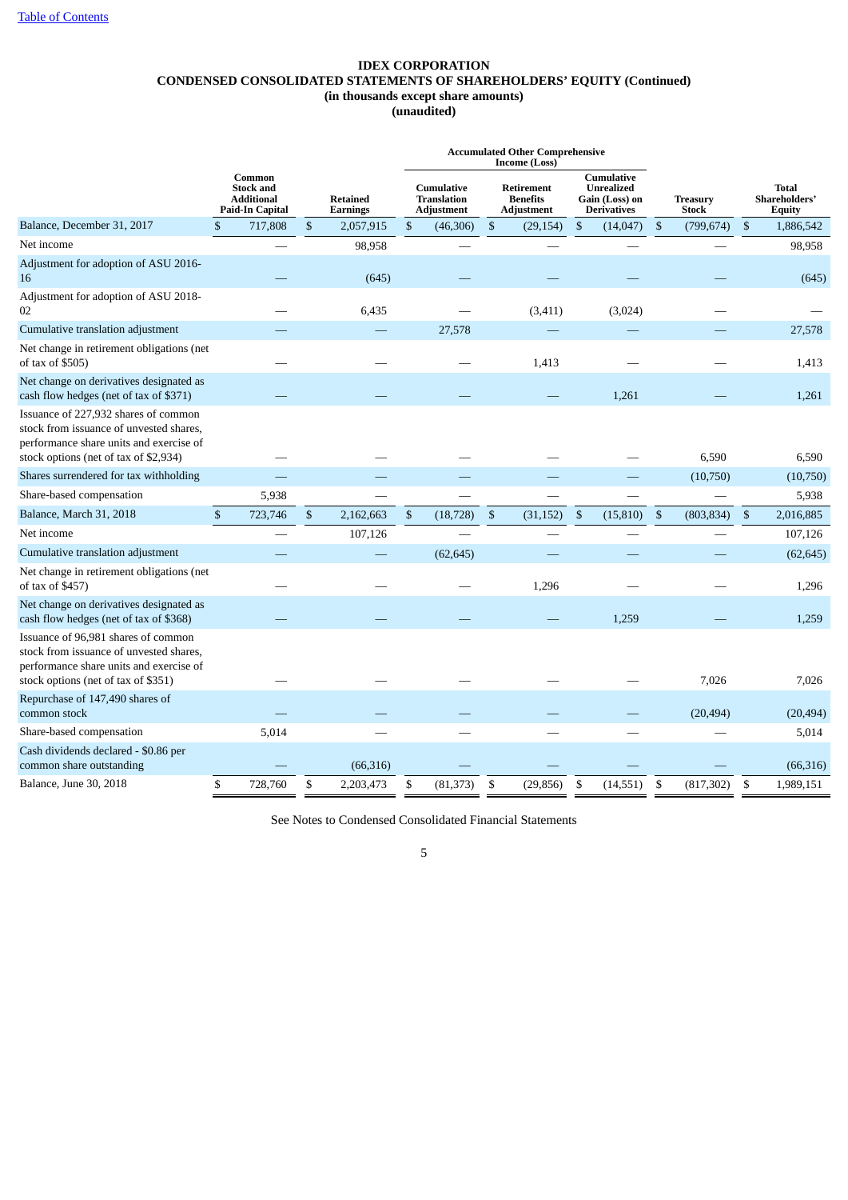# IDEX CORPORATION
## CONDENSED CONSOLIDATED STATEMENTS OF SHAREHOLDERS' EQUITY (Continued)
### (in thousands except share amounts)
### (unaudited)

| | | | Accumulated Other Comprehensive Income (Loss) | | | | |
|---|---|---|---|---|---|---|---|
| | Common Stock and Additional Paid-In Capital | Retained Earnings | Cumulative Translation Adjustment | Retirement Benefits Adjustment | Cumulative Unrealized Gain (Loss) on Derivatives | Treasury Stock | Total Shareholders' Equity |
| Balance, December 31, 2017 | $ 717,808 | $ 2,057,915 | $ (46,306) | $ (29,154) | $ (14,047) | $ (799,674) | $ 1,886,542 |
| Net income | — | 98,958 | — | — | — | — | 98,958 |
| Adjustment for adoption of ASU 2016-16 | — | (645) | — | — | — | — | (645) |
| Adjustment for adoption of ASU 2018-02 | — | 6,435 | — | (3,411) | (3,024) | — | — |
| Cumulative translation adjustment | — | — | 27,578 | — | — | — | 27,578 |
| Net change in retirement obligations (net of tax of $505) | — | — | — | 1,413 | — | — | 1,413 |
| Net change on derivatives designated as cash flow hedges (net of tax of $371) | — | — | — | — | 1,261 | — | 1,261 |
| Issuance of 227,932 shares of common stock from issuance of unvested shares, performance share units and exercise of stock options (net of tax of $2,934) | — | — | — | — | — | 6,590 | 6,590 |
| Shares surrendered for tax withholding | — | — | — | — | — | (10,750) | (10,750) |
| Share-based compensation | 5,938 | — | — | — | — | — | 5,938 |
| Balance, March 31, 2018 | $ 723,746 | $ 2,162,663 | $ (18,728) | $ (31,152) | $ (15,810) | $ (803,834) | $ 2,016,885 |
| Net income | — | 107,126 | — | — | — | — | 107,126 |
| Cumulative translation adjustment | — | — | (62,645) | — | — | — | (62,645) |
| Net change in retirement obligations (net of tax of $457) | — | — | — | 1,296 | — | — | 1,296 |
| Net change on derivatives designated as cash flow hedges (net of tax of $368) | — | — | — | — | 1,259 | — | 1,259 |
| Issuance of 96,981 shares of common stock from issuance of unvested shares, performance share units and exercise of stock options (net of tax of $351) | — | — | — | — | — | 7,026 | 7,026 |
| Repurchase of 147,490 shares of common stock | — | — | — | — | — | (20,494) | (20,494) |
| Share-based compensation | 5,014 | — | — | — | — | — | 5,014 |
| Cash dividends declared - $0.86 per common share outstanding | — | (66,316) | — | — | — | — | (66,316) |
| Balance, June 30, 2018 | $ 728,760 | $ 2,203,473 | $ (81,373) | $ (29,856) | $ (14,551) | $ (817,302) | $ 1,989,151 |

See Notes to Condensed Consolidated Financial Statements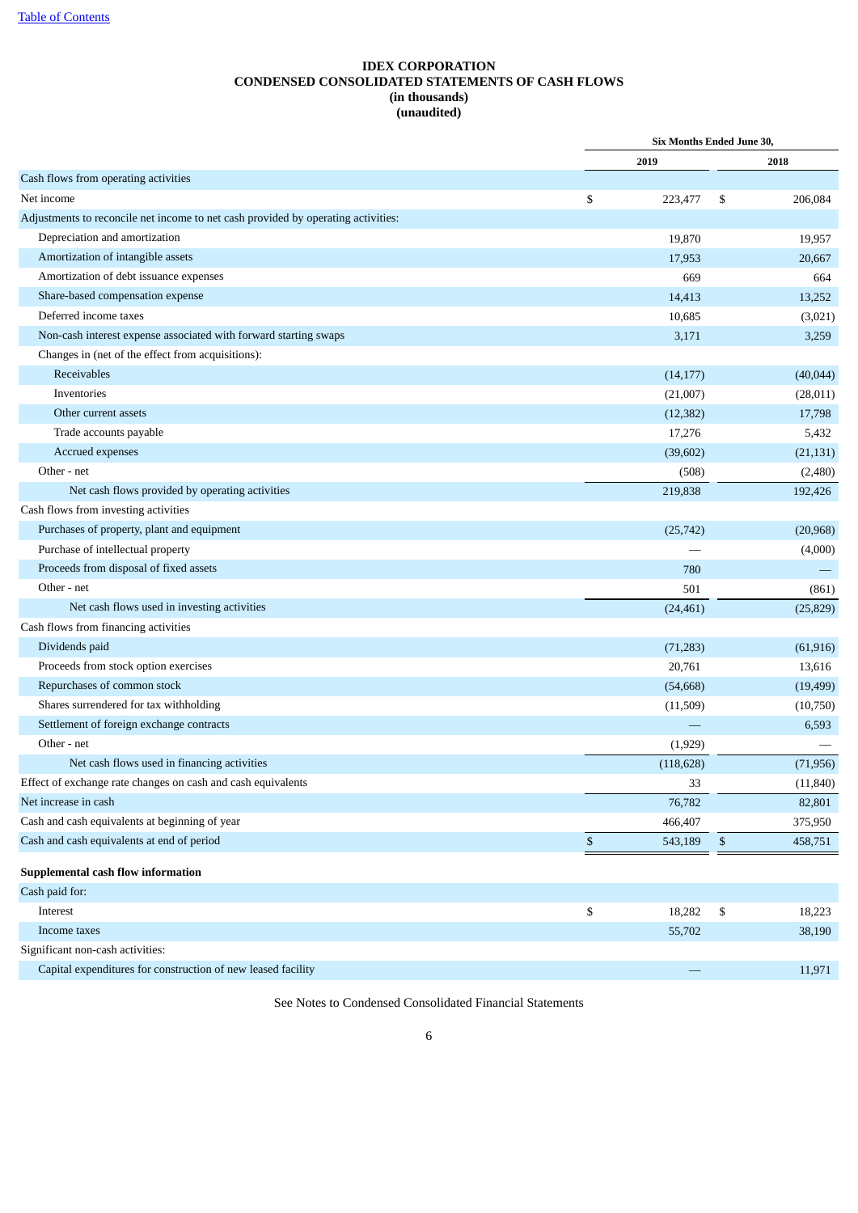[Table of Contents](#)

# IDEX CORPORATION
## CONDENSED CONSOLIDATED STATEMENTS OF CASH FLOWS
**(in thousands)**
**(unaudited)**

| | Six Months Ended June 30, | |
|---|---|---|
| | 2019 | 2018 |
| Cash flows from operating activities | | |
| Net income | $ 223,477 | $ 206,084 |
| Adjustments to reconcile net income to net cash provided by operating activities: | | |
| Depreciation and amortization | 19,870 | 19,957 |
| Amortization of intangible assets | 17,953 | 20,667 |
| Amortization of debt issuance expenses | 669 | 664 |
| Share-based compensation expense | 14,413 | 13,252 |
| Deferred income taxes | 10,685 | (3,021) |
| Non-cash interest expense associated with forward starting swaps | 3,171 | 3,259 |
| Changes in (net of the effect from acquisitions): | | |
| Receivables | (14,177) | (40,044) |
| Inventories | (21,007) | (28,011) |
| Other current assets | (12,382) | 17,798 |
| Trade accounts payable | 17,276 | 5,432 |
| Accrued expenses | (39,602) | (21,131) |
| Other - net | (508) | (2,480) |
| Net cash flows provided by operating activities | 219,838 | 192,426 |
| Cash flows from investing activities | | |
| Purchases of property, plant and equipment | (25,742) | (20,968) |
| Purchase of intellectual property | — | (4,000) |
| Proceeds from disposal of fixed assets | 780 | — |
| Other - net | 501 | (861) |
| Net cash flows used in investing activities | (24,461) | (25,829) |
| Cash flows from financing activities | | |
| Dividends paid | (71,283) | (61,916) |
| Proceeds from stock option exercises | 20,761 | 13,616 |
| Repurchases of common stock | (54,668) | (19,499) |
| Shares surrendered for tax withholding | (11,509) | (10,750) |
| Settlement of foreign exchange contracts | — | 6,593 |
| Other - net | (1,929) | — |
| Net cash flows used in financing activities | (118,628) | (71,956) |
| Effect of exchange rate changes on cash and cash equivalents | 33 | (11,840) |
| Net increase in cash | 76,782 | 82,801 |
| Cash and cash equivalents at beginning of year | 466,407 | 375,950 |
| Cash and cash equivalents at end of period | $ 543,189 | $ 458,751 |
| **Supplemental cash flow information** | | |
| Cash paid for: | | |
| Interest | $ 18,282 | $ 18,223 |
| Income taxes | 55,702 | 38,190 |
| Significant non-cash activities: | | |
| Capital expenditures for construction of new leased facility | — | 11,971 |

See Notes to Condensed Consolidated Financial Statements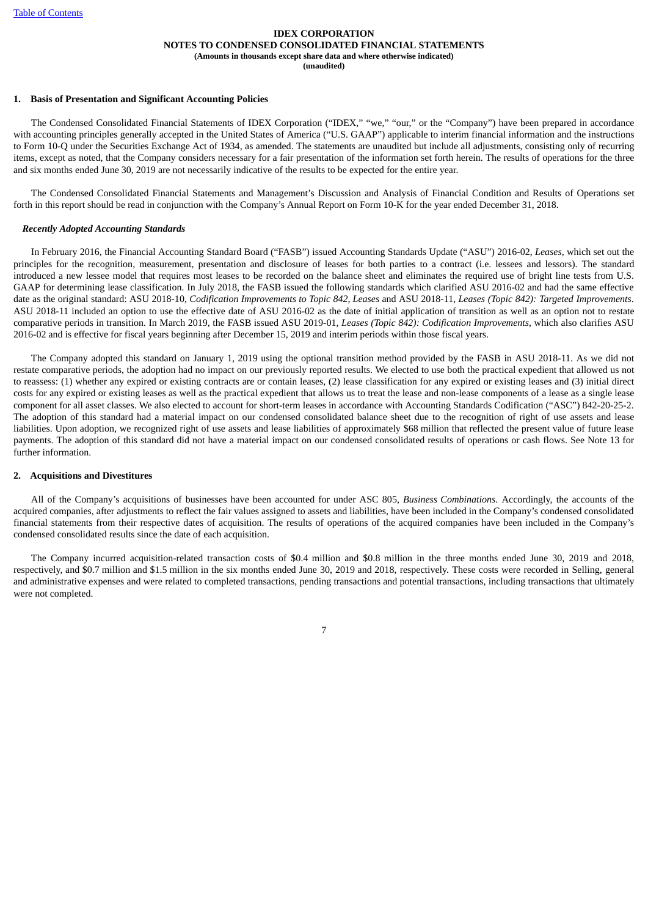**IDEX CORPORATION**
**NOTES TO CONDENSED CONSOLIDATED FINANCIAL STATEMENTS**
**(Amounts in thousands except share data and where otherwise indicated)**
**(unaudited)**

## 1. Basis of Presentation and Significant Accounting Policies

The Condensed Consolidated Financial Statements of IDEX Corporation ("IDEX," "we," "our," or the "Company") have been prepared in accordance with accounting principles generally accepted in the United States of America ("U.S. GAAP") applicable to interim financial information and the instructions to Form 10-Q under the Securities Exchange Act of 1934, as amended. The statements are unaudited but include all adjustments, consisting only of recurring items, except as noted, that the Company considers necessary for a fair presentation of the information set forth herein. The results of operations for the three and six months ended June 30, 2019 are not necessarily indicative of the results to be expected for the entire year.

The Condensed Consolidated Financial Statements and Management's Discussion and Analysis of Financial Condition and Results of Operations set forth in this report should be read in conjunction with the Company's Annual Report on Form 10-K for the year ended December 31, 2018.

### *Recently Adopted Accounting Standards*

In February 2016, the Financial Accounting Standard Board ("FASB") issued Accounting Standards Update ("ASU") 2016-02, *Leases*, which set out the principles for the recognition, measurement, presentation and disclosure of leases for both parties to a contract (i.e. lessees and lessors). The standard introduced a new lessee model that requires most leases to be recorded on the balance sheet and eliminates the required use of bright line tests from U.S. GAAP for determining lease classification. In July 2018, the FASB issued the following standards which clarified ASU 2016-02 and had the same effective date as the original standard: ASU 2018-10, *Codification Improvements to Topic 842, Leases* and ASU 2018-11, *Leases (Topic 842): Targeted Improvements*. ASU 2018-11 included an option to use the effective date of ASU 2016-02 as the date of initial application of transition as well as an option not to restate comparative periods in transition. In March 2019, the FASB issued ASU 2019-01, *Leases (Topic 842): Codification Improvements*, which also clarifies ASU 2016-02 and is effective for fiscal years beginning after December 15, 2019 and interim periods within those fiscal years.

The Company adopted this standard on January 1, 2019 using the optional transition method provided by the FASB in ASU 2018-11. As we did not restate comparative periods, the adoption had no impact on our previously reported results. We elected to use both the practical expedient that allowed us not to reassess: (1) whether any expired or existing contracts are or contain leases, (2) lease classification for any expired or existing leases and (3) initial direct costs for any expired or existing leases as well as the practical expedient that allows us to treat the lease and non-lease components of a lease as a single lease component for all asset classes. We also elected to account for short-term leases in accordance with Accounting Standards Codification ("ASC") 842-20-25-2. The adoption of this standard had a material impact on our condensed consolidated balance sheet due to the recognition of right of use assets and lease liabilities. Upon adoption, we recognized right of use assets and lease liabilities of approximately $68 million that reflected the present value of future lease payments. The adoption of this standard did not have a material impact on our condensed consolidated results of operations or cash flows. See Note 13 for further information.

## 2. Acquisitions and Divestitures

All of the Company's acquisitions of businesses have been accounted for under ASC 805, *Business Combinations*. Accordingly, the accounts of the acquired companies, after adjustments to reflect the fair values assigned to assets and liabilities, have been included in the Company's condensed consolidated financial statements from their respective dates of acquisition. The results of operations of the acquired companies have been included in the Company's condensed consolidated results since the date of each acquisition.

The Company incurred acquisition-related transaction costs of $0.4 million and $0.8 million in the three months ended June 30, 2019 and 2018, respectively, and $0.7 million and $1.5 million in the six months ended June 30, 2019 and 2018, respectively. These costs were recorded in Selling, general and administrative expenses and were related to completed transactions, pending transactions and potential transactions, including transactions that ultimately were not completed.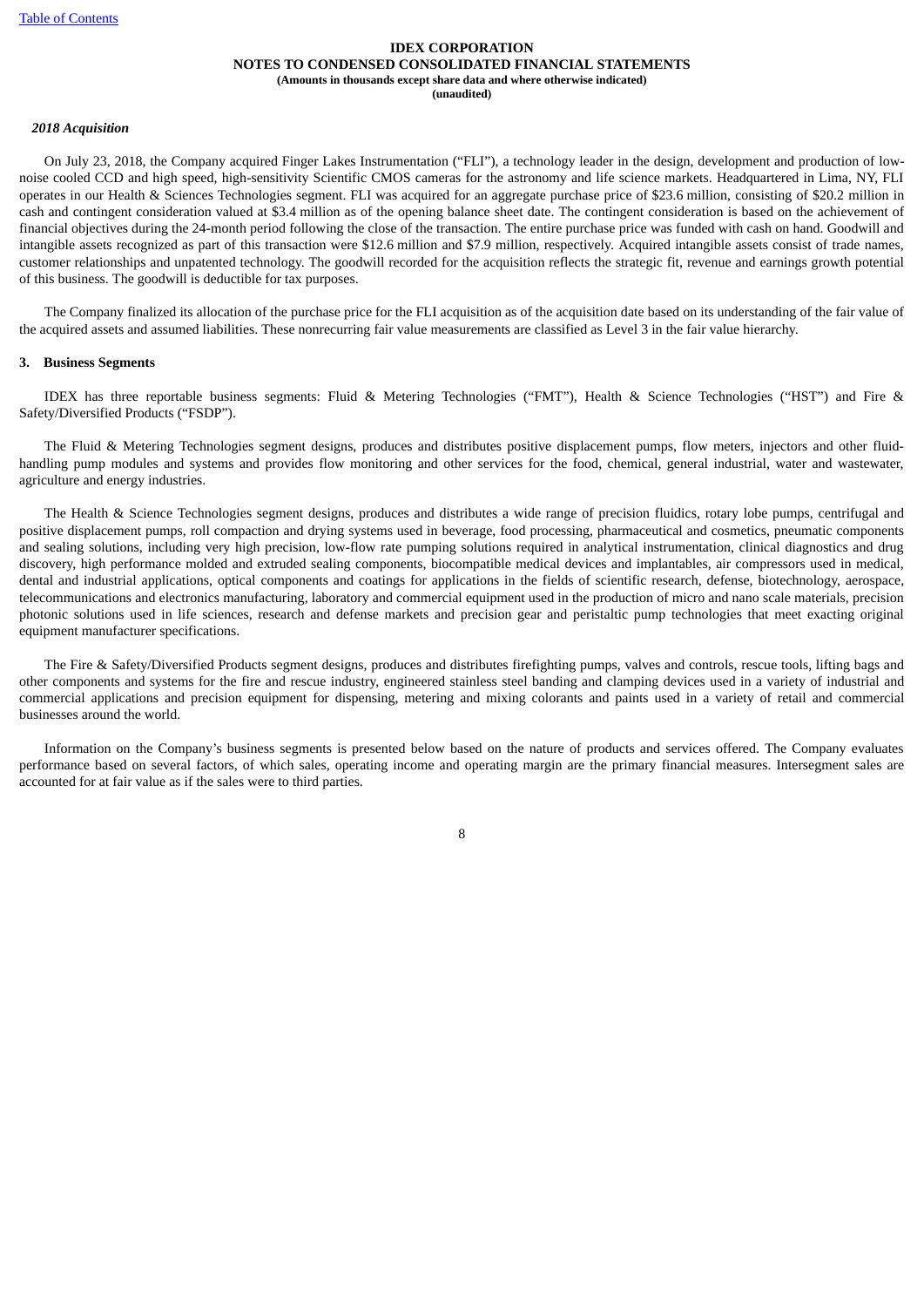*2018 Acquisition*

On July 23, 2018, the Company acquired Finger Lakes Instrumentation ("FLI"), a technology leader in the design, development and production of low-noise cooled CCD and high speed, high-sensitivity Scientific CMOS cameras for the astronomy and life science markets. Headquartered in Lima, NY, FLI operates in our Health & Sciences Technologies segment. FLI was acquired for an aggregate purchase price of $23.6 million, consisting of $20.2 million in cash and contingent consideration valued at $3.4 million as of the opening balance sheet date. The contingent consideration is based on the achievement of financial objectives during the 24-month period following the close of the transaction. The entire purchase price was funded with cash on hand. Goodwill and intangible assets recognized as part of this transaction were $12.6 million and $7.9 million, respectively. Acquired intangible assets consist of trade names, customer relationships and unpatented technology. The goodwill recorded for the acquisition reflects the strategic fit, revenue and earnings growth potential of this business. The goodwill is deductible for tax purposes.

The Company finalized its allocation of the purchase price for the FLI acquisition as of the acquisition date based on its understanding of the fair value of the acquired assets and assumed liabilities. These nonrecurring fair value measurements are classified as Level 3 in the fair value hierarchy.

## 3. Business Segments

IDEX has three reportable business segments: Fluid & Metering Technologies ("FMT"), Health & Science Technologies ("HST") and Fire & Safety/Diversified Products ("FSDP").

The Fluid & Metering Technologies segment designs, produces and distributes positive displacement pumps, flow meters, injectors and other fluid-handling pump modules and systems and provides flow monitoring and other services for the food, chemical, general industrial, water and wastewater, agriculture and energy industries.

The Health & Science Technologies segment designs, produces and distributes a wide range of precision fluidics, rotary lobe pumps, centrifugal and positive displacement pumps, roll compaction and drying systems used in beverage, food processing, pharmaceutical and cosmetics, pneumatic components and sealing solutions, including very high precision, low-flow rate pumping solutions required in analytical instrumentation, clinical diagnostics and drug discovery, high performance molded and extruded sealing components, biocompatible medical devices and implantables, air compressors used in medical, dental and industrial applications, optical components and coatings for applications in the fields of scientific research, defense, biotechnology, aerospace, telecommunications and electronics manufacturing, laboratory and commercial equipment used in the production of micro and nano scale materials, precision photonic solutions used in life sciences, research and defense markets and precision gear and peristaltic pump technologies that meet exacting original equipment manufacturer specifications.

The Fire & Safety/Diversified Products segment designs, produces and distributes firefighting pumps, valves and controls, rescue tools, lifting bags and other components and systems for the fire and rescue industry, engineered stainless steel banding and clamping devices used in a variety of industrial and commercial applications and precision equipment for dispensing, metering and mixing colorants and paints used in a variety of retail and commercial businesses around the world.

Information on the Company's business segments is presented below based on the nature of products and services offered. The Company evaluates performance based on several factors, of which sales, operating income and operating margin are the primary financial measures. Intersegment sales are accounted for at fair value as if the sales were to third parties.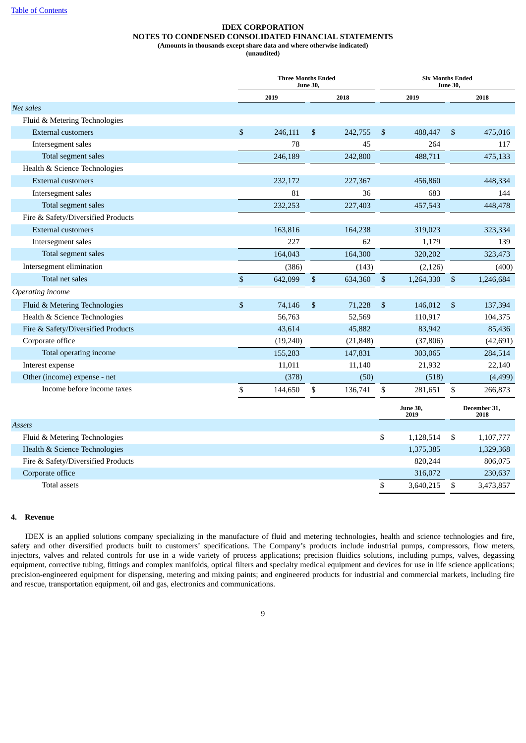**IDEX CORPORATION**
**NOTES TO CONDENSED CONSOLIDATED FINANCIAL STATEMENTS**
**(Amounts in thousands except share data and where otherwise indicated)**
**(unaudited)**

| | Three Months Ended June 30, | | Six Months Ended June 30, | |
|---|---|---|---|---|
| | 2019 | 2018 | 2019 | 2018 |
| *Net sales* | | | | |
| Fluid & Metering Technologies | | | | |
| External customers | $ 246,111 | $ 242,755 | $ 488,447 | $ 475,016 |
| Intersegment sales | 78 | 45 | 264 | 117 |
| Total segment sales | 246,189 | 242,800 | 488,711 | 475,133 |
| Health & Science Technologies | | | | |
| External customers | 232,172 | 227,367 | 456,860 | 448,334 |
| Intersegment sales | 81 | 36 | 683 | 144 |
| Total segment sales | 232,253 | 227,403 | 457,543 | 448,478 |
| Fire & Safety/Diversified Products | | | | |
| External customers | 163,816 | 164,238 | 319,023 | 323,334 |
| Intersegment sales | 227 | 62 | 1,179 | 139 |
| Total segment sales | 164,043 | 164,300 | 320,202 | 323,473 |
| Intersegment elimination | (386) | (143) | (2,126) | (400) |
| Total net sales | $ 642,099 | $ 634,360 | $ 1,264,330 | $ 1,246,684 |
| *Operating income* | | | | |
| Fluid & Metering Technologies | $ 74,146 | $ 71,228 | $ 146,012 | $ 137,394 |
| Health & Science Technologies | 56,763 | 52,569 | 110,917 | 104,375 |
| Fire & Safety/Diversified Products | 43,614 | 45,882 | 83,942 | 85,436 |
| Corporate office | (19,240) | (21,848) | (37,806) | (42,691) |
| Total operating income | 155,283 | 147,831 | 303,065 | 284,514 |
| Interest expense | 11,011 | 11,140 | 21,932 | 22,140 |
| Other (income) expense - net | (378) | (50) | (518) | (4,499) |
| Income before income taxes | $ 144,650 | $ 136,741 | $ 281,651 | $ 266,873 |

| | June 30, 2019 | December 31, 2018 |
|---|---|---|
| *Assets* | | |
| Fluid & Metering Technologies | $ 1,128,514 | $ 1,107,777 |
| Health & Science Technologies | 1,375,385 | 1,329,368 |
| Fire & Safety/Diversified Products | 820,244 | 806,075 |
| Corporate office | 316,072 | 230,637 |
| Total assets | $ 3,640,215 | $ 3,473,857 |

## 4. Revenue

IDEX is an applied solutions company specializing in the manufacture of fluid and metering technologies, health and science technologies and fire, safety and other diversified products built to customers' specifications. The Company's products include industrial pumps, compressors, flow meters, injectors, valves and related controls for use in a wide variety of process applications; precision fluidics solutions, including pumps, valves, degassing equipment, corrective tubing, fittings and complex manifolds, optical filters and specialty medical equipment and devices for use in life science applications; precision-engineered equipment for dispensing, metering and mixing paints; and engineered products for industrial and commercial markets, including fire and rescue, transportation equipment, oil and gas, electronics and communications.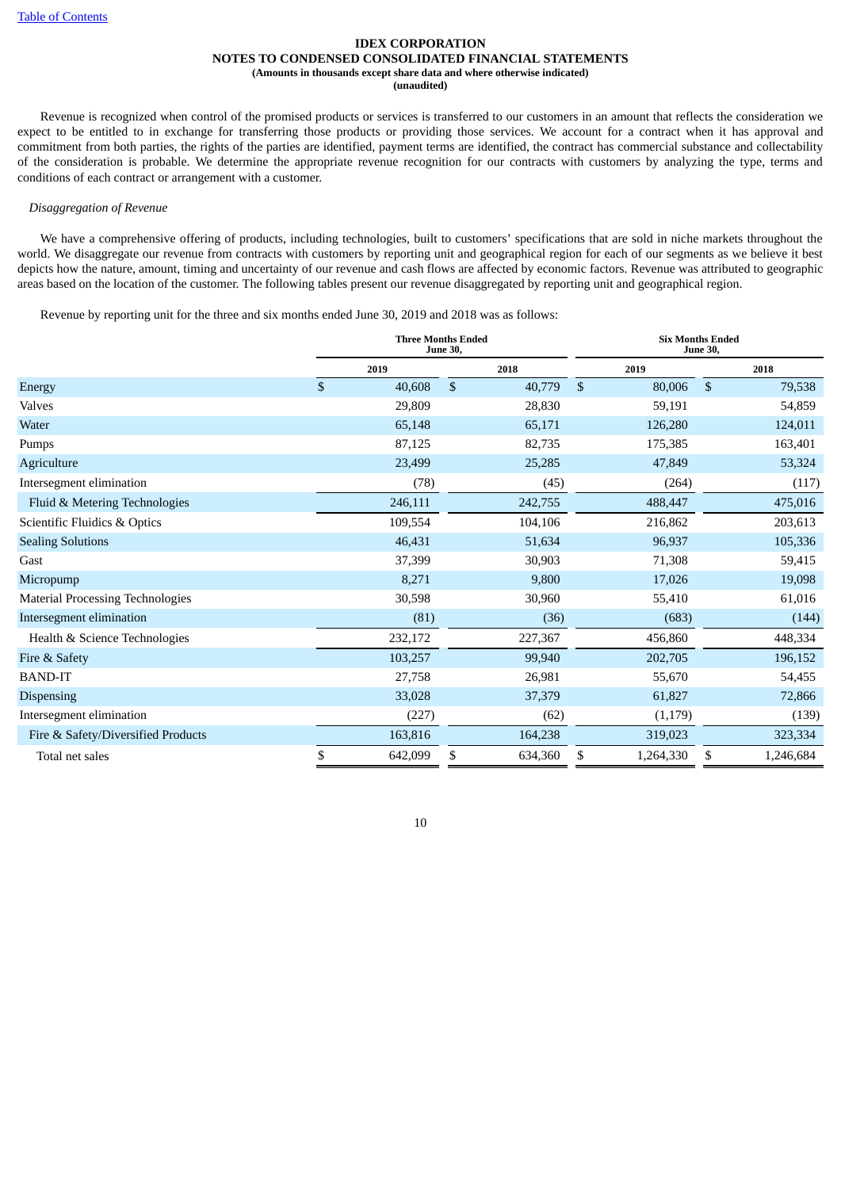**IDEX CORPORATION**
**NOTES TO CONDENSED CONSOLIDATED FINANCIAL STATEMENTS**
**(Amounts in thousands except share data and where otherwise indicated)**
**(unaudited)**

Revenue is recognized when control of the promised products or services is transferred to our customers in an amount that reflects the consideration we expect to be entitled to in exchange for transferring those products or providing those services. We account for a contract when it has approval and commitment from both parties, the rights of the parties are identified, payment terms are identified, the contract has commercial substance and collectability of the consideration is probable. We determine the appropriate revenue recognition for our contracts with customers by analyzing the type, terms and conditions of each contract or arrangement with a customer.

*Disaggregation of Revenue*

We have a comprehensive offering of products, including technologies, built to customers' specifications that are sold in niche markets throughout the world. We disaggregate our revenue from contracts with customers by reporting unit and geographical region for each of our segments as we believe it best depicts how the nature, amount, timing and uncertainty of our revenue and cash flows are affected by economic factors. Revenue was attributed to geographic areas based on the location of the customer. The following tables present our revenue disaggregated by reporting unit and geographical region.

Revenue by reporting unit for the three and six months ended June 30, 2019 and 2018 was as follows:

| | Three Months Ended June 30, | | Six Months Ended June 30, | |
|---|---|---|---|---|
| | 2019 | 2018 | 2019 | 2018 |
| Energy | $ 40,608 | $ 40,779 | $ 80,006 | $ 79,538 |
| Valves | 29,809 | 28,830 | 59,191 | 54,859 |
| Water | 65,148 | 65,171 | 126,280 | 124,011 |
| Pumps | 87,125 | 82,735 | 175,385 | 163,401 |
| Agriculture | 23,499 | 25,285 | 47,849 | 53,324 |
| Intersegment elimination | (78) | (45) | (264) | (117) |
| Fluid & Metering Technologies | 246,111 | 242,755 | 488,447 | 475,016 |
| Scientific Fluidics & Optics | 109,554 | 104,106 | 216,862 | 203,613 |
| Sealing Solutions | 46,431 | 51,634 | 96,937 | 105,336 |
| Gast | 37,399 | 30,903 | 71,308 | 59,415 |
| Micropump | 8,271 | 9,800 | 17,026 | 19,098 |
| Material Processing Technologies | 30,598 | 30,960 | 55,410 | 61,016 |
| Intersegment elimination | (81) | (36) | (683) | (144) |
| Health & Science Technologies | 232,172 | 227,367 | 456,860 | 448,334 |
| Fire & Safety | 103,257 | 99,940 | 202,705 | 196,152 |
| BAND-IT | 27,758 | 26,981 | 55,670 | 54,455 |
| Dispensing | 33,028 | 37,379 | 61,827 | 72,866 |
| Intersegment elimination | (227) | (62) | (1,179) | (139) |
| Fire & Safety/Diversified Products | 163,816 | 164,238 | 319,023 | 323,334 |
| Total net sales | $ 642,099 | $ 634,360 | $ 1,264,330 | $ 1,246,684 |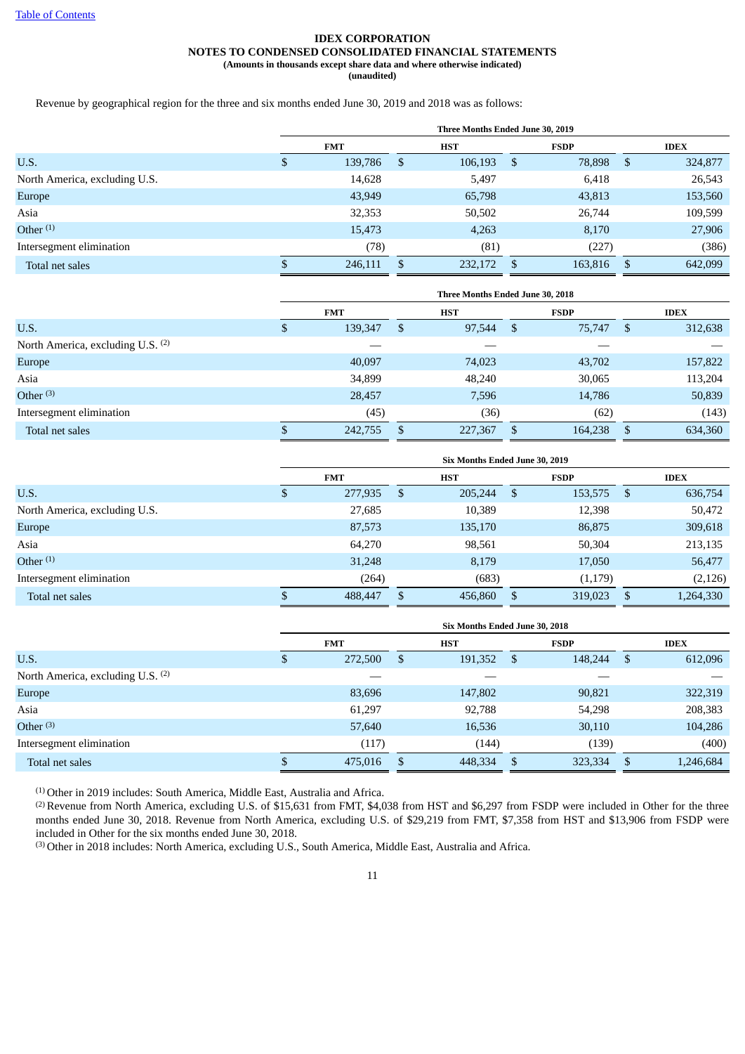**IDEX CORPORATION**
**NOTES TO CONDENSED CONSOLIDATED FINANCIAL STATEMENTS**
**(Amounts in thousands except share data and where otherwise indicated)**
**(unaudited)**

Revenue by geographical region for the three and six months ended June 30, 2019 and 2018 was as follows:

| | Three Months Ended June 30, 2019 | | | |
|---|---|---|---|---|
| | FMT | HST | FSDP | IDEX |
| U.S. | $ 139,786 | $ 106,193 | $ 78,898 | $ 324,877 |
| North America, excluding U.S. | 14,628 | 5,497 | 6,418 | 26,543 |
| Europe | 43,949 | 65,798 | 43,813 | 153,560 |
| Asia | 32,353 | 50,502 | 26,744 | 109,599 |
| Other [1] | 15,473 | 4,263 | 8,170 | 27,906 |
| Intersegment elimination | (78) | (81) | (227) | (386) |
| Total net sales | $ 246,111 | $ 232,172 | $ 163,816 | $ 642,099 |

| | Three Months Ended June 30, 2018 | | | |
|---|---|---|---|---|
| | FMT | HST | FSDP | IDEX |
| U.S. | $ 139,347 | $ 97,544 | $ 75,747 | $ 312,638 |
| North America, excluding U.S. [2] | — | — | — | — |
| Europe | 40,097 | 74,023 | 43,702 | 157,822 |
| Asia | 34,899 | 48,240 | 30,065 | 113,204 |
| Other [3] | 28,457 | 7,596 | 14,786 | 50,839 |
| Intersegment elimination | (45) | (36) | (62) | (143) |
| Total net sales | $ 242,755 | $ 227,367 | $ 164,238 | $ 634,360 |

| | Six Months Ended June 30, 2019 | | | |
|---|---|---|---|---|
| | FMT | HST | FSDP | IDEX |
| U.S. | $ 277,935 | $ 205,244 | $ 153,575 | $ 636,754 |
| North America, excluding U.S. | 27,685 | 10,389 | 12,398 | 50,472 |
| Europe | 87,573 | 135,170 | 86,875 | 309,618 |
| Asia | 64,270 | 98,561 | 50,304 | 213,135 |
| Other [1] | 31,248 | 8,179 | 17,050 | 56,477 |
| Intersegment elimination | (264) | (683) | (1,179) | (2,126) |
| Total net sales | $ 488,447 | $ 456,860 | $ 319,023 | $ 1,264,330 |

| | Six Months Ended June 30, 2018 | | | |
|---|---|---|---|---|
| | FMT | HST | FSDP | IDEX |
| U.S. | $ 272,500 | $ 191,352 | $ 148,244 | $ 612,096 |
| North America, excluding U.S. [2] | — | — | — | — |
| Europe | 83,696 | 147,802 | 90,821 | 322,319 |
| Asia | 61,297 | 92,788 | 54,298 | 208,383 |
| Other [3] | 57,640 | 16,536 | 30,110 | 104,286 |
| Intersegment elimination | (117) | (144) | (139) | (400) |
| Total net sales | $ 475,016 | $ 448,334 | $ 323,334 | $ 1,246,684 |

[1] Other in 2019 includes: South America, Middle East, Australia and Africa.
[2] Revenue from North America, excluding U.S. of $15,631 from FMT, $4,038 from HST and $6,297 from FSDP were included in Other for the three months ended June 30, 2018. Revenue from North America, excluding U.S. of $29,219 from FMT, $7,358 from HST and $13,906 from FSDP were included in Other for the six months ended June 30, 2018.
[3] Other in 2018 includes: North America, excluding U.S., South America, Middle East, Australia and Africa.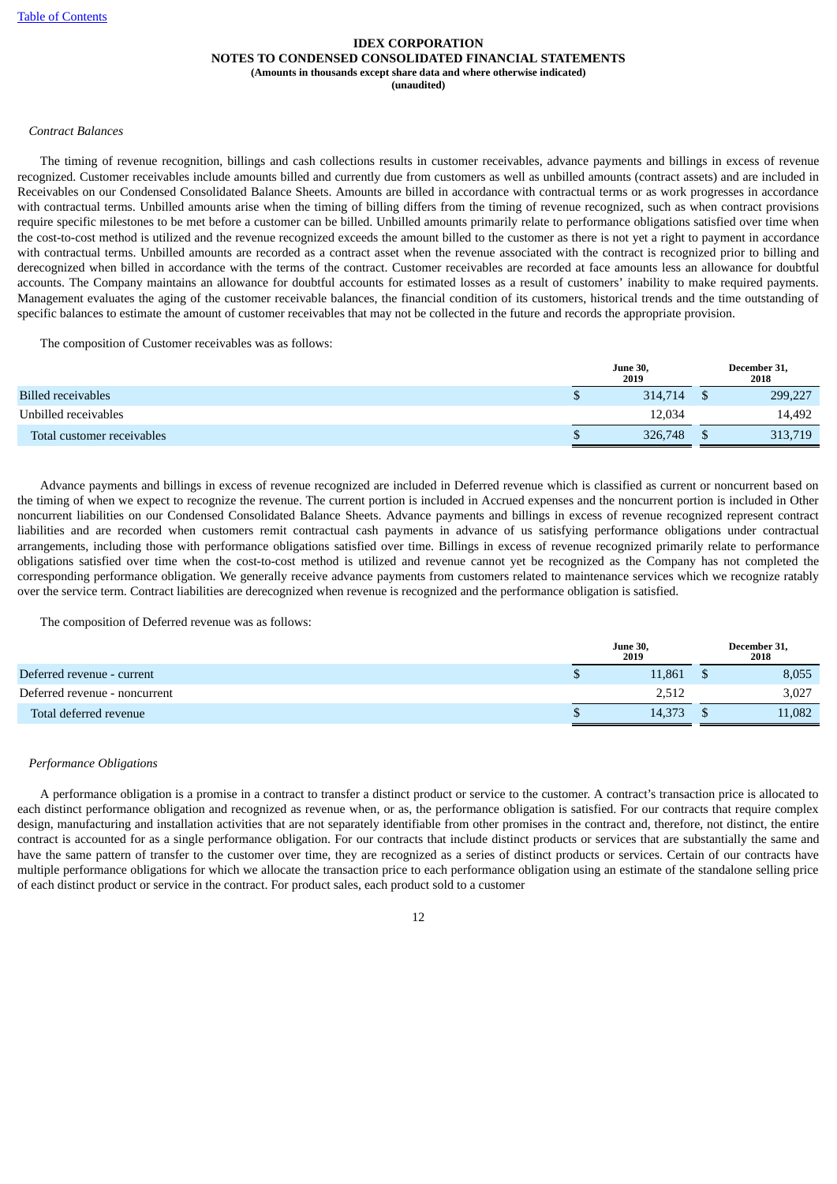IDEX CORPORATION
NOTES TO CONDENSED CONSOLIDATED FINANCIAL STATEMENTS
(Amounts in thousands except share data and where otherwise indicated)
(unaudited)

*Contract Balances*

The timing of revenue recognition, billings and cash collections results in customer receivables, advance payments and billings in excess of revenue recognized. Customer receivables include amounts billed and currently due from customers as well as unbilled amounts (contract assets) and are included in Receivables on our Condensed Consolidated Balance Sheets. Amounts are billed in accordance with contractual terms or as work progresses in accordance with contractual terms. Unbilled amounts arise when the timing of billing differs from the timing of revenue recognized, such as when contract provisions require specific milestones to be met before a customer can be billed. Unbilled amounts primarily relate to performance obligations satisfied over time when the cost-to-cost method is utilized and the revenue recognized exceeds the amount billed to the customer as there is not yet a right to payment in accordance with contractual terms. Unbilled amounts are recorded as a contract asset when the revenue associated with the contract is recognized prior to billing and derecognized when billed in accordance with the terms of the contract. Customer receivables are recorded at face amounts less an allowance for doubtful accounts. The Company maintains an allowance for doubtful accounts for estimated losses as a result of customers' inability to make required payments. Management evaluates the aging of the customer receivable balances, the financial condition of its customers, historical trends and the time outstanding of specific balances to estimate the amount of customer receivables that may not be collected in the future and records the appropriate provision.

The composition of Customer receivables was as follows:

| | June 30, 2019 | December 31, 2018 |
|---|---|---|
| Billed receivables | $ 314,714 | $ 299,227 |
| Unbilled receivables | 12,034 | 14,492 |
| Total customer receivables | $ 326,748 | $ 313,719 |

Advance payments and billings in excess of revenue recognized are included in Deferred revenue which is classified as current or noncurrent based on the timing of when we expect to recognize the revenue. The current portion is included in Accrued expenses and the noncurrent portion is included in Other noncurrent liabilities on our Condensed Consolidated Balance Sheets. Advance payments and billings in excess of revenue recognized represent contract liabilities and are recorded when customers remit contractual cash payments in advance of us satisfying performance obligations under contractual arrangements, including those with performance obligations satisfied over time. Billings in excess of revenue recognized primarily relate to performance obligations satisfied over time when the cost-to-cost method is utilized and revenue cannot yet be recognized as the Company has not completed the corresponding performance obligation. We generally receive advance payments from customers related to maintenance services which we recognize ratably over the service term. Contract liabilities are derecognized when revenue is recognized and the performance obligation is satisfied.

The composition of Deferred revenue was as follows:

| | June 30, 2019 | December 31, 2018 |
|---|---|---|
| Deferred revenue - current | $ 11,861 | $ 8,055 |
| Deferred revenue - noncurrent | 2,512 | 3,027 |
| Total deferred revenue | $ 14,373 | $ 11,082 |

*Performance Obligations*

A performance obligation is a promise in a contract to transfer a distinct product or service to the customer. A contract's transaction price is allocated to each distinct performance obligation and recognized as revenue when, or as, the performance obligation is satisfied. For our contracts that require complex design, manufacturing and installation activities that are not separately identifiable from other promises in the contract and, therefore, not distinct, the entire contract is accounted for as a single performance obligation. For our contracts that include distinct products or services that are substantially the same and have the same pattern of transfer to the customer over time, they are recognized as a series of distinct products or services. Certain of our contracts have multiple performance obligations for which we allocate the transaction price to each performance obligation using an estimate of the standalone selling price of each distinct product or service in the contract. For product sales, each product sold to a customer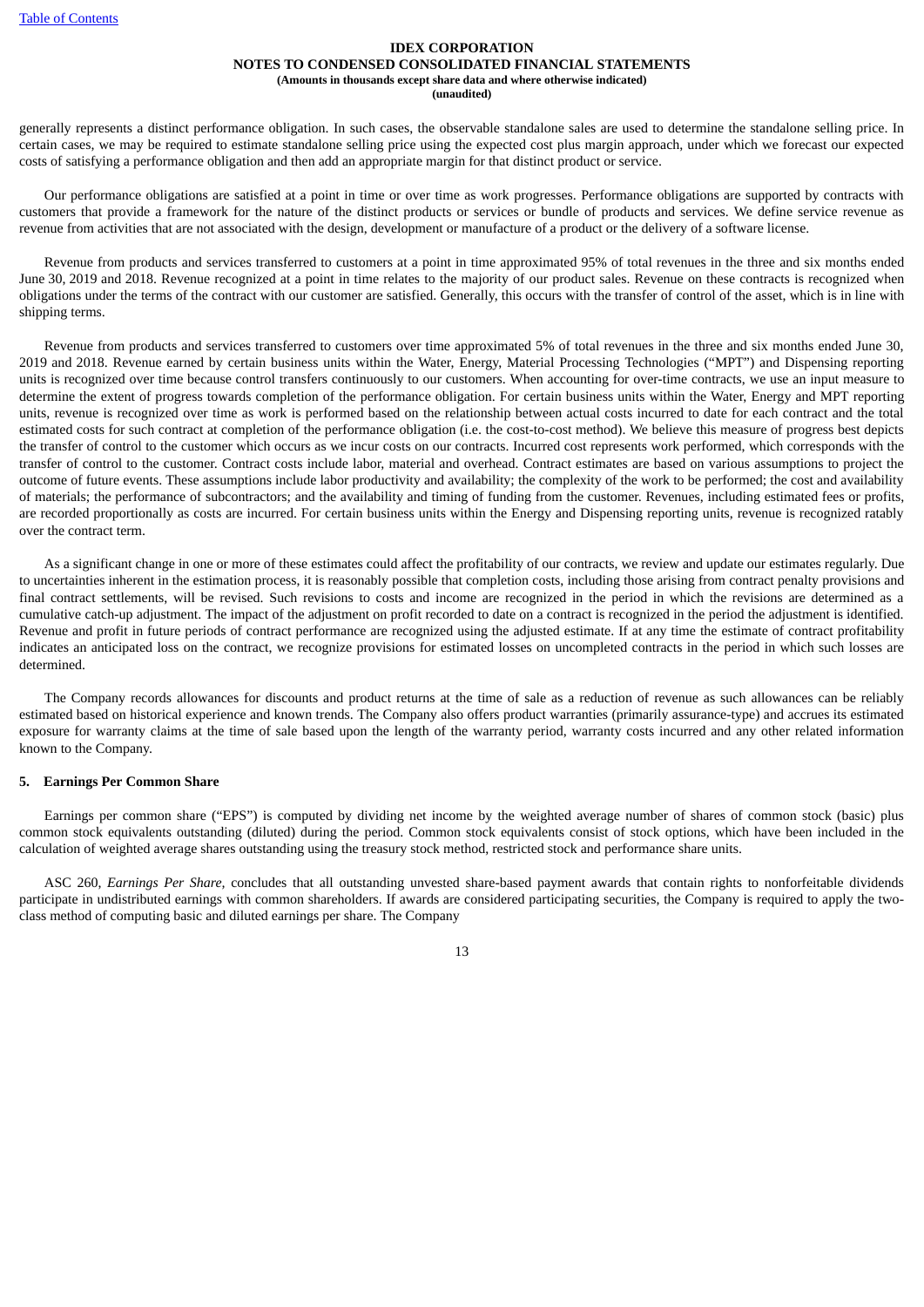generally represents a distinct performance obligation. In such cases, the observable standalone sales are used to determine the standalone selling price. In certain cases, we may be required to estimate standalone selling price using the expected cost plus margin approach, under which we forecast our expected costs of satisfying a performance obligation and then add an appropriate margin for that distinct product or service.

Our performance obligations are satisfied at a point in time or over time as work progresses. Performance obligations are supported by contracts with customers that provide a framework for the nature of the distinct products or services or bundle of products and services. We define service revenue as revenue from activities that are not associated with the design, development or manufacture of a product or the delivery of a software license.

Revenue from products and services transferred to customers at a point in time approximated 95% of total revenues in the three and six months ended June 30, 2019 and 2018. Revenue recognized at a point in time relates to the majority of our product sales. Revenue on these contracts is recognized when obligations under the terms of the contract with our customer are satisfied. Generally, this occurs with the transfer of control of the asset, which is in line with shipping terms.

Revenue from products and services transferred to customers over time approximated 5% of total revenues in the three and six months ended June 30, 2019 and 2018. Revenue earned by certain business units within the Water, Energy, Material Processing Technologies ("MPT") and Dispensing reporting units is recognized over time because control transfers continuously to our customers. When accounting for over-time contracts, we use an input measure to determine the extent of progress towards completion of the performance obligation. For certain business units within the Water, Energy and MPT reporting units, revenue is recognized over time as work is performed based on the relationship between actual costs incurred to date for each contract and the total estimated costs for such contract at completion of the performance obligation (i.e. the cost-to-cost method). We believe this measure of progress best depicts the transfer of control to the customer which occurs as we incur costs on our contracts. Incurred cost represents work performed, which corresponds with the transfer of control to the customer. Contract costs include labor, material and overhead. Contract estimates are based on various assumptions to project the outcome of future events. These assumptions include labor productivity and availability; the complexity of the work to be performed; the cost and availability of materials; the performance of subcontractors; and the availability and timing of funding from the customer. Revenues, including estimated fees or profits, are recorded proportionally as costs are incurred. For certain business units within the Energy and Dispensing reporting units, revenue is recognized ratably over the contract term.

As a significant change in one or more of these estimates could affect the profitability of our contracts, we review and update our estimates regularly. Due to uncertainties inherent in the estimation process, it is reasonably possible that completion costs, including those arising from contract penalty provisions and final contract settlements, will be revised. Such revisions to costs and income are recognized in the period in which the revisions are determined as a cumulative catch-up adjustment. The impact of the adjustment on profit recorded to date on a contract is recognized in the period the adjustment is identified. Revenue and profit in future periods of contract performance are recognized using the adjusted estimate. If at any time the estimate of contract profitability indicates an anticipated loss on the contract, we recognize provisions for estimated losses on uncompleted contracts in the period in which such losses are determined.

The Company records allowances for discounts and product returns at the time of sale as a reduction of revenue as such allowances can be reliably estimated based on historical experience and known trends. The Company also offers product warranties (primarily assurance-type) and accrues its estimated exposure for warranty claims at the time of sale based upon the length of the warranty period, warranty costs incurred and any other related information known to the Company.

## 5. Earnings Per Common Share

Earnings per common share ("EPS") is computed by dividing net income by the weighted average number of shares of common stock (basic) plus common stock equivalents outstanding (diluted) during the period. Common stock equivalents consist of stock options, which have been included in the calculation of weighted average shares outstanding using the treasury stock method, restricted stock and performance share units.

ASC 260, *Earnings Per Share,* concludes that all outstanding unvested share-based payment awards that contain rights to nonforfeitable dividends participate in undistributed earnings with common shareholders. If awards are considered participating securities, the Company is required to apply the two-class method of computing basic and diluted earnings per share. The Company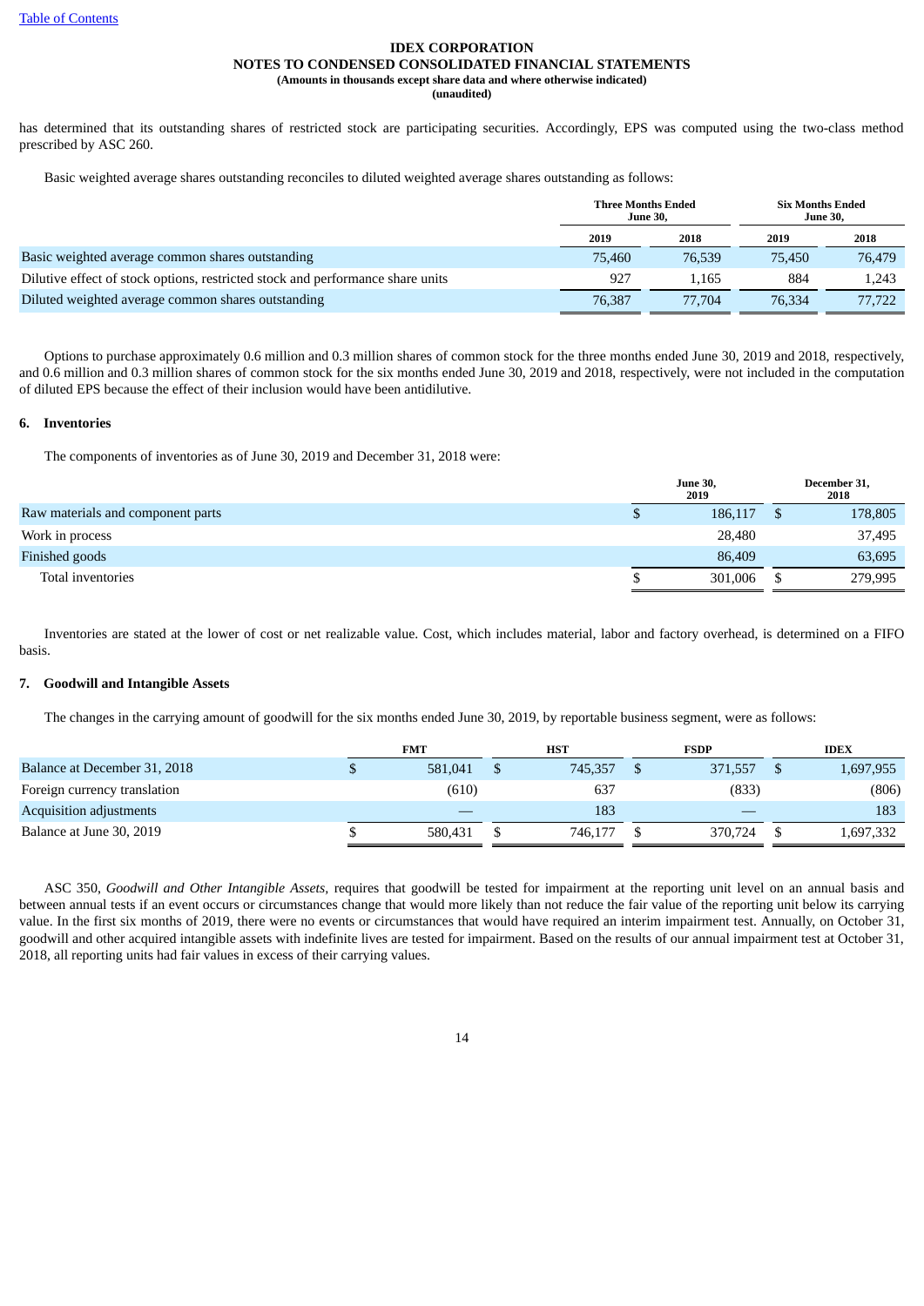has determined that its outstanding shares of restricted stock are participating securities. Accordingly, EPS was computed using the two-class method prescribed by ASC 260.

Basic weighted average shares outstanding reconciles to diluted weighted average shares outstanding as follows:

| | Three Months Ended June 30, | | Six Months Ended June 30, | |
|---|---|---|---|---|
| | 2019 | 2018 | 2019 | 2018 |
| Basic weighted average common shares outstanding | 75,460 | 76,539 | 75,450 | 76,479 |
| Dilutive effect of stock options, restricted stock and performance share units | 927 | 1,165 | 884 | 1,243 |
| Diluted weighted average common shares outstanding | 76,387 | 77,704 | 76,334 | 77,722 |

Options to purchase approximately 0.6 million and 0.3 million shares of common stock for the three months ended June 30, 2019 and 2018, respectively, and 0.6 million and 0.3 million shares of common stock for the six months ended June 30, 2019 and 2018, respectively, were not included in the computation of diluted EPS because the effect of their inclusion would have been antidilutive.

## 6. Inventories

The components of inventories as of June 30, 2019 and December 31, 2018 were:

| | June 30, 2019 | December 31, 2018 |
|---|---|---|
| Raw materials and component parts | $ 186,117 | $ 178,805 |
| Work in process | 28,480 | 37,495 |
| Finished goods | 86,409 | 63,695 |
| Total inventories | $ 301,006 | $ 279,995 |

Inventories are stated at the lower of cost or net realizable value. Cost, which includes material, labor and factory overhead, is determined on a FIFO basis.

## 7. Goodwill and Intangible Assets

The changes in the carrying amount of goodwill for the six months ended June 30, 2019, by reportable business segment, were as follows:

| | FMT | HST | FSDP | IDEX |
|---|---|---|---|---|
| Balance at December 31, 2018 | $ 581,041 | $ 745,357 | $ 371,557 | $ 1,697,955 |
| Foreign currency translation | (610) | 637 | (833) | (806) |
| Acquisition adjustments | — | 183 | — | 183 |
| Balance at June 30, 2019 | $ 580,431 | $ 746,177 | $ 370,724 | $ 1,697,332 |

ASC 350, *Goodwill and Other Intangible Assets*, requires that goodwill be tested for impairment at the reporting unit level on an annual basis and between annual tests if an event occurs or circumstances change that would more likely than not reduce the fair value of the reporting unit below its carrying value. In the first six months of 2019, there were no events or circumstances that would have required an interim impairment test. Annually, on October 31, goodwill and other acquired intangible assets with indefinite lives are tested for impairment. Based on the results of our annual impairment test at October 31, 2018, all reporting units had fair values in excess of their carrying values.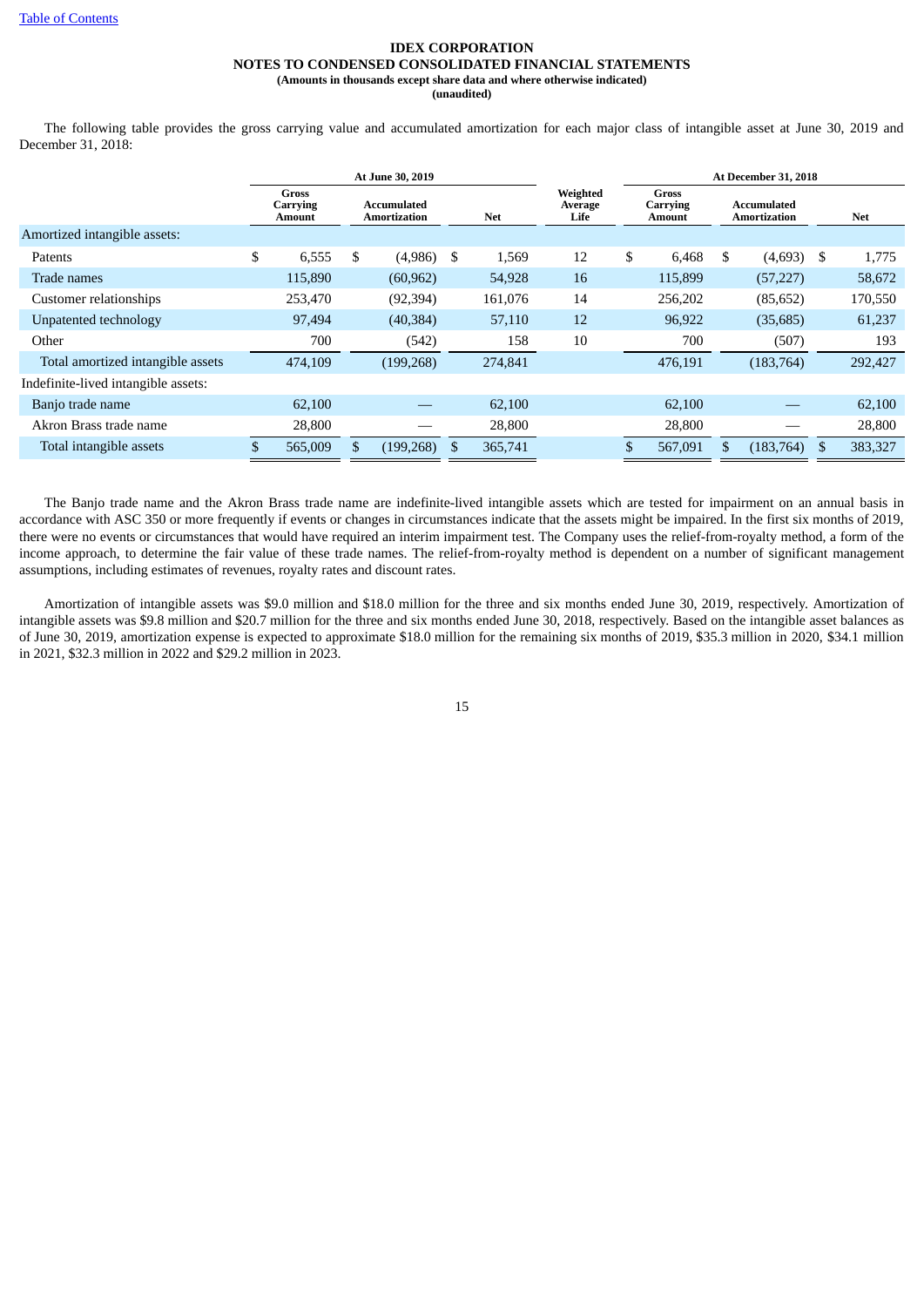**IDEX CORPORATION**
**NOTES TO CONDENSED CONSOLIDATED FINANCIAL STATEMENTS**
**(Amounts in thousands except share data and where otherwise indicated)**
**(unaudited)**

The following table provides the gross carrying value and accumulated amortization for each major class of intangible asset at June 30, 2019 and December 31, 2018:

| | At June 30, 2019 | | | | At December 31, 2018 | | |
|---|---|---|---|---|---|---|---|
| | Gross Carrying Amount | Accumulated Amortization | Net | Weighted Average Life | Gross Carrying Amount | Accumulated Amortization | Net |
| Amortized intangible assets: | | | | | | | |
| Patents | $ 6,555 | $ (4,986) | $ 1,569 | 12 | $ 6,468 | $ (4,693) | $ 1,775 |
| Trade names | 115,890 | (60,962) | 54,928 | 16 | 115,899 | (57,227) | 58,672 |
| Customer relationships | 253,470 | (92,394) | 161,076 | 14 | 256,202 | (85,652) | 170,550 |
| Unpatented technology | 97,494 | (40,384) | 57,110 | 12 | 96,922 | (35,685) | 61,237 |
| Other | 700 | (542) | 158 | 10 | 700 | (507) | 193 |
| Total amortized intangible assets | 474,109 | (199,268) | 274,841 | | 476,191 | (183,764) | 292,427 |
| Indefinite-lived intangible assets: | | | | | | | |
| Banjo trade name | 62,100 | — | 62,100 | | 62,100 | — | 62,100 |
| Akron Brass trade name | 28,800 | — | 28,800 | | 28,800 | — | 28,800 |
| Total intangible assets | $ 565,009 | $ (199,268) | $ 365,741 | | $ 567,091 | $ (183,764) | $ 383,327 |

The Banjo trade name and the Akron Brass trade name are indefinite-lived intangible assets which are tested for impairment on an annual basis in accordance with ASC 350 or more frequently if events or changes in circumstances indicate that the assets might be impaired. In the first six months of 2019, there were no events or circumstances that would have required an interim impairment test. The Company uses the relief-from-royalty method, a form of the income approach, to determine the fair value of these trade names. The relief-from-royalty method is dependent on a number of significant management assumptions, including estimates of revenues, royalty rates and discount rates.

Amortization of intangible assets was $9.0 million and $18.0 million for the three and six months ended June 30, 2019, respectively. Amortization of intangible assets was $9.8 million and $20.7 million for the three and six months ended June 30, 2018, respectively. Based on the intangible asset balances as of June 30, 2019, amortization expense is expected to approximate $18.0 million for the remaining six months of 2019, $35.3 million in 2020, $34.1 million in 2021, $32.3 million in 2022 and $29.2 million in 2023.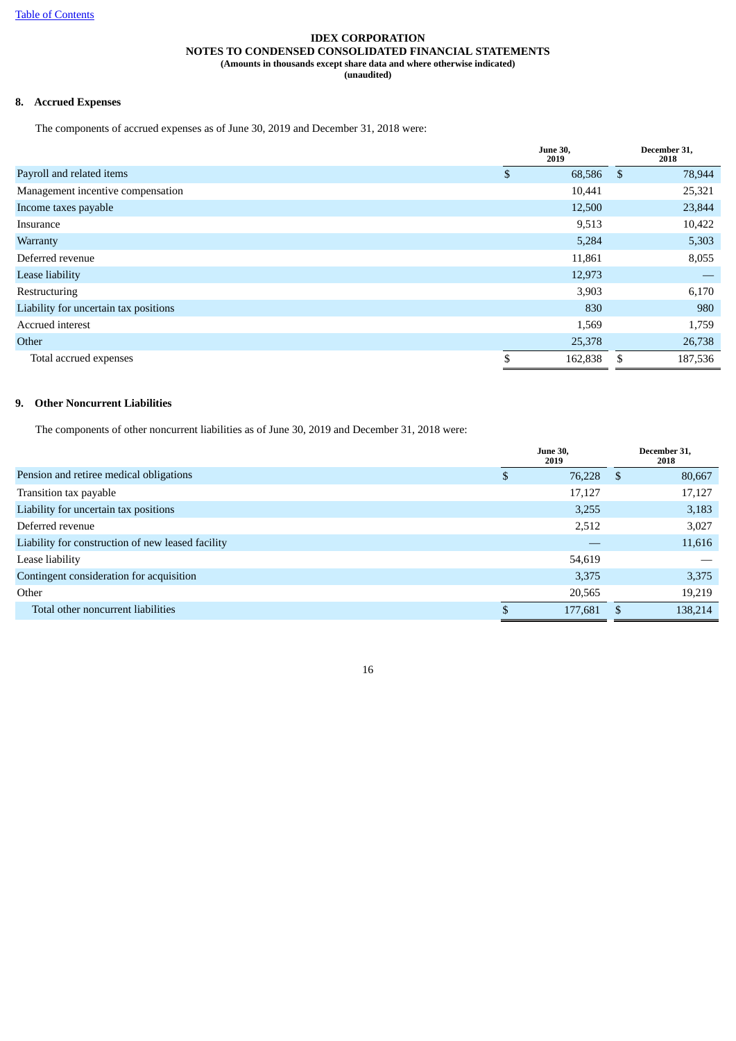IDEX CORPORATION
NOTES TO CONDENSED CONSOLIDATED FINANCIAL STATEMENTS
(Amounts in thousands except share data and where otherwise indicated)
(unaudited)

## 8. Accrued Expenses

The components of accrued expenses as of June 30, 2019 and December 31, 2018 were:

| | June 30, 2019 | December 31, 2018 |
|---|---|---|
| Payroll and related items | $ 68,586 | $ 78,944 |
| Management incentive compensation | 10,441 | 25,321 |
| Income taxes payable | 12,500 | 23,844 |
| Insurance | 9,513 | 10,422 |
| Warranty | 5,284 | 5,303 |
| Deferred revenue | 11,861 | 8,055 |
| Lease liability | 12,973 | — |
| Restructuring | 3,903 | 6,170 |
| Liability for uncertain tax positions | 830 | 980 |
| Accrued interest | 1,569 | 1,759 |
| Other | 25,378 | 26,738 |
| Total accrued expenses | $ 162,838 | $ 187,536 |

## 9. Other Noncurrent Liabilities

The components of other noncurrent liabilities as of June 30, 2019 and December 31, 2018 were:

| | June 30, 2019 | December 31, 2018 |
|---|---|---|
| Pension and retiree medical obligations | $ 76,228 | $ 80,667 |
| Transition tax payable | 17,127 | 17,127 |
| Liability for uncertain tax positions | 3,255 | 3,183 |
| Deferred revenue | 2,512 | 3,027 |
| Liability for construction of new leased facility | — | 11,616 |
| Lease liability | 54,619 | — |
| Contingent consideration for acquisition | 3,375 | 3,375 |
| Other | 20,565 | 19,219 |
| Total other noncurrent liabilities | $ 177,681 | $ 138,214 |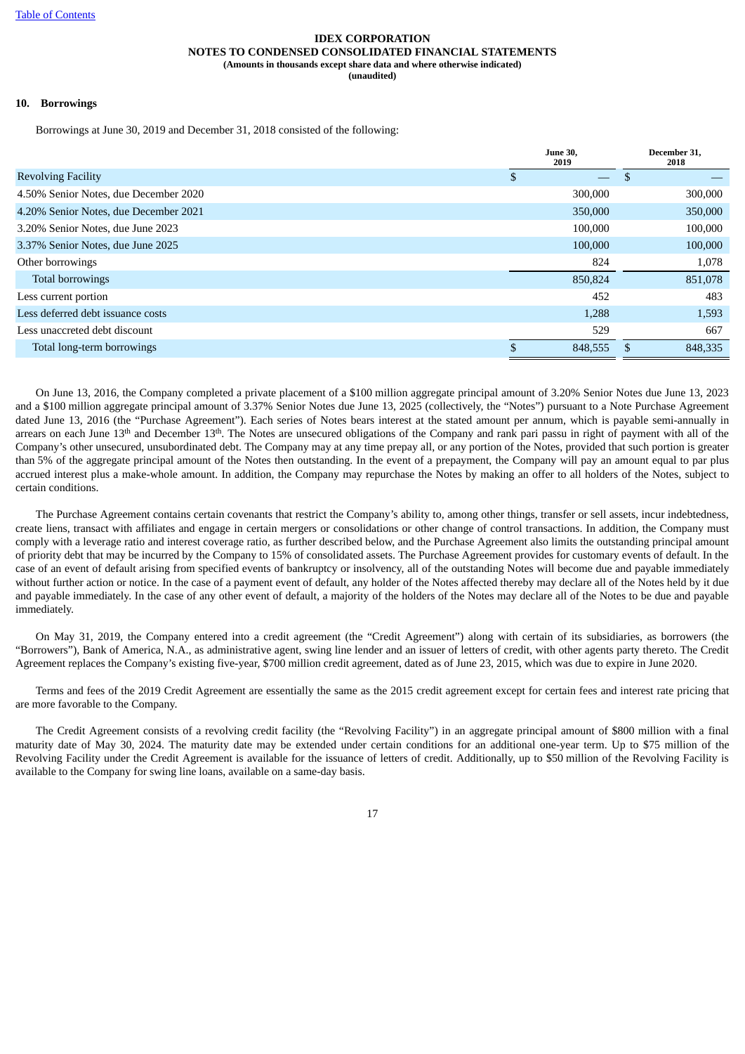**IDEX CORPORATION**
**NOTES TO CONDENSED CONSOLIDATED FINANCIAL STATEMENTS**
**(Amounts in thousands except share data and where otherwise indicated)**
**(unaudited)**

## 10. Borrowings

Borrowings at June 30, 2019 and December 31, 2018 consisted of the following:

| | June 30, 2019 | December 31, 2018 |
|---|---|---|
| Revolving Facility | $ — | $ — |
| 4.50% Senior Notes, due December 2020 | 300,000 | 300,000 |
| 4.20% Senior Notes, due December 2021 | 350,000 | 350,000 |
| 3.20% Senior Notes, due June 2023 | 100,000 | 100,000 |
| 3.37% Senior Notes, due June 2025 | 100,000 | 100,000 |
| Other borrowings | 824 | 1,078 |
| Total borrowings | 850,824 | 851,078 |
| Less current portion | 452 | 483 |
| Less deferred debt issuance costs | 1,288 | 1,593 |
| Less unaccreted debt discount | 529 | 667 |
| Total long-term borrowings | $ 848,555 | $ 848,335 |

On June 13, 2016, the Company completed a private placement of a $100 million aggregate principal amount of 3.20% Senior Notes due June 13, 2023 and a $100 million aggregate principal amount of 3.37% Senior Notes due June 13, 2025 (collectively, the "Notes") pursuant to a Note Purchase Agreement dated June 13, 2016 (the "Purchase Agreement"). Each series of Notes bears interest at the stated amount per annum, which is payable semi-annually in arrears on each June 13th and December 13th. The Notes are unsecured obligations of the Company and rank pari passu in right of payment with all of the Company's other unsecured, unsubordinated debt. The Company may at any time prepay all, or any portion of the Notes, provided that such portion is greater than 5% of the aggregate principal amount of the Notes then outstanding. In the event of a prepayment, the Company will pay an amount equal to par plus accrued interest plus a make-whole amount. In addition, the Company may repurchase the Notes by making an offer to all holders of the Notes, subject to certain conditions.

The Purchase Agreement contains certain covenants that restrict the Company's ability to, among other things, transfer or sell assets, incur indebtedness, create liens, transact with affiliates and engage in certain mergers or consolidations or other change of control transactions. In addition, the Company must comply with a leverage ratio and interest coverage ratio, as further described below, and the Purchase Agreement also limits the outstanding principal amount of priority debt that may be incurred by the Company to 15% of consolidated assets. The Purchase Agreement provides for customary events of default. In the case of an event of default arising from specified events of bankruptcy or insolvency, all of the outstanding Notes will become due and payable immediately without further action or notice. In the case of a payment event of default, any holder of the Notes affected thereby may declare all of the Notes held by it due and payable immediately. In the case of any other event of default, a majority of the holders of the Notes may declare all of the Notes to be due and payable immediately.

On May 31, 2019, the Company entered into a credit agreement (the "Credit Agreement") along with certain of its subsidiaries, as borrowers (the "Borrowers"), Bank of America, N.A., as administrative agent, swing line lender and an issuer of letters of credit, with other agents party thereto. The Credit Agreement replaces the Company's existing five-year, $700 million credit agreement, dated as of June 23, 2015, which was due to expire in June 2020.

Terms and fees of the 2019 Credit Agreement are essentially the same as the 2015 credit agreement except for certain fees and interest rate pricing that are more favorable to the Company.

The Credit Agreement consists of a revolving credit facility (the "Revolving Facility") in an aggregate principal amount of $800 million with a final maturity date of May 30, 2024. The maturity date may be extended under certain conditions for an additional one-year term. Up to $75 million of the Revolving Facility under the Credit Agreement is available for the issuance of letters of credit. Additionally, up to $50 million of the Revolving Facility is available to the Company for swing line loans, available on a same-day basis.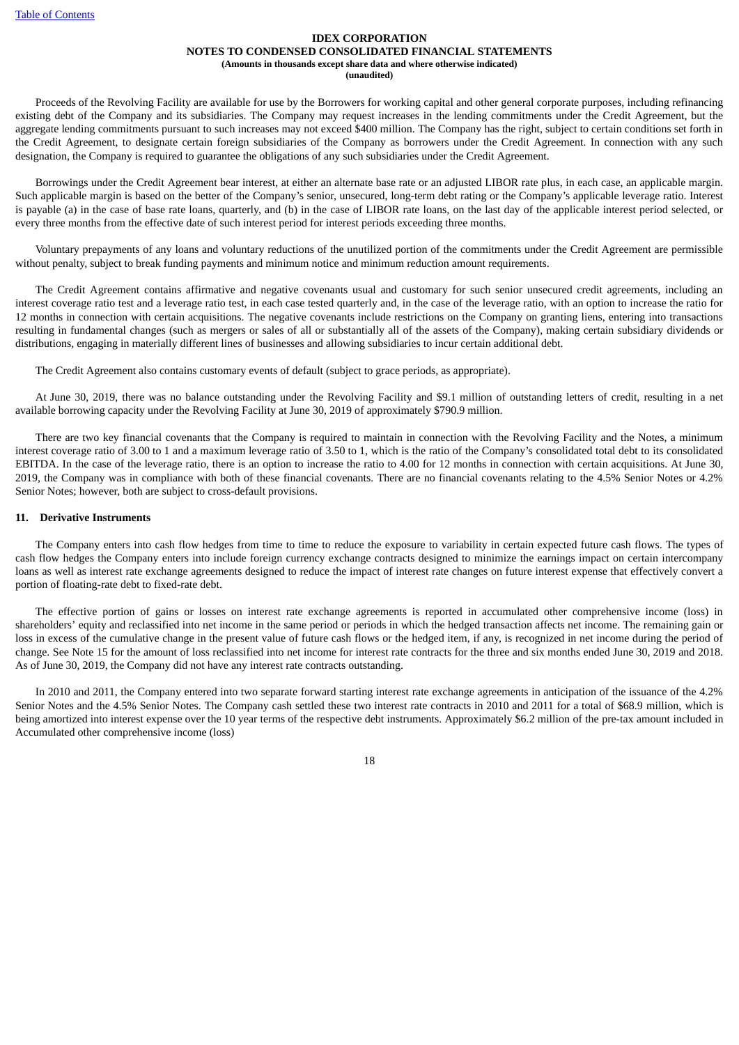Proceeds of the Revolving Facility are available for use by the Borrowers for working capital and other general corporate purposes, including refinancing existing debt of the Company and its subsidiaries. The Company may request increases in the lending commitments under the Credit Agreement, but the aggregate lending commitments pursuant to such increases may not exceed $400 million. The Company has the right, subject to certain conditions set forth in the Credit Agreement, to designate certain foreign subsidiaries of the Company as borrowers under the Credit Agreement. In connection with any such designation, the Company is required to guarantee the obligations of any such subsidiaries under the Credit Agreement.

Borrowings under the Credit Agreement bear interest, at either an alternate base rate or an adjusted LIBOR rate plus, in each case, an applicable margin. Such applicable margin is based on the better of the Company's senior, unsecured, long-term debt rating or the Company's applicable leverage ratio. Interest is payable (a) in the case of base rate loans, quarterly, and (b) in the case of LIBOR rate loans, on the last day of the applicable interest period selected, or every three months from the effective date of such interest period for interest periods exceeding three months.

Voluntary prepayments of any loans and voluntary reductions of the unutilized portion of the commitments under the Credit Agreement are permissible without penalty, subject to break funding payments and minimum notice and minimum reduction amount requirements.

The Credit Agreement contains affirmative and negative covenants usual and customary for such senior unsecured credit agreements, including an interest coverage ratio test and a leverage ratio test, in each case tested quarterly and, in the case of the leverage ratio, with an option to increase the ratio for 12 months in connection with certain acquisitions. The negative covenants include restrictions on the Company on granting liens, entering into transactions resulting in fundamental changes (such as mergers or sales of all or substantially all of the assets of the Company), making certain subsidiary dividends or distributions, engaging in materially different lines of businesses and allowing subsidiaries to incur certain additional debt.

The Credit Agreement also contains customary events of default (subject to grace periods, as appropriate).

At June 30, 2019, there was no balance outstanding under the Revolving Facility and $9.1 million of outstanding letters of credit, resulting in a net available borrowing capacity under the Revolving Facility at June 30, 2019 of approximately $790.9 million.

There are two key financial covenants that the Company is required to maintain in connection with the Revolving Facility and the Notes, a minimum interest coverage ratio of 3.00 to 1 and a maximum leverage ratio of 3.50 to 1, which is the ratio of the Company's consolidated total debt to its consolidated EBITDA. In the case of the leverage ratio, there is an option to increase the ratio to 4.00 for 12 months in connection with certain acquisitions. At June 30, 2019, the Company was in compliance with both of these financial covenants. There are no financial covenants relating to the 4.5% Senior Notes or 4.2% Senior Notes; however, both are subject to cross-default provisions.

## 11. Derivative Instruments

The Company enters into cash flow hedges from time to time to reduce the exposure to variability in certain expected future cash flows. The types of cash flow hedges the Company enters into include foreign currency exchange contracts designed to minimize the earnings impact on certain intercompany loans as well as interest rate exchange agreements designed to reduce the impact of interest rate changes on future interest expense that effectively convert a portion of floating-rate debt to fixed-rate debt.

The effective portion of gains or losses on interest rate exchange agreements is reported in accumulated other comprehensive income (loss) in shareholders' equity and reclassified into net income in the same period or periods in which the hedged transaction affects net income. The remaining gain or loss in excess of the cumulative change in the present value of future cash flows or the hedged item, if any, is recognized in net income during the period of change. See Note 15 for the amount of loss reclassified into net income for interest rate contracts for the three and six months ended June 30, 2019 and 2018. As of June 30, 2019, the Company did not have any interest rate contracts outstanding.

In 2010 and 2011, the Company entered into two separate forward starting interest rate exchange agreements in anticipation of the issuance of the 4.2% Senior Notes and the 4.5% Senior Notes. The Company cash settled these two interest rate contracts in 2010 and 2011 for a total of $68.9 million, which is being amortized into interest expense over the 10 year terms of the respective debt instruments. Approximately $6.2 million of the pre-tax amount included in Accumulated other comprehensive income (loss)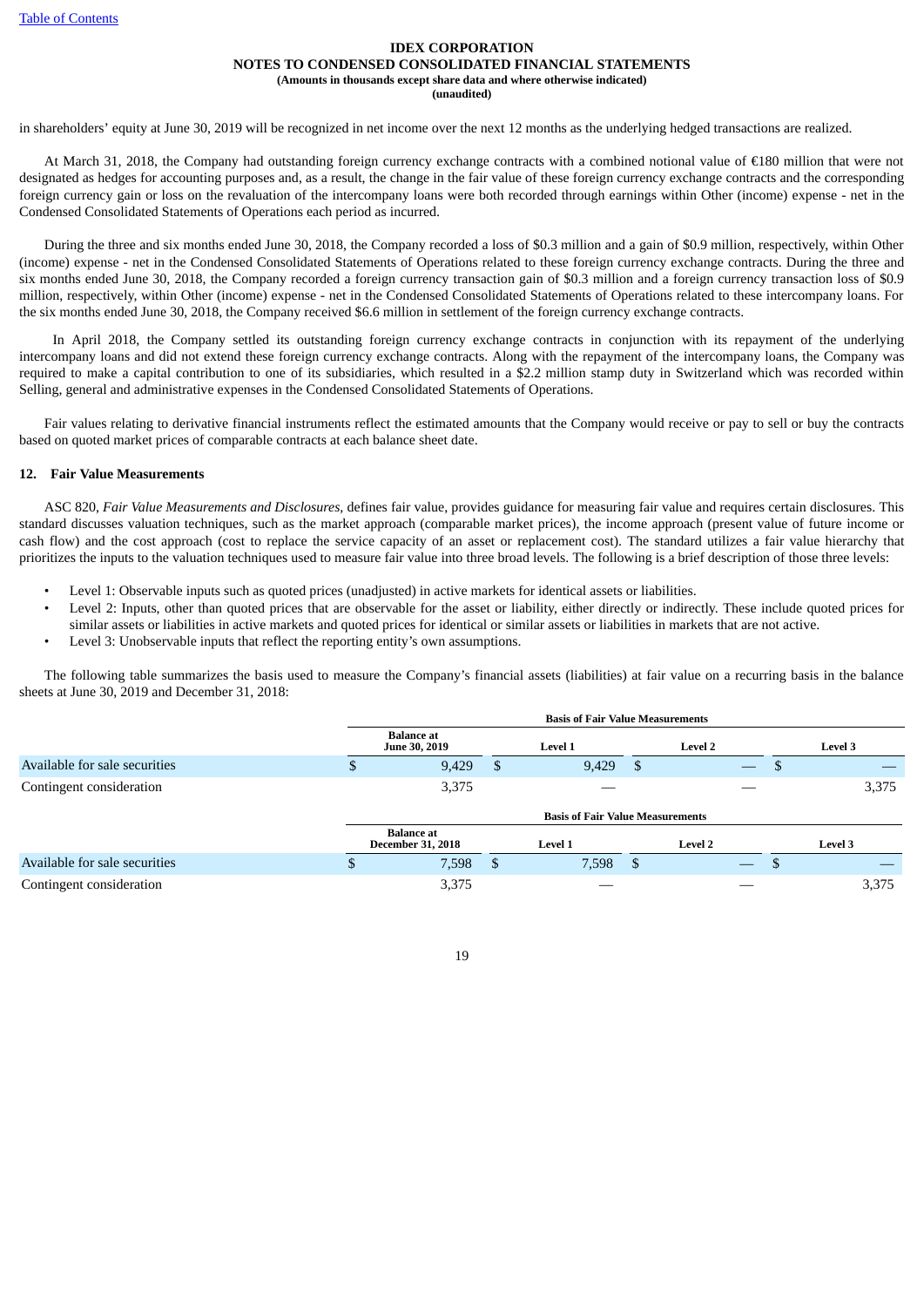in shareholders' equity at June 30, 2019 will be recognized in net income over the next 12 months as the underlying hedged transactions are realized.

At March 31, 2018, the Company had outstanding foreign currency exchange contracts with a combined notional value of €180 million that were not designated as hedges for accounting purposes and, as a result, the change in the fair value of these foreign currency exchange contracts and the corresponding foreign currency gain or loss on the revaluation of the intercompany loans were both recorded through earnings within Other (income) expense - net in the Condensed Consolidated Statements of Operations each period as incurred.

During the three and six months ended June 30, 2018, the Company recorded a loss of $0.3 million and a gain of $0.9 million, respectively, within Other (income) expense - net in the Condensed Consolidated Statements of Operations related to these foreign currency exchange contracts. During the three and six months ended June 30, 2018, the Company recorded a foreign currency transaction gain of $0.3 million and a foreign currency transaction loss of $0.9 million, respectively, within Other (income) expense - net in the Condensed Consolidated Statements of Operations related to these intercompany loans. For the six months ended June 30, 2018, the Company received $6.6 million in settlement of the foreign currency exchange contracts.

In April 2018, the Company settled its outstanding foreign currency exchange contracts in conjunction with its repayment of the underlying intercompany loans and did not extend these foreign currency exchange contracts. Along with the repayment of the intercompany loans, the Company was required to make a capital contribution to one of its subsidiaries, which resulted in a $2.2 million stamp duty in Switzerland which was recorded within Selling, general and administrative expenses in the Condensed Consolidated Statements of Operations.

Fair values relating to derivative financial instruments reflect the estimated amounts that the Company would receive or pay to sell or buy the contracts based on quoted market prices of comparable contracts at each balance sheet date.

## 12. Fair Value Measurements

ASC 820, *Fair Value Measurements and Disclosures*, defines fair value, provides guidance for measuring fair value and requires certain disclosures. This standard discusses valuation techniques, such as the market approach (comparable market prices), the income approach (present value of future income or cash flow) and the cost approach (cost to replace the service capacity of an asset or replacement cost). The standard utilizes a fair value hierarchy that prioritizes the inputs to the valuation techniques used to measure fair value into three broad levels. The following is a brief description of those three levels:

- Level 1: Observable inputs such as quoted prices (unadjusted) in active markets for identical assets or liabilities.
- Level 2: Inputs, other than quoted prices that are observable for the asset or liability, either directly or indirectly. These include quoted prices for similar assets or liabilities in active markets and quoted prices for identical or similar assets or liabilities in markets that are not active.
- Level 3: Unobservable inputs that reflect the reporting entity's own assumptions.

The following table summarizes the basis used to measure the Company's financial assets (liabilities) at fair value on a recurring basis in the balance sheets at June 30, 2019 and December 31, 2018:

| | Basis of Fair Value Measurements | | | |
|---|---|---|---|---|
| | **Balance at June 30, 2019** | **Level 1** | **Level 2** | **Level 3** |
| Available for sale securities | $ 9,429 | $ 9,429 | $ — | $ — |
| Contingent consideration | 3,375 | — | — | 3,375 |

| | Basis of Fair Value Measurements | | | |
|---|---|---|---|---|
| | **Balance at December 31, 2018** | **Level 1** | **Level 2** | **Level 3** |
| Available for sale securities | $ 7,598 | $ 7,598 | $ — | $ — |
| Contingent consideration | 3,375 | — | — | 3,375 |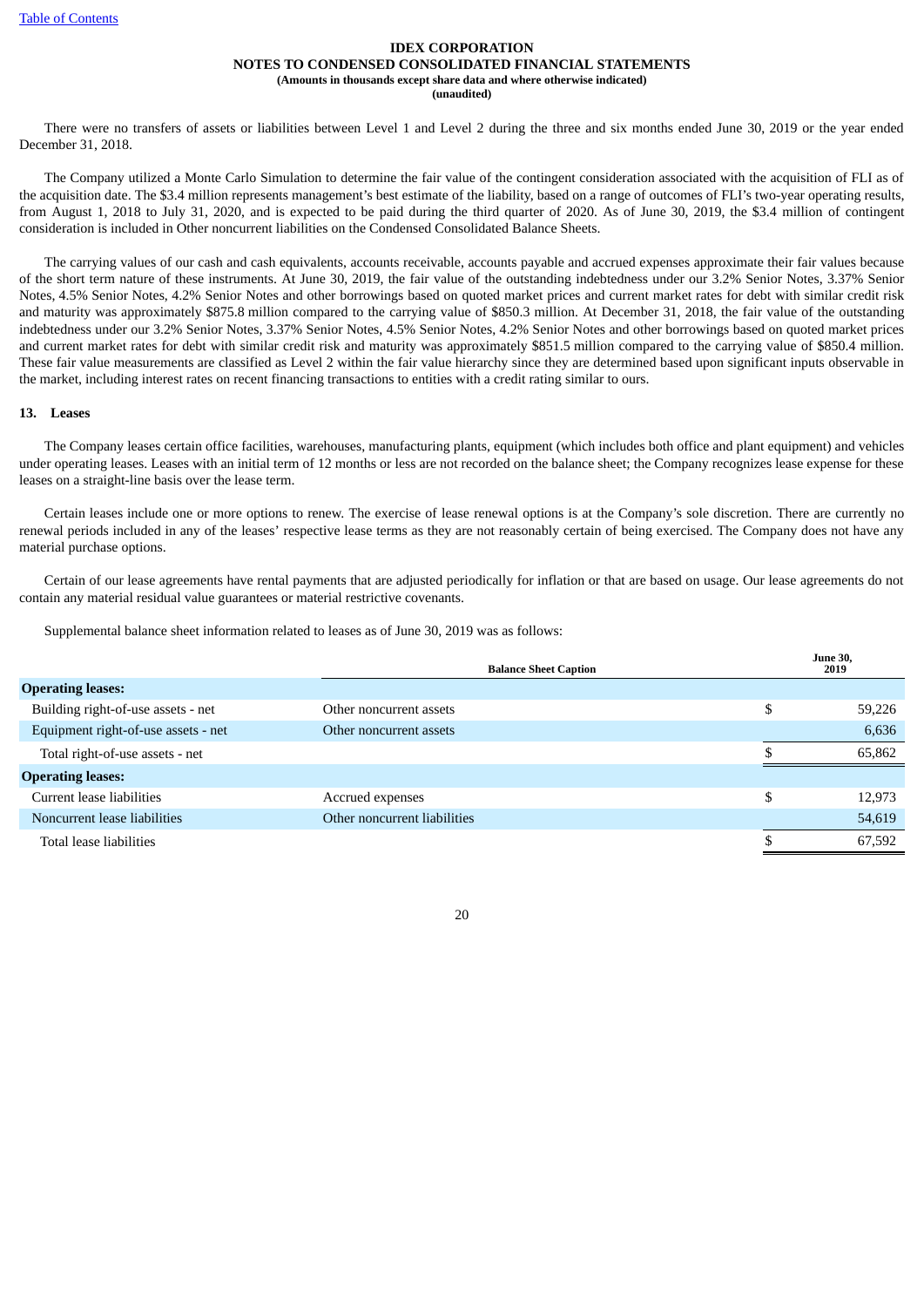There were no transfers of assets or liabilities between Level 1 and Level 2 during the three and six months ended June 30, 2019 or the year ended December 31, 2018.

The Company utilized a Monte Carlo Simulation to determine the fair value of the contingent consideration associated with the acquisition of FLI as of the acquisition date. The $3.4 million represents management's best estimate of the liability, based on a range of outcomes of FLI's two-year operating results, from August 1, 2018 to July 31, 2020, and is expected to be paid during the third quarter of 2020. As of June 30, 2019, the $3.4 million of contingent consideration is included in Other noncurrent liabilities on the Condensed Consolidated Balance Sheets.

The carrying values of our cash and cash equivalents, accounts receivable, accounts payable and accrued expenses approximate their fair values because of the short term nature of these instruments. At June 30, 2019, the fair value of the outstanding indebtedness under our 3.2% Senior Notes, 3.37% Senior Notes, 4.5% Senior Notes, 4.2% Senior Notes and other borrowings based on quoted market prices and current market rates for debt with similar credit risk and maturity was approximately $875.8 million compared to the carrying value of $850.3 million. At December 31, 2018, the fair value of the outstanding indebtedness under our 3.2% Senior Notes, 3.37% Senior Notes, 4.5% Senior Notes, 4.2% Senior Notes and other borrowings based on quoted market prices and current market rates for debt with similar credit risk and maturity was approximately $851.5 million compared to the carrying value of $850.4 million. These fair value measurements are classified as Level 2 within the fair value hierarchy since they are determined based upon significant inputs observable in the market, including interest rates on recent financing transactions to entities with a credit rating similar to ours.

## 13. Leases

The Company leases certain office facilities, warehouses, manufacturing plants, equipment (which includes both office and plant equipment) and vehicles under operating leases. Leases with an initial term of 12 months or less are not recorded on the balance sheet; the Company recognizes lease expense for these leases on a straight-line basis over the lease term.

Certain leases include one or more options to renew. The exercise of lease renewal options is at the Company's sole discretion. There are currently no renewal periods included in any of the leases' respective lease terms as they are not reasonably certain of being exercised. The Company does not have any material purchase options.

Certain of our lease agreements have rental payments that are adjusted periodically for inflation or that are based on usage. Our lease agreements do not contain any material residual value guarantees or material restrictive covenants.

Supplemental balance sheet information related to leases as of June 30, 2019 was as follows:

| | Balance Sheet Caption | June 30, 2019 |
|---|---|---|
| **Operating leases:** | | |
| Building right-of-use assets - net | Other noncurrent assets | $ 59,226 |
| Equipment right-of-use assets - net | Other noncurrent assets | 6,636 |
| Total right-of-use assets - net | | $ 65,862 |
| **Operating leases:** | | |
| Current lease liabilities | Accrued expenses | $ 12,973 |
| Noncurrent lease liabilities | Other noncurrent liabilities | 54,619 |
| Total lease liabilities | | $ 67,592 |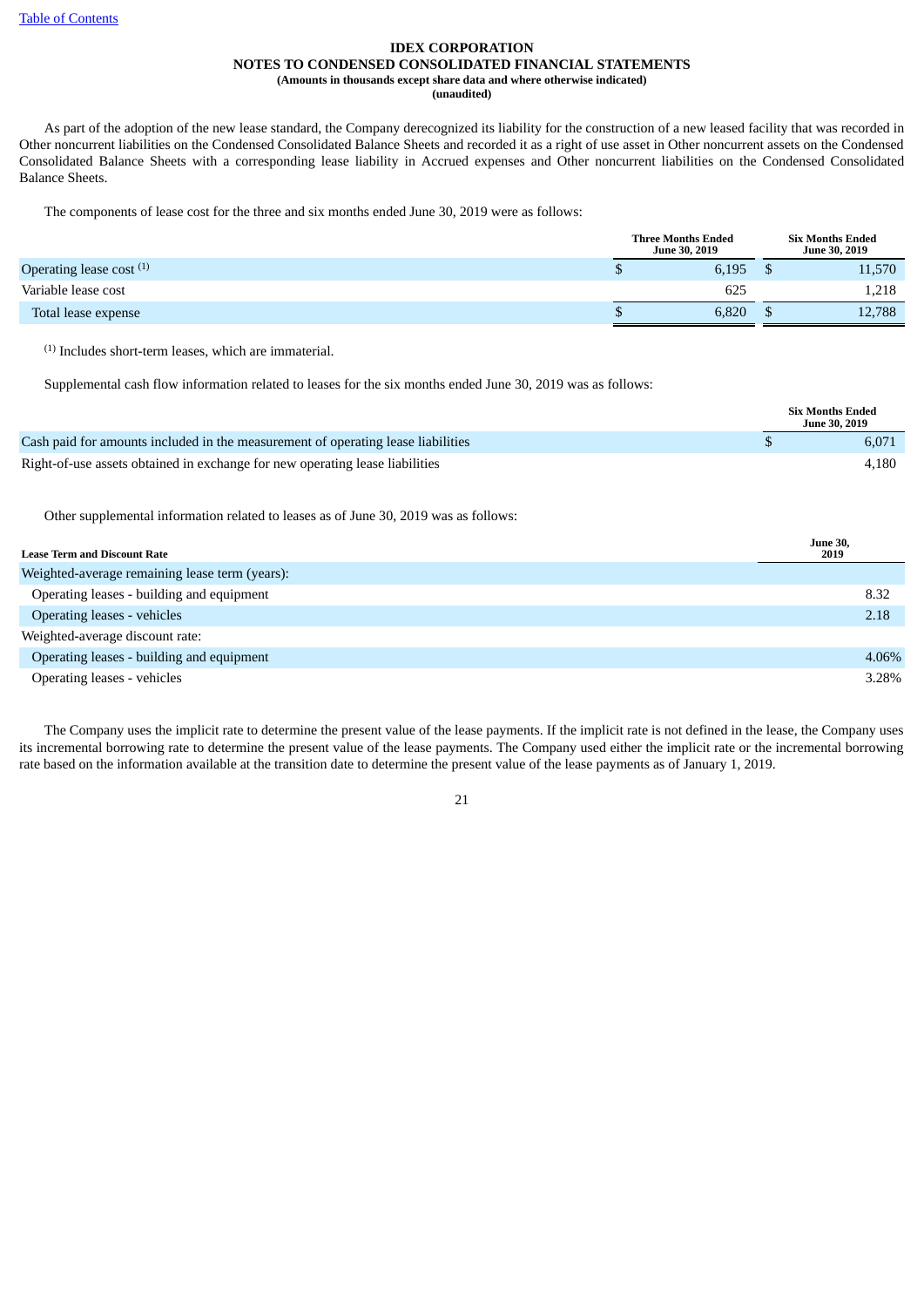As part of the adoption of the new lease standard, the Company derecognized its liability for the construction of a new leased facility that was recorded in Other noncurrent liabilities on the Condensed Consolidated Balance Sheets and recorded it as a right of use asset in Other noncurrent assets on the Condensed Consolidated Balance Sheets with a corresponding lease liability in Accrued expenses and Other noncurrent liabilities on the Condensed Consolidated Balance Sheets.

The components of lease cost for the three and six months ended June 30, 2019 were as follows:

| | Three Months Ended June 30, 2019 | Six Months Ended June 30, 2019 |
|---|---|---|
| Operating lease cost [(1)] | $ 6,195 | $ 11,570 |
| Variable lease cost | 625 | 1,218 |
| Total lease expense | $ 6,820 | $ 12,788 |

[(1)] Includes short-term leases, which are immaterial.

Supplemental cash flow information related to leases for the six months ended June 30, 2019 was as follows:

| | Six Months Ended June 30, 2019 |
|---|---|
| Cash paid for amounts included in the measurement of operating lease liabilities | $ 6,071 |
| Right-of-use assets obtained in exchange for new operating lease liabilities | 4,180 |

Other supplemental information related to leases as of June 30, 2019 was as follows:

| Lease Term and Discount Rate | June 30, 2019 |
|---|---|
| Weighted-average remaining lease term (years): | |
| Operating leases - building and equipment | 8.32 |
| Operating leases - vehicles | 2.18 |
| Weighted-average discount rate: | |
| Operating leases - building and equipment | 4.06% |
| Operating leases - vehicles | 3.28% |

The Company uses the implicit rate to determine the present value of the lease payments. If the implicit rate is not defined in the lease, the Company uses its incremental borrowing rate to determine the present value of the lease payments. The Company used either the implicit rate or the incremental borrowing rate based on the information available at the transition date to determine the present value of the lease payments as of January 1, 2019.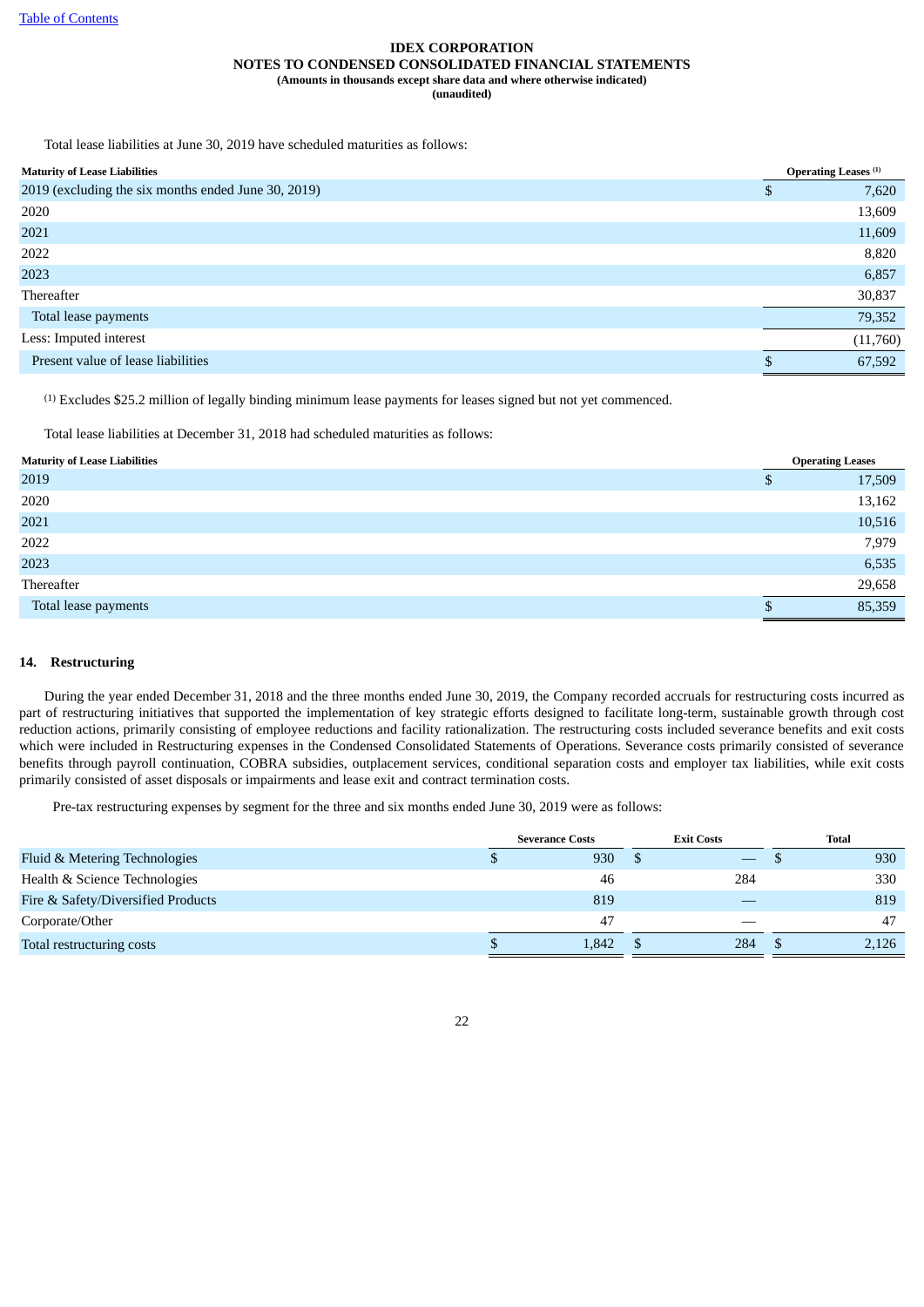**IDEX CORPORATION**
**NOTES TO CONDENSED CONSOLIDATED FINANCIAL STATEMENTS**
**(Amounts in thousands except share data and where otherwise indicated)**
**(unaudited)**

Total lease liabilities at June 30, 2019 have scheduled maturities as follows:

| Maturity of Lease Liabilities | Operating Leases [1] |
|---|---|
| 2019 (excluding the six months ended June 30, 2019) | $ 7,620 |
| 2020 | 13,609 |
| 2021 | 11,609 |
| 2022 | 8,820 |
| 2023 | 6,857 |
| Thereafter | 30,837 |
| Total lease payments | 79,352 |
| Less: Imputed interest | (11,760) |
| Present value of lease liabilities | $ 67,592 |

[1] Excludes $25.2 million of legally binding minimum lease payments for leases signed but not yet commenced.

Total lease liabilities at December 31, 2018 had scheduled maturities as follows:

| Maturity of Lease Liabilities | Operating Leases |
|---|---|
| 2019 | $ 17,509 |
| 2020 | 13,162 |
| 2021 | 10,516 |
| 2022 | 7,979 |
| 2023 | 6,535 |
| Thereafter | 29,658 |
| Total lease payments | $ 85,359 |

## 14. Restructuring

During the year ended December 31, 2018 and the three months ended June 30, 2019, the Company recorded accruals for restructuring costs incurred as part of restructuring initiatives that supported the implementation of key strategic efforts designed to facilitate long-term, sustainable growth through cost reduction actions, primarily consisting of employee reductions and facility rationalization. The restructuring costs included severance benefits and exit costs which were included in Restructuring expenses in the Condensed Consolidated Statements of Operations. Severance costs primarily consisted of severance benefits through payroll continuation, COBRA subsidies, outplacement services, conditional separation costs and employer tax liabilities, while exit costs primarily consisted of asset disposals or impairments and lease exit and contract termination costs.

Pre-tax restructuring expenses by segment for the three and six months ended June 30, 2019 were as follows:

| | Severance Costs | Exit Costs | Total |
|---|---|---|---|
| Fluid & Metering Technologies | $ 930 | $ — | $ 930 |
| Health & Science Technologies | 46 | 284 | 330 |
| Fire & Safety/Diversified Products | 819 | — | 819 |
| Corporate/Other | 47 | — | 47 |
| Total restructuring costs | $ 1,842 | $ 284 | $ 2,126 |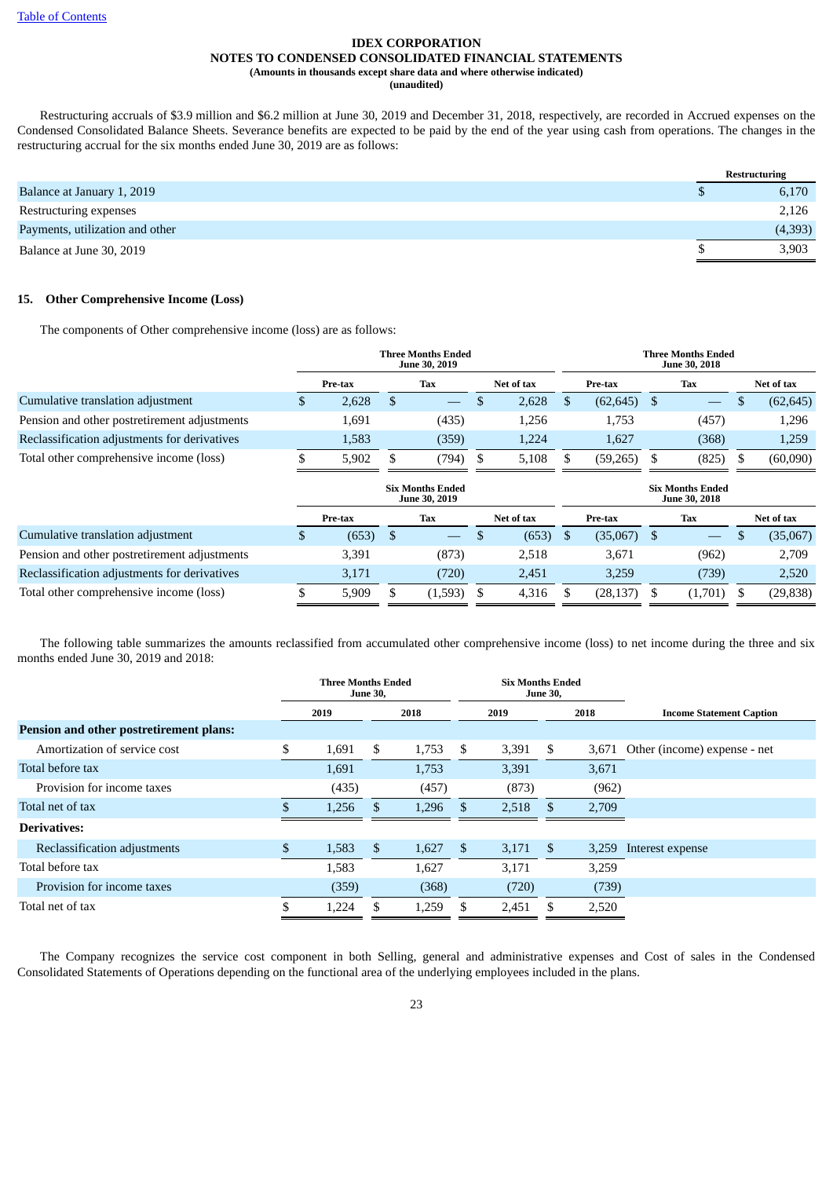**IDEX CORPORATION**
**NOTES TO CONDENSED CONSOLIDATED FINANCIAL STATEMENTS**
**(Amounts in thousands except share data and where otherwise indicated)**
**(unaudited)**

Restructuring accruals of $3.9 million and $6.2 million at June 30, 2019 and December 31, 2018, respectively, are recorded in Accrued expenses on the Condensed Consolidated Balance Sheets. Severance benefits are expected to be paid by the end of the year using cash from operations. The changes in the restructuring accrual for the six months ended June 30, 2019 are as follows:

| | Restructuring |
|---|---|
| Balance at January 1, 2019 | $ 6,170 |
| Restructuring expenses | 2,126 |
| Payments, utilization and other | (4,393) |
| Balance at June 30, 2019 | $ 3,903 |

### 15. Other Comprehensive Income (Loss)

The components of Other comprehensive income (loss) are as follows:

| | Three Months Ended June 30, 2019 | | | Three Months Ended June 30, 2018 | | |
|---|---|---|---|---|---|---|
| | Pre-tax | Tax | Net of tax | Pre-tax | Tax | Net of tax |
| Cumulative translation adjustment | $ 2,628 | $ — | $ 2,628 | $ (62,645) | $ — | $ (62,645) |
| Pension and other postretirement adjustments | 1,691 | (435) | 1,256 | 1,753 | (457) | 1,296 |
| Reclassification adjustments for derivatives | 1,583 | (359) | 1,224 | 1,627 | (368) | 1,259 |
| Total other comprehensive income (loss) | $ 5,902 | $ (794) | $ 5,108 | $ (59,265) | $ (825) | $ (60,090) |

| | Six Months Ended June 30, 2019 | | | Six Months Ended June 30, 2018 | | |
|---|---|---|---|---|---|---|
| | Pre-tax | Tax | Net of tax | Pre-tax | Tax | Net of tax |
| Cumulative translation adjustment | $ (653) | $ — | $ (653) | $ (35,067) | $ — | $ (35,067) |
| Pension and other postretirement adjustments | 3,391 | (873) | 2,518 | 3,671 | (962) | 2,709 |
| Reclassification adjustments for derivatives | 3,171 | (720) | 2,451 | 3,259 | (739) | 2,520 |
| Total other comprehensive income (loss) | $ 5,909 | $ (1,593) | $ 4,316 | $ (28,137) | $ (1,701) | $ (29,838) |

The following table summarizes the amounts reclassified from accumulated other comprehensive income (loss) to net income during the three and six months ended June 30, 2019 and 2018:

| | Three Months Ended June 30, | | Six Months Ended June 30, | | |
|---|---|---|---|---|---|
| | 2019 | 2018 | 2019 | 2018 | Income Statement Caption |
| **Pension and other postretirement plans:** | | | | | |
| Amortization of service cost | $ 1,691 | $ 1,753 | $ 3,391 | $ 3,671 | Other (income) expense - net |
| Total before tax | 1,691 | 1,753 | 3,391 | 3,671 | |
| Provision for income taxes | (435) | (457) | (873) | (962) | |
| Total net of tax | $ 1,256 | $ 1,296 | $ 2,518 | $ 2,709 | |
| **Derivatives:** | | | | | |
| Reclassification adjustments | $ 1,583 | $ 1,627 | $ 3,171 | $ 3,259 | Interest expense |
| Total before tax | 1,583 | 1,627 | 3,171 | 3,259 | |
| Provision for income taxes | (359) | (368) | (720) | (739) | |
| Total net of tax | $ 1,224 | $ 1,259 | $ 2,451 | $ 2,520 | |

The Company recognizes the service cost component in both Selling, general and administrative expenses and Cost of sales in the Condensed Consolidated Statements of Operations depending on the functional area of the underlying employees included in the plans.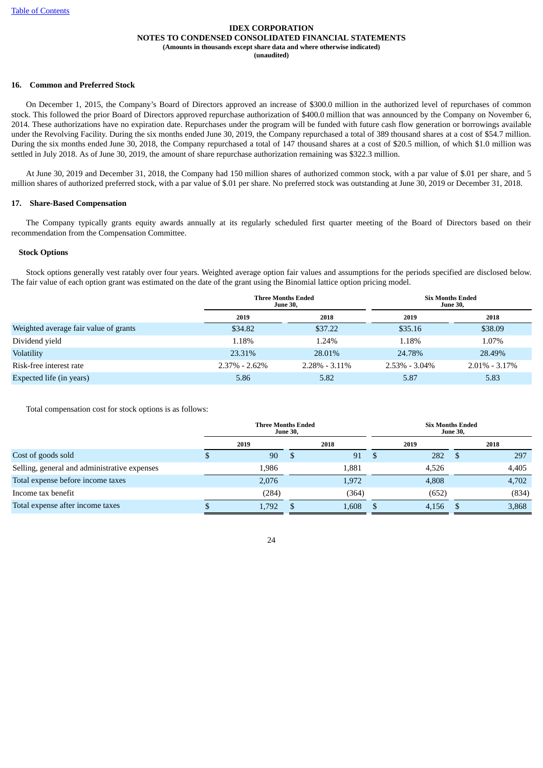**IDEX CORPORATION**
**NOTES TO CONDENSED CONSOLIDATED FINANCIAL STATEMENTS**
**(Amounts in thousands except share data and where otherwise indicated)**
**(unaudited)**

## 16. Common and Preferred Stock

On December 1, 2015, the Company's Board of Directors approved an increase of $300.0 million in the authorized level of repurchases of common stock. This followed the prior Board of Directors approved repurchase authorization of $400.0 million that was announced by the Company on November 6, 2014. These authorizations have no expiration date. Repurchases under the program will be funded with future cash flow generation or borrowings available under the Revolving Facility. During the six months ended June 30, 2019, the Company repurchased a total of 389 thousand shares at a cost of $54.7 million. During the six months ended June 30, 2018, the Company repurchased a total of 147 thousand shares at a cost of $20.5 million, of which $1.0 million was settled in July 2018. As of June 30, 2019, the amount of share repurchase authorization remaining was $322.3 million.

At June 30, 2019 and December 31, 2018, the Company had 150 million shares of authorized common stock, with a par value of $.01 per share, and 5 million shares of authorized preferred stock, with a par value of $.01 per share. No preferred stock was outstanding at June 30, 2019 or December 31, 2018.

## 17. Share-Based Compensation

The Company typically grants equity awards annually at its regularly scheduled first quarter meeting of the Board of Directors based on their recommendation from the Compensation Committee.

### Stock Options

Stock options generally vest ratably over four years. Weighted average option fair values and assumptions for the periods specified are disclosed below. The fair value of each option grant was estimated on the date of the grant using the Binomial lattice option pricing model.

| | Three Months Ended June 30, | | Six Months Ended June 30, | |
|---|---|---|---|---|
| | 2019 | 2018 | 2019 | 2018 |
| Weighted average fair value of grants | $34.82 | $37.22 | $35.16 | $38.09 |
| Dividend yield | 1.18% | 1.24% | 1.18% | 1.07% |
| Volatility | 23.31% | 28.01% | 24.78% | 28.49% |
| Risk-free interest rate | 2.37% - 2.62% | 2.28% - 3.11% | 2.53% - 3.04% | 2.01% - 3.17% |
| Expected life (in years) | 5.86 | 5.82 | 5.87 | 5.83 |

Total compensation cost for stock options is as follows:

| | Three Months Ended June 30, | | Six Months Ended June 30, | |
|---|---|---|---|---|
| | 2019 | 2018 | 2019 | 2018 |
| Cost of goods sold | $ 90 | $ 91 | $ 282 | $ 297 |
| Selling, general and administrative expenses | 1,986 | 1,881 | 4,526 | 4,405 |
| Total expense before income taxes | 2,076 | 1,972 | 4,808 | 4,702 |
| Income tax benefit | (284) | (364) | (652) | (834) |
| Total expense after income taxes | $ 1,792 | $ 1,608 | $ 4,156 | $ 3,868 |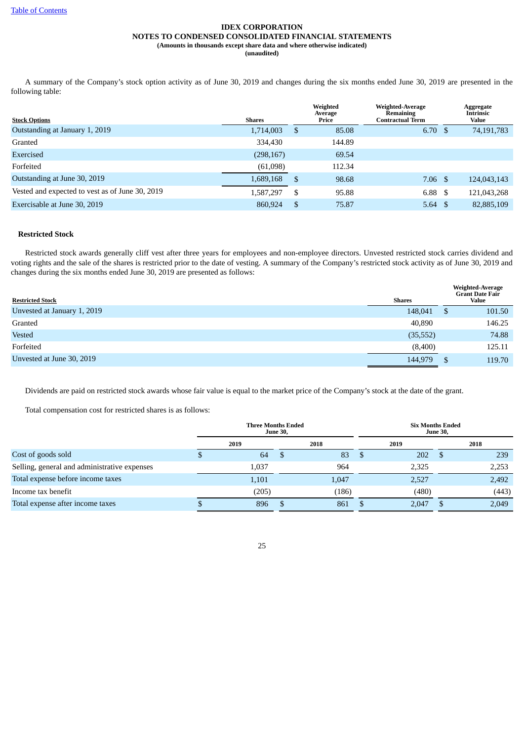**IDEX CORPORATION**
**NOTES TO CONDENSED CONSOLIDATED FINANCIAL STATEMENTS**
**(Amounts in thousands except share data and where otherwise indicated)**
**(unaudited)**

A summary of the Company's stock option activity as of June 30, 2019 and changes during the six months ended June 30, 2019 are presented in the following table:

| Stock Options | Shares | Weighted Average Price | Weighted-Average Remaining Contractual Term | Aggregate Intrinsic Value |
|---|---|---|---|---|
| Outstanding at January 1, 2019 | 1,714,003 | $ 85.08 | 6.70 | $ 74,191,783 |
| Granted | 334,430 | 144.89 | | |
| Exercised | (298,167) | 69.54 | | |
| Forfeited | (61,098) | 112.34 | | |
| Outstanding at June 30, 2019 | 1,689,168 | $ 98.68 | 7.06 | $ 124,043,143 |
| Vested and expected to vest as of June 30, 2019 | 1,587,297 | $ 95.88 | 6.88 | $ 121,043,268 |
| Exercisable at June 30, 2019 | 860,924 | $ 75.87 | 5.64 | $ 82,885,109 |

**Restricted Stock**

Restricted stock awards generally cliff vest after three years for employees and non-employee directors. Unvested restricted stock carries dividend and voting rights and the sale of the shares is restricted prior to the date of vesting. A summary of the Company's restricted stock activity as of June 30, 2019 and changes during the six months ended June 30, 2019 are presented as follows:

| Restricted Stock | Shares | Weighted-Average Grant Date Fair Value |
|---|---|---|
| Unvested at January 1, 2019 | 148,041 | $ 101.50 |
| Granted | 40,890 | 146.25 |
| Vested | (35,552) | 74.88 |
| Forfeited | (8,400) | 125.11 |
| Unvested at June 30, 2019 | 144,979 | $ 119.70 |

Dividends are paid on restricted stock awards whose fair value is equal to the market price of the Company's stock at the date of the grant.

Total compensation cost for restricted shares is as follows:

| | Three Months Ended June 30, | | Six Months Ended June 30, | |
|---|---|---|---|---|
| | 2019 | 2018 | 2019 | 2018 |
| Cost of goods sold | $ 64 | $ 83 | $ 202 | $ 239 |
| Selling, general and administrative expenses | 1,037 | 964 | 2,325 | 2,253 |
| Total expense before income taxes | 1,101 | 1,047 | 2,527 | 2,492 |
| Income tax benefit | (205) | (186) | (480) | (443) |
| Total expense after income taxes | $ 896 | $ 861 | $ 2,047 | $ 2,049 |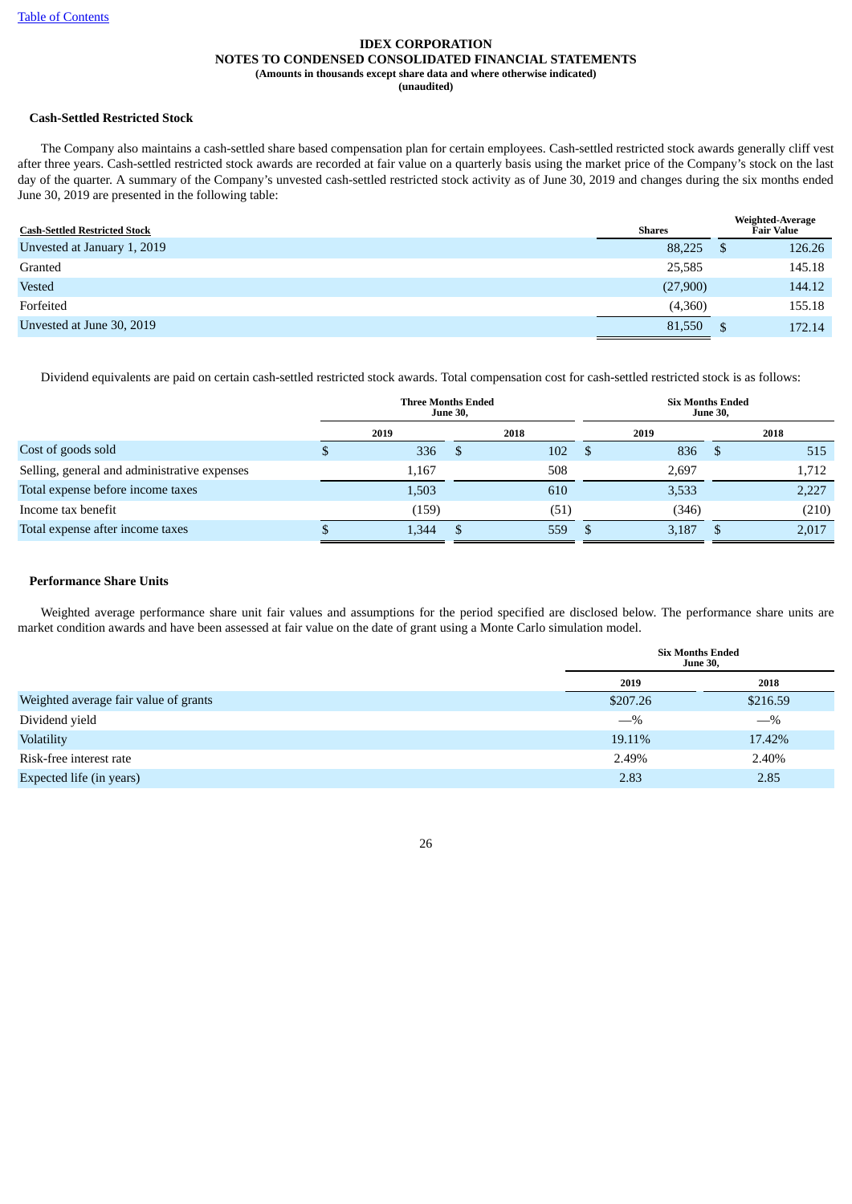**IDEX CORPORATION**
**NOTES TO CONDENSED CONSOLIDATED FINANCIAL STATEMENTS**
**(Amounts in thousands except share data and where otherwise indicated)**
**(unaudited)**

### Cash-Settled Restricted Stock

The Company also maintains a cash-settled share based compensation plan for certain employees. Cash-settled restricted stock awards generally cliff vest after three years. Cash-settled restricted stock awards are recorded at fair value on a quarterly basis using the market price of the Company's stock on the last day of the quarter. A summary of the Company's unvested cash-settled restricted stock activity as of June 30, 2019 and changes during the six months ended June 30, 2019 are presented in the following table:

| Cash-Settled Restricted Stock | Shares | Weighted-Average Fair Value |
|---|---|---|
| Unvested at January 1, 2019 | 88,225 | $ 126.26 |
| Granted | 25,585 | 145.18 |
| Vested | (27,900) | 144.12 |
| Forfeited | (4,360) | 155.18 |
| Unvested at June 30, 2019 | 81,550 | $ 172.14 |

Dividend equivalents are paid on certain cash-settled restricted stock awards. Total compensation cost for cash-settled restricted stock is as follows:

| | Three Months Ended June 30, | | Six Months Ended June 30, | |
|---|---|---|---|---|
| | 2019 | 2018 | 2019 | 2018 |
| Cost of goods sold | $ 336 | $ 102 | $ 836 | $ 515 |
| Selling, general and administrative expenses | 1,167 | 508 | 2,697 | 1,712 |
| Total expense before income taxes | 1,503 | 610 | 3,533 | 2,227 |
| Income tax benefit | (159) | (51) | (346) | (210) |
| Total expense after income taxes | $ 1,344 | $ 559 | $ 3,187 | $ 2,017 |

### Performance Share Units

Weighted average performance share unit fair values and assumptions for the period specified are disclosed below. The performance share units are market condition awards and have been assessed at fair value on the date of grant using a Monte Carlo simulation model.

| | Six Months Ended June 30, | |
|---|---|---|
| | 2019 | 2018 |
| Weighted average fair value of grants | $207.26 | $216.59 |
| Dividend yield | —% | —% |
| Volatility | 19.11% | 17.42% |
| Risk-free interest rate | 2.49% | 2.40% |
| Expected life (in years) | 2.83 | 2.85 |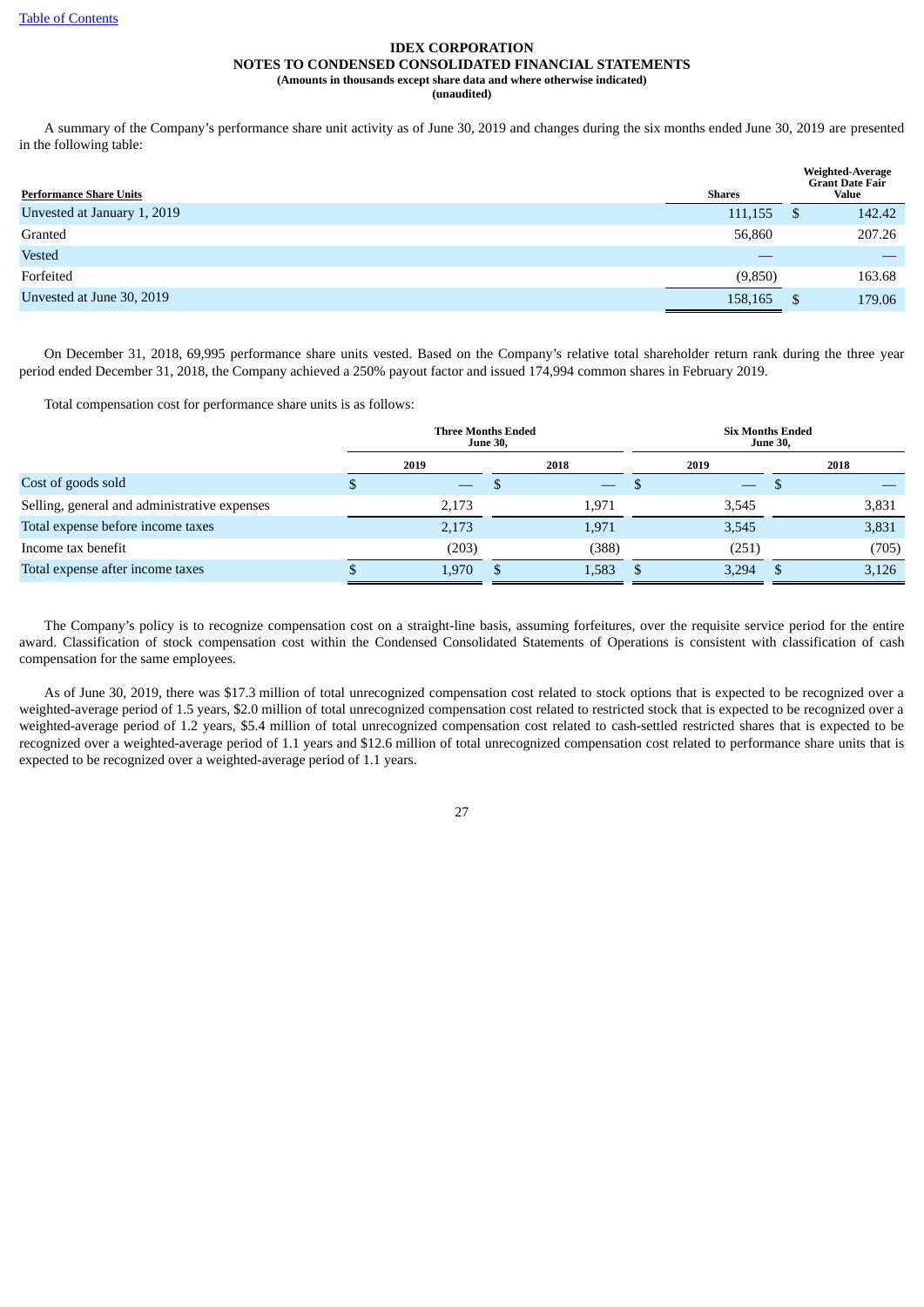**IDEX CORPORATION**
**NOTES TO CONDENSED CONSOLIDATED FINANCIAL STATEMENTS**
**(Amounts in thousands except share data and where otherwise indicated)**
**(unaudited)**

A summary of the Company's performance share unit activity as of June 30, 2019 and changes during the six months ended June 30, 2019 are presented in the following table:

| Performance Share Units | Shares | Weighted-Average Grant Date Fair Value |
|---|---|---|
| Unvested at January 1, 2019 | 111,155 | $ 142.42 |
| Granted | 56,860 | 207.26 |
| Vested | — | — |
| Forfeited | (9,850) | 163.68 |
| Unvested at June 30, 2019 | 158,165 | $ 179.06 |

On December 31, 2018, 69,995 performance share units vested. Based on the Company's relative total shareholder return rank during the three year period ended December 31, 2018, the Company achieved a 250% payout factor and issued 174,994 common shares in February 2019.

Total compensation cost for performance share units is as follows:

| | Three Months Ended June 30, | | Six Months Ended June 30, | |
|---|---|---|---|---|
| | 2019 | 2018 | 2019 | 2018 |
| Cost of goods sold | $ — | $ — | $ — | $ — |
| Selling, general and administrative expenses | 2,173 | 1,971 | 3,545 | 3,831 |
| Total expense before income taxes | 2,173 | 1,971 | 3,545 | 3,831 |
| Income tax benefit | (203) | (388) | (251) | (705) |
| Total expense after income taxes | $ 1,970 | $ 1,583 | $ 3,294 | $ 3,126 |

The Company's policy is to recognize compensation cost on a straight-line basis, assuming forfeitures, over the requisite service period for the entire award. Classification of stock compensation cost within the Condensed Consolidated Statements of Operations is consistent with classification of cash compensation for the same employees.

As of June 30, 2019, there was $17.3 million of total unrecognized compensation cost related to stock options that is expected to be recognized over a weighted-average period of 1.5 years, $2.0 million of total unrecognized compensation cost related to restricted stock that is expected to be recognized over a weighted-average period of 1.2 years, $5.4 million of total unrecognized compensation cost related to cash-settled restricted shares that is expected to be recognized over a weighted-average period of 1.1 years and $12.6 million of total unrecognized compensation cost related to performance share units that is expected to be recognized over a weighted-average period of 1.1 years.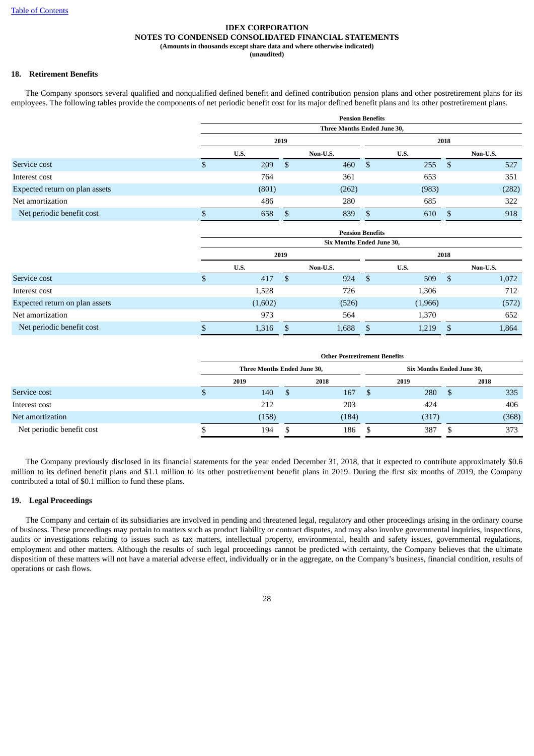IDEX CORPORATION
NOTES TO CONDENSED CONSOLIDATED FINANCIAL STATEMENTS
(Amounts in thousands except share data and where otherwise indicated)
(unaudited)

## 18. Retirement Benefits

The Company sponsors several qualified and nonqualified defined benefit and defined contribution pension plans and other postretirement plans for its employees. The following tables provide the components of net periodic benefit cost for its major defined benefit plans and its other postretirement plans.

| | Pension Benefits | | | |
|---|---|---|---|---|
| | Three Months Ended June 30, | | | |
| | 2019 | | 2018 | |
| | U.S. | Non-U.S. | U.S. | Non-U.S. |
| Service cost | $ 209 | $ 460 | $ 255 | $ 527 |
| Interest cost | 764 | 361 | 653 | 351 |
| Expected return on plan assets | (801) | (262) | (983) | (282) |
| Net amortization | 486 | 280 | 685 | 322 |
| Net periodic benefit cost | $ 658 | $ 839 | $ 610 | $ 918 |

| | Pension Benefits | | | |
|---|---|---|---|---|
| | Six Months Ended June 30, | | | |
| | 2019 | | 2018 | |
| | U.S. | Non-U.S. | U.S. | Non-U.S. |
| Service cost | $ 417 | $ 924 | $ 509 | $ 1,072 |
| Interest cost | 1,528 | 726 | 1,306 | 712 |
| Expected return on plan assets | (1,602) | (526) | (1,966) | (572) |
| Net amortization | 973 | 564 | 1,370 | 652 |
| Net periodic benefit cost | $ 1,316 | $ 1,688 | $ 1,219 | $ 1,864 |

| | Other Postretirement Benefits | | | |
|---|---|---|---|---|
| | Three Months Ended June 30, | | Six Months Ended June 30, | |
| | 2019 | 2018 | 2019 | 2018 |
| Service cost | $ 140 | $ 167 | $ 280 | $ 335 |
| Interest cost | 212 | 203 | 424 | 406 |
| Net amortization | (158) | (184) | (317) | (368) |
| Net periodic benefit cost | $ 194 | $ 186 | $ 387 | $ 373 |

The Company previously disclosed in its financial statements for the year ended December 31, 2018, that it expected to contribute approximately $0.6 million to its defined benefit plans and $1.1 million to its other postretirement benefit plans in 2019. During the first six months of 2019, the Company contributed a total of $0.1 million to fund these plans.

## 19. Legal Proceedings

The Company and certain of its subsidiaries are involved in pending and threatened legal, regulatory and other proceedings arising in the ordinary course of business. These proceedings may pertain to matters such as product liability or contract disputes, and may also involve governmental inquiries, inspections, audits or investigations relating to issues such as tax matters, intellectual property, environmental, health and safety issues, governmental regulations, employment and other matters. Although the results of such legal proceedings cannot be predicted with certainty, the Company believes that the ultimate disposition of these matters will not have a material adverse effect, individually or in the aggregate, on the Company's business, financial condition, results of operations or cash flows.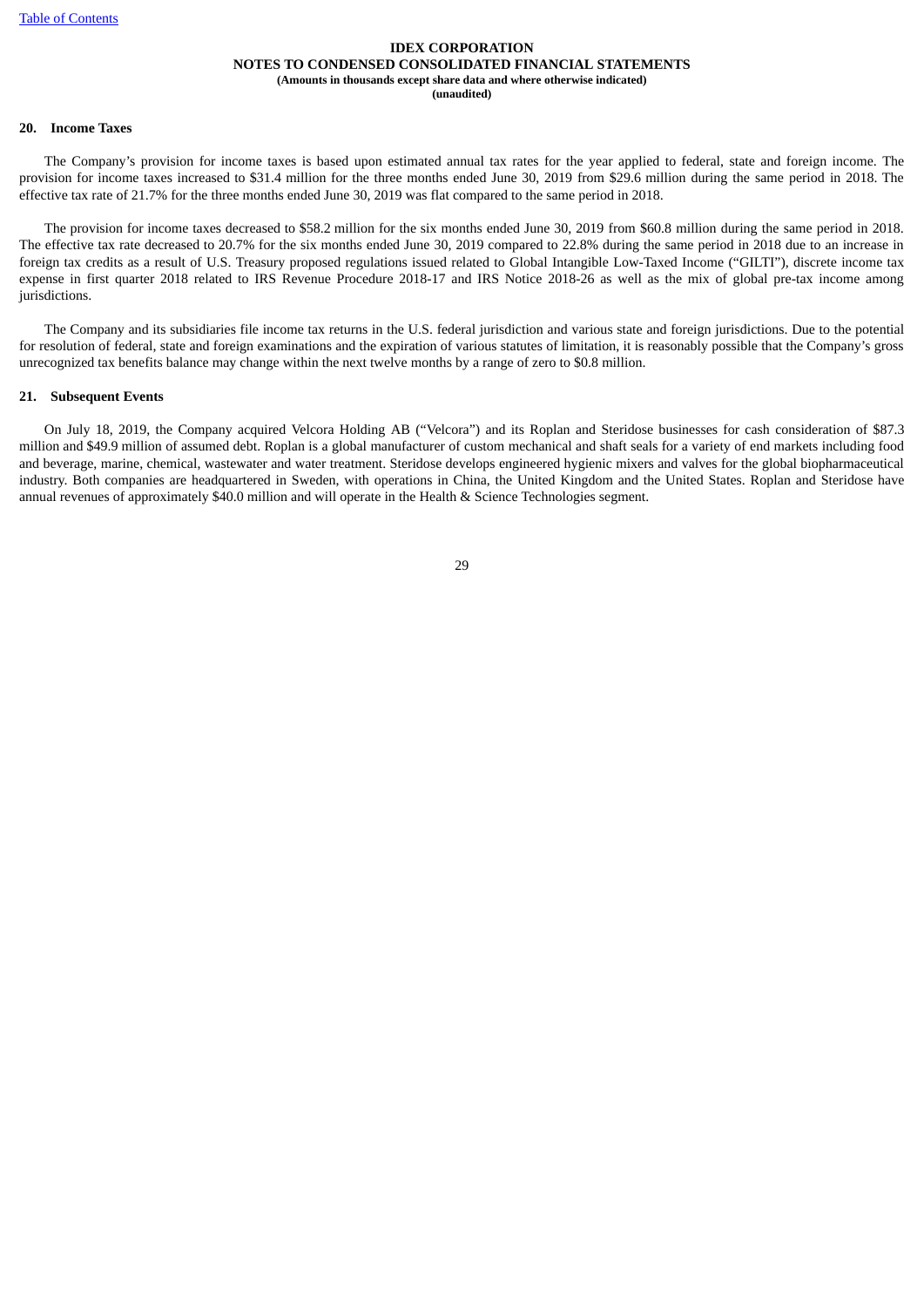**IDEX CORPORATION**
**NOTES TO CONDENSED CONSOLIDATED FINANCIAL STATEMENTS**
**(Amounts in thousands except share data and where otherwise indicated)**
**(unaudited)**

## 20. Income Taxes

The Company's provision for income taxes is based upon estimated annual tax rates for the year applied to federal, state and foreign income. The provision for income taxes increased to $31.4 million for the three months ended June 30, 2019 from $29.6 million during the same period in 2018. The effective tax rate of 21.7% for the three months ended June 30, 2019 was flat compared to the same period in 2018.

The provision for income taxes decreased to $58.2 million for the six months ended June 30, 2019 from $60.8 million during the same period in 2018. The effective tax rate decreased to 20.7% for the six months ended June 30, 2019 compared to 22.8% during the same period in 2018 due to an increase in foreign tax credits as a result of U.S. Treasury proposed regulations issued related to Global Intangible Low-Taxed Income ("GILTI"), discrete income tax expense in first quarter 2018 related to IRS Revenue Procedure 2018-17 and IRS Notice 2018-26 as well as the mix of global pre-tax income among jurisdictions.

The Company and its subsidiaries file income tax returns in the U.S. federal jurisdiction and various state and foreign jurisdictions. Due to the potential for resolution of federal, state and foreign examinations and the expiration of various statutes of limitation, it is reasonably possible that the Company's gross unrecognized tax benefits balance may change within the next twelve months by a range of zero to $0.8 million.

## 21. Subsequent Events

On July 18, 2019, the Company acquired Velcora Holding AB ("Velcora") and its Roplan and Steridose businesses for cash consideration of $87.3 million and $49.9 million of assumed debt. Roplan is a global manufacturer of custom mechanical and shaft seals for a variety of end markets including food and beverage, marine, chemical, wastewater and water treatment. Steridose develops engineered hygienic mixers and valves for the global biopharmaceutical industry. Both companies are headquartered in Sweden, with operations in China, the United Kingdom and the United States. Roplan and Steridose have annual revenues of approximately $40.0 million and will operate in the Health & Science Technologies segment.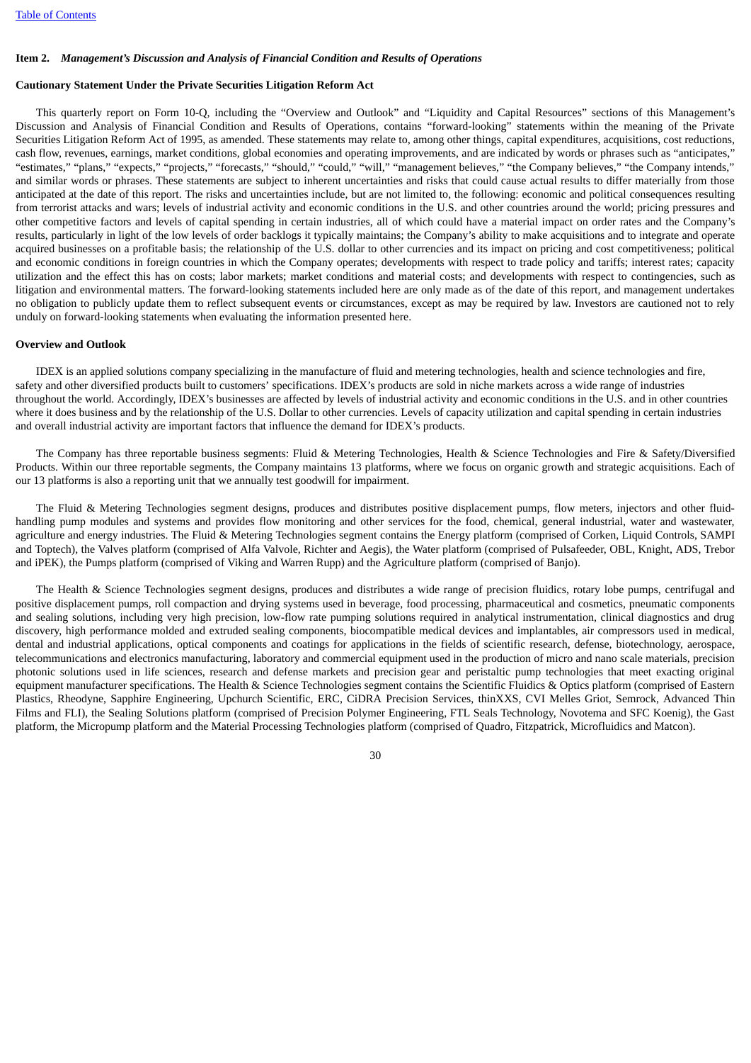## Item 2. *Management's Discussion and Analysis of Financial Condition and Results of Operations*

### Cautionary Statement Under the Private Securities Litigation Reform Act

This quarterly report on Form 10-Q, including the "Overview and Outlook" and "Liquidity and Capital Resources" sections of this Management's Discussion and Analysis of Financial Condition and Results of Operations, contains "forward-looking" statements within the meaning of the Private Securities Litigation Reform Act of 1995, as amended. These statements may relate to, among other things, capital expenditures, acquisitions, cost reductions, cash flow, revenues, earnings, market conditions, global economies and operating improvements, and are indicated by words or phrases such as "anticipates," "estimates," "plans," "expects," "projects," "forecasts," "should," "could," "will," "management believes," "the Company believes," "the Company intends," and similar words or phrases. These statements are subject to inherent uncertainties and risks that could cause actual results to differ materially from those anticipated at the date of this report. The risks and uncertainties include, but are not limited to, the following: economic and political consequences resulting from terrorist attacks and wars; levels of industrial activity and economic conditions in the U.S. and other countries around the world; pricing pressures and other competitive factors and levels of capital spending in certain industries, all of which could have a material impact on order rates and the Company's results, particularly in light of the low levels of order backlogs it typically maintains; the Company's ability to make acquisitions and to integrate and operate acquired businesses on a profitable basis; the relationship of the U.S. dollar to other currencies and its impact on pricing and cost competitiveness; political and economic conditions in foreign countries in which the Company operates; developments with respect to trade policy and tariffs; interest rates; capacity utilization and the effect this has on costs; labor markets; market conditions and material costs; and developments with respect to contingencies, such as litigation and environmental matters. The forward-looking statements included here are only made as of the date of this report, and management undertakes no obligation to publicly update them to reflect subsequent events or circumstances, except as may be required by law. Investors are cautioned not to rely unduly on forward-looking statements when evaluating the information presented here.

### Overview and Outlook

IDEX is an applied solutions company specializing in the manufacture of fluid and metering technologies, health and science technologies and fire, safety and other diversified products built to customers' specifications. IDEX's products are sold in niche markets across a wide range of industries throughout the world. Accordingly, IDEX's businesses are affected by levels of industrial activity and economic conditions in the U.S. and in other countries where it does business and by the relationship of the U.S. Dollar to other currencies. Levels of capacity utilization and capital spending in certain industries and overall industrial activity are important factors that influence the demand for IDEX's products.

The Company has three reportable business segments: Fluid & Metering Technologies, Health & Science Technologies and Fire & Safety/Diversified Products. Within our three reportable segments, the Company maintains 13 platforms, where we focus on organic growth and strategic acquisitions. Each of our 13 platforms is also a reporting unit that we annually test goodwill for impairment.

The Fluid & Metering Technologies segment designs, produces and distributes positive displacement pumps, flow meters, injectors and other fluid-handling pump modules and systems and provides flow monitoring and other services for the food, chemical, general industrial, water and wastewater, agriculture and energy industries. The Fluid & Metering Technologies segment contains the Energy platform (comprised of Corken, Liquid Controls, SAMPI and Toptech), the Valves platform (comprised of Alfa Valvole, Richter and Aegis), the Water platform (comprised of Pulsafeeder, OBL, Knight, ADS, Trebor and iPEK), the Pumps platform (comprised of Viking and Warren Rupp) and the Agriculture platform (comprised of Banjo).

The Health & Science Technologies segment designs, produces and distributes a wide range of precision fluidics, rotary lobe pumps, centrifugal and positive displacement pumps, roll compaction and drying systems used in beverage, food processing, pharmaceutical and cosmetics, pneumatic components and sealing solutions, including very high precision, low-flow rate pumping solutions required in analytical instrumentation, clinical diagnostics and drug discovery, high performance molded and extruded sealing components, biocompatible medical devices and implantables, air compressors used in medical, dental and industrial applications, optical components and coatings for applications in the fields of scientific research, defense, biotechnology, aerospace, telecommunications and electronics manufacturing, laboratory and commercial equipment used in the production of micro and nano scale materials, precision photonic solutions used in life sciences, research and defense markets and precision gear and peristaltic pump technologies that meet exacting original equipment manufacturer specifications. The Health & Science Technologies segment contains the Scientific Fluidics & Optics platform (comprised of Eastern Plastics, Rheodyne, Sapphire Engineering, Upchurch Scientific, ERC, CiDRA Precision Services, thinXXS, CVI Melles Griot, Semrock, Advanced Thin Films and FLI), the Sealing Solutions platform (comprised of Precision Polymer Engineering, FTL Seals Technology, Novotema and SFC Koenig), the Gast platform, the Micropump platform and the Material Processing Technologies platform (comprised of Quadro, Fitzpatrick, Microfluidics and Matcon).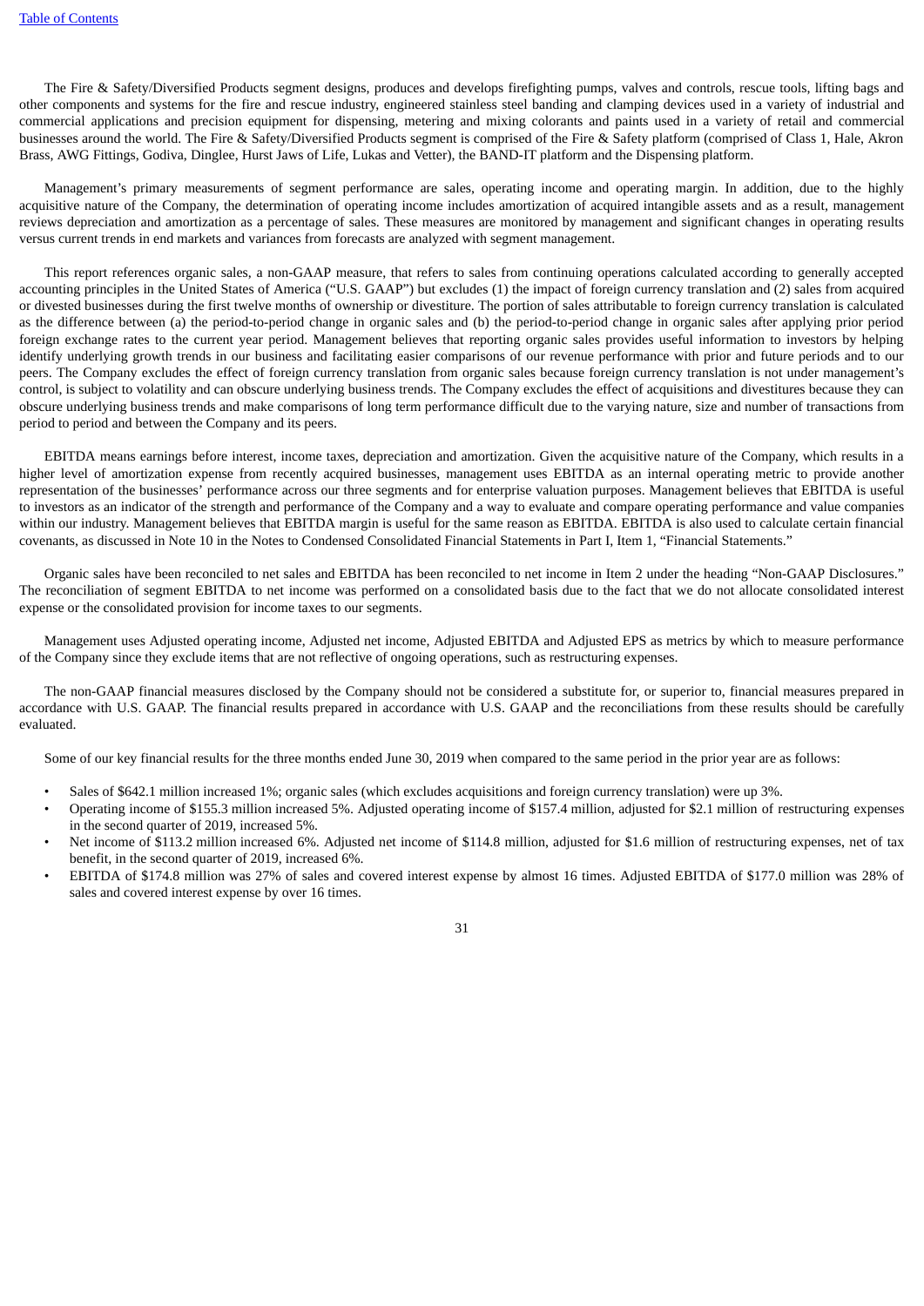The Fire & Safety/Diversified Products segment designs, produces and develops firefighting pumps, valves and controls, rescue tools, lifting bags and other components and systems for the fire and rescue industry, engineered stainless steel banding and clamping devices used in a variety of industrial and commercial applications and precision equipment for dispensing, metering and mixing colorants and paints used in a variety of retail and commercial businesses around the world. The Fire & Safety/Diversified Products segment is comprised of the Fire & Safety platform (comprised of Class 1, Hale, Akron Brass, AWG Fittings, Godiva, Dinglee, Hurst Jaws of Life, Lukas and Vetter), the BAND-IT platform and the Dispensing platform.

Management's primary measurements of segment performance are sales, operating income and operating margin. In addition, due to the highly acquisitive nature of the Company, the determination of operating income includes amortization of acquired intangible assets and as a result, management reviews depreciation and amortization as a percentage of sales. These measures are monitored by management and significant changes in operating results versus current trends in end markets and variances from forecasts are analyzed with segment management.

This report references organic sales, a non-GAAP measure, that refers to sales from continuing operations calculated according to generally accepted accounting principles in the United States of America ("U.S. GAAP") but excludes (1) the impact of foreign currency translation and (2) sales from acquired or divested businesses during the first twelve months of ownership or divestiture. The portion of sales attributable to foreign currency translation is calculated as the difference between (a) the period-to-period change in organic sales and (b) the period-to-period change in organic sales after applying prior period foreign exchange rates to the current year period. Management believes that reporting organic sales provides useful information to investors by helping identify underlying growth trends in our business and facilitating easier comparisons of our revenue performance with prior and future periods and to our peers. The Company excludes the effect of foreign currency translation from organic sales because foreign currency translation is not under management's control, is subject to volatility and can obscure underlying business trends. The Company excludes the effect of acquisitions and divestitures because they can obscure underlying business trends and make comparisons of long term performance difficult due to the varying nature, size and number of transactions from period to period and between the Company and its peers.

EBITDA means earnings before interest, income taxes, depreciation and amortization. Given the acquisitive nature of the Company, which results in a higher level of amortization expense from recently acquired businesses, management uses EBITDA as an internal operating metric to provide another representation of the businesses' performance across our three segments and for enterprise valuation purposes. Management believes that EBITDA is useful to investors as an indicator of the strength and performance of the Company and a way to evaluate and compare operating performance and value companies within our industry. Management believes that EBITDA margin is useful for the same reason as EBITDA. EBITDA is also used to calculate certain financial covenants, as discussed in Note 10 in the Notes to Condensed Consolidated Financial Statements in Part I, Item 1, "Financial Statements."

Organic sales have been reconciled to net sales and EBITDA has been reconciled to net income in Item 2 under the heading "Non-GAAP Disclosures." The reconciliation of segment EBITDA to net income was performed on a consolidated basis due to the fact that we do not allocate consolidated interest expense or the consolidated provision for income taxes to our segments.

Management uses Adjusted operating income, Adjusted net income, Adjusted EBITDA and Adjusted EPS as metrics by which to measure performance of the Company since they exclude items that are not reflective of ongoing operations, such as restructuring expenses.

The non-GAAP financial measures disclosed by the Company should not be considered a substitute for, or superior to, financial measures prepared in accordance with U.S. GAAP. The financial results prepared in accordance with U.S. GAAP and the reconciliations from these results should be carefully evaluated.

Some of our key financial results for the three months ended June 30, 2019 when compared to the same period in the prior year are as follows:

- Sales of $642.1 million increased 1%; organic sales (which excludes acquisitions and foreign currency translation) were up 3%.
- Operating income of $155.3 million increased 5%. Adjusted operating income of $157.4 million, adjusted for $2.1 million of restructuring expenses in the second quarter of 2019, increased 5%.
- Net income of $113.2 million increased 6%. Adjusted net income of $114.8 million, adjusted for $1.6 million of restructuring expenses, net of tax benefit, in the second quarter of 2019, increased 6%.
- EBITDA of $174.8 million was 27% of sales and covered interest expense by almost 16 times. Adjusted EBITDA of $177.0 million was 28% of sales and covered interest expense by over 16 times.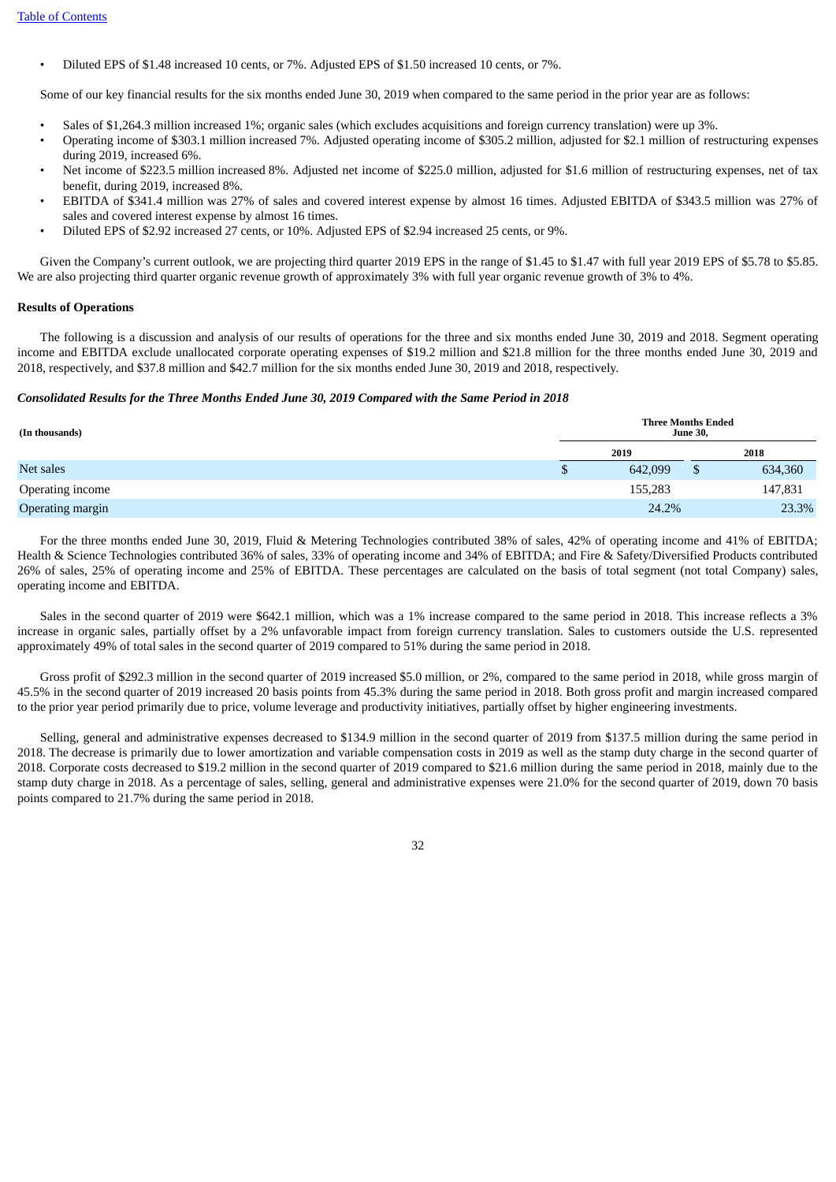- Diluted EPS of $1.48 increased 10 cents, or 7%. Adjusted EPS of $1.50 increased 10 cents, or 7%.

Some of our key financial results for the six months ended June 30, 2019 when compared to the same period in the prior year are as follows:

- Sales of $1,264.3 million increased 1%; organic sales (which excludes acquisitions and foreign currency translation) were up 3%.
- Operating income of $303.1 million increased 7%. Adjusted operating income of $305.2 million, adjusted for $2.1 million of restructuring expenses during 2019, increased 6%.
- Net income of $223.5 million increased 8%. Adjusted net income of $225.0 million, adjusted for $1.6 million of restructuring expenses, net of tax benefit, during 2019, increased 8%.
- EBITDA of $341.4 million was 27% of sales and covered interest expense by almost 16 times. Adjusted EBITDA of $343.5 million was 27% of sales and covered interest expense by almost 16 times.
- Diluted EPS of $2.92 increased 27 cents, or 10%. Adjusted EPS of $2.94 increased 25 cents, or 9%.

Given the Company's current outlook, we are projecting third quarter 2019 EPS in the range of $1.45 to $1.47 with full year 2019 EPS of $5.78 to $5.85. We are also projecting third quarter organic revenue growth of approximately 3% with full year organic revenue growth of 3% to 4%.

### Results of Operations

The following is a discussion and analysis of our results of operations for the three and six months ended June 30, 2019 and 2018. Segment operating income and EBITDA exclude unallocated corporate operating expenses of $19.2 million and $21.8 million for the three months ended June 30, 2019 and 2018, respectively, and $37.8 million and $42.7 million for the six months ended June 30, 2019 and 2018, respectively.

#### *Consolidated Results for the Three Months Ended June 30, 2019 Compared with the Same Period in 2018*

| (In thousands) | Three Months Ended June 30, | |
|---|---|---|
| | 2019 | 2018 |
| Net sales | $ 642,099 | $ 634,360 |
| Operating income | 155,283 | 147,831 |
| Operating margin | 24.2% | 23.3% |

For the three months ended June 30, 2019, Fluid & Metering Technologies contributed 38% of sales, 42% of operating income and 41% of EBITDA; Health & Science Technologies contributed 36% of sales, 33% of operating income and 34% of EBITDA; and Fire & Safety/Diversified Products contributed 26% of sales, 25% of operating income and 25% of EBITDA. These percentages are calculated on the basis of total segment (not total Company) sales, operating income and EBITDA.

Sales in the second quarter of 2019 were $642.1 million, which was a 1% increase compared to the same period in 2018. This increase reflects a 3% increase in organic sales, partially offset by a 2% unfavorable impact from foreign currency translation. Sales to customers outside the U.S. represented approximately 49% of total sales in the second quarter of 2019 compared to 51% during the same period in 2018.

Gross profit of $292.3 million in the second quarter of 2019 increased $5.0 million, or 2%, compared to the same period in 2018, while gross margin of 45.5% in the second quarter of 2019 increased 20 basis points from 45.3% during the same period in 2018. Both gross profit and margin increased compared to the prior year period primarily due to price, volume leverage and productivity initiatives, partially offset by higher engineering investments.

Selling, general and administrative expenses decreased to $134.9 million in the second quarter of 2019 from $137.5 million during the same period in 2018. The decrease is primarily due to lower amortization and variable compensation costs in 2019 as well as the stamp duty charge in the second quarter of 2018. Corporate costs decreased to $19.2 million in the second quarter of 2019 compared to $21.6 million during the same period in 2018, mainly due to the stamp duty charge in 2018. As a percentage of sales, selling, general and administrative expenses were 21.0% for the second quarter of 2019, down 70 basis points compared to 21.7% during the same period in 2018.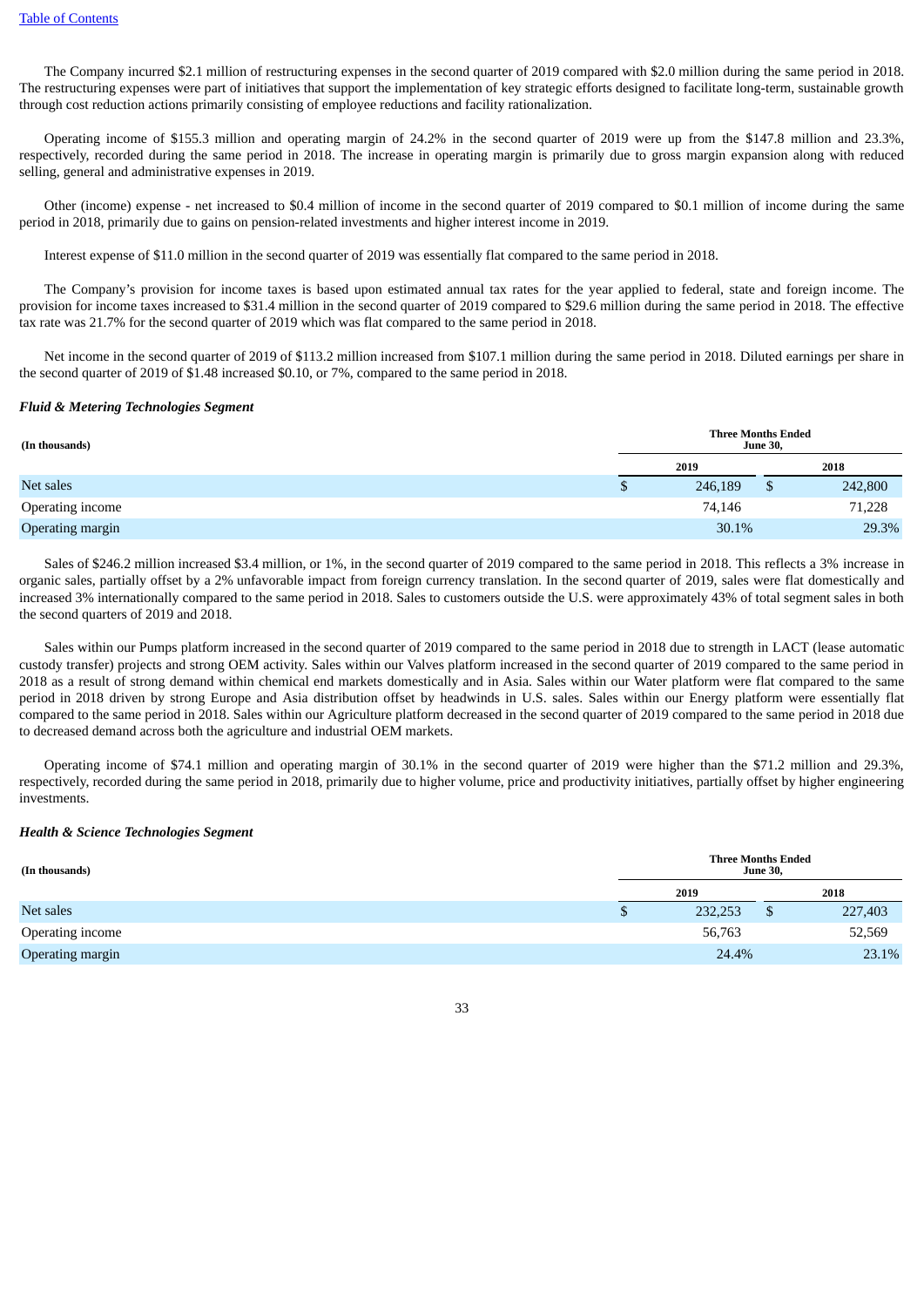The Company incurred $2.1 million of restructuring expenses in the second quarter of 2019 compared with $2.0 million during the same period in 2018. The restructuring expenses were part of initiatives that support the implementation of key strategic efforts designed to facilitate long-term, sustainable growth through cost reduction actions primarily consisting of employee reductions and facility rationalization.

Operating income of $155.3 million and operating margin of 24.2% in the second quarter of 2019 were up from the $147.8 million and 23.3%, respectively, recorded during the same period in 2018. The increase in operating margin is primarily due to gross margin expansion along with reduced selling, general and administrative expenses in 2019.

Other (income) expense - net increased to $0.4 million of income in the second quarter of 2019 compared to $0.1 million of income during the same period in 2018, primarily due to gains on pension-related investments and higher interest income in 2019.

Interest expense of $11.0 million in the second quarter of 2019 was essentially flat compared to the same period in 2018.

The Company's provision for income taxes is based upon estimated annual tax rates for the year applied to federal, state and foreign income. The provision for income taxes increased to $31.4 million in the second quarter of 2019 compared to $29.6 million during the same period in 2018. The effective tax rate was 21.7% for the second quarter of 2019 which was flat compared to the same period in 2018.

Net income in the second quarter of 2019 of $113.2 million increased from $107.1 million during the same period in 2018. Diluted earnings per share in the second quarter of 2019 of $1.48 increased $0.10, or 7%, compared to the same period in 2018.

***Fluid & Metering Technologies Segment***

| (In thousands) | Three Months Ended June 30, | |
|---|---|---|
| | 2019 | 2018 |
| Net sales | $ 246,189 | $ 242,800 |
| Operating income | 74,146 | 71,228 |
| Operating margin | 30.1% | 29.3% |

Sales of $246.2 million increased $3.4 million, or 1%, in the second quarter of 2019 compared to the same period in 2018. This reflects a 3% increase in organic sales, partially offset by a 2% unfavorable impact from foreign currency translation. In the second quarter of 2019, sales were flat domestically and increased 3% internationally compared to the same period in 2018. Sales to customers outside the U.S. were approximately 43% of total segment sales in both the second quarters of 2019 and 2018.

Sales within our Pumps platform increased in the second quarter of 2019 compared to the same period in 2018 due to strength in LACT (lease automatic custody transfer) projects and strong OEM activity. Sales within our Valves platform increased in the second quarter of 2019 compared to the same period in 2018 as a result of strong demand within chemical end markets domestically and in Asia. Sales within our Water platform were flat compared to the same period in 2018 driven by strong Europe and Asia distribution offset by headwinds in U.S. sales. Sales within our Energy platform were essentially flat compared to the same period in 2018. Sales within our Agriculture platform decreased in the second quarter of 2019 compared to the same period in 2018 due to decreased demand across both the agriculture and industrial OEM markets.

Operating income of $74.1 million and operating margin of 30.1% in the second quarter of 2019 were higher than the $71.2 million and 29.3%, respectively, recorded during the same period in 2018, primarily due to higher volume, price and productivity initiatives, partially offset by higher engineering investments.

***Health & Science Technologies Segment***

| (In thousands) | Three Months Ended June 30, | |
|---|---|---|
| | 2019 | 2018 |
| Net sales | $ 232,253 | $ 227,403 |
| Operating income | 56,763 | 52,569 |
| Operating margin | 24.4% | 23.1% |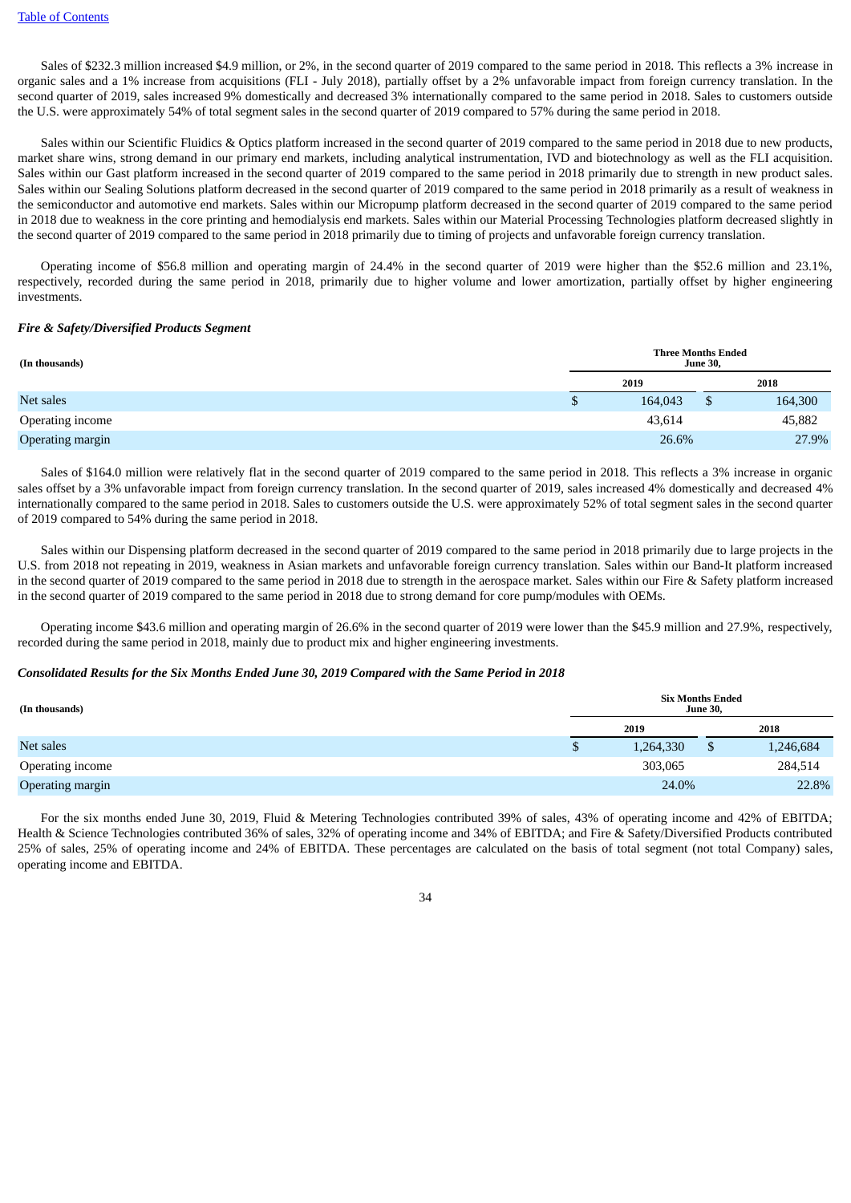Sales of $232.3 million increased $4.9 million, or 2%, in the second quarter of 2019 compared to the same period in 2018. This reflects a 3% increase in organic sales and a 1% increase from acquisitions (FLI - July 2018), partially offset by a 2% unfavorable impact from foreign currency translation. In the second quarter of 2019, sales increased 9% domestically and decreased 3% internationally compared to the same period in 2018. Sales to customers outside the U.S. were approximately 54% of total segment sales in the second quarter of 2019 compared to 57% during the same period in 2018.

Sales within our Scientific Fluidics & Optics platform increased in the second quarter of 2019 compared to the same period in 2018 due to new products, market share wins, strong demand in our primary end markets, including analytical instrumentation, IVD and biotechnology as well as the FLI acquisition. Sales within our Gast platform increased in the second quarter of 2019 compared to the same period in 2018 primarily due to strength in new product sales. Sales within our Sealing Solutions platform decreased in the second quarter of 2019 compared to the same period in 2018 primarily as a result of weakness in the semiconductor and automotive end markets. Sales within our Micropump platform decreased in the second quarter of 2019 compared to the same period in 2018 due to weakness in the core printing and hemodialysis end markets. Sales within our Material Processing Technologies platform decreased slightly in the second quarter of 2019 compared to the same period in 2018 primarily due to timing of projects and unfavorable foreign currency translation.

Operating income of $56.8 million and operating margin of 24.4% in the second quarter of 2019 were higher than the $52.6 million and 23.1%, respectively, recorded during the same period in 2018, primarily due to higher volume and lower amortization, partially offset by higher engineering investments.

***Fire & Safety/Diversified Products Segment***

| (In thousands) | Three Months Ended June 30, | |
|---|---|---|
| | 2019 | 2018 |
| Net sales | $ 164,043 | $ 164,300 |
| Operating income | 43,614 | 45,882 |
| Operating margin | 26.6% | 27.9% |

Sales of $164.0 million were relatively flat in the second quarter of 2019 compared to the same period in 2018. This reflects a 3% increase in organic sales offset by a 3% unfavorable impact from foreign currency translation. In the second quarter of 2019, sales increased 4% domestically and decreased 4% internationally compared to the same period in 2018. Sales to customers outside the U.S. were approximately 52% of total segment sales in the second quarter of 2019 compared to 54% during the same period in 2018.

Sales within our Dispensing platform decreased in the second quarter of 2019 compared to the same period in 2018 primarily due to large projects in the U.S. from 2018 not repeating in 2019, weakness in Asian markets and unfavorable foreign currency translation. Sales within our Band-It platform increased in the second quarter of 2019 compared to the same period in 2018 due to strength in the aerospace market. Sales within our Fire & Safety platform increased in the second quarter of 2019 compared to the same period in 2018 due to strong demand for core pump/modules with OEMs.

Operating income $43.6 million and operating margin of 26.6% in the second quarter of 2019 were lower than the $45.9 million and 27.9%, respectively, recorded during the same period in 2018, mainly due to product mix and higher engineering investments.

***Consolidated Results for the Six Months Ended June 30, 2019 Compared with the Same Period in 2018***

| (In thousands) | Six Months Ended June 30, | |
|---|---|---|
| | 2019 | 2018 |
| Net sales | $ 1,264,330 | $ 1,246,684 |
| Operating income | 303,065 | 284,514 |
| Operating margin | 24.0% | 22.8% |

For the six months ended June 30, 2019, Fluid & Metering Technologies contributed 39% of sales, 43% of operating income and 42% of EBITDA; Health & Science Technologies contributed 36% of sales, 32% of operating income and 34% of EBITDA; and Fire & Safety/Diversified Products contributed 25% of sales, 25% of operating income and 24% of EBITDA. These percentages are calculated on the basis of total segment (not total Company) sales, operating income and EBITDA.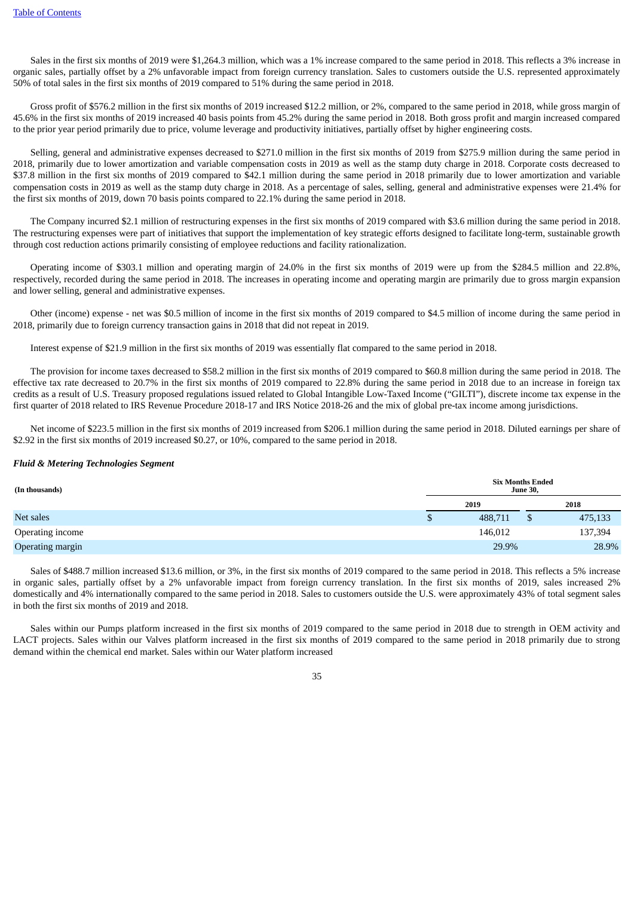Sales in the first six months of 2019 were $1,264.3 million, which was a 1% increase compared to the same period in 2018. This reflects a 3% increase in organic sales, partially offset by a 2% unfavorable impact from foreign currency translation. Sales to customers outside the U.S. represented approximately 50% of total sales in the first six months of 2019 compared to 51% during the same period in 2018.

Gross profit of $576.2 million in the first six months of 2019 increased $12.2 million, or 2%, compared to the same period in 2018, while gross margin of 45.6% in the first six months of 2019 increased 40 basis points from 45.2% during the same period in 2018. Both gross profit and margin increased compared to the prior year period primarily due to price, volume leverage and productivity initiatives, partially offset by higher engineering costs.

Selling, general and administrative expenses decreased to $271.0 million in the first six months of 2019 from $275.9 million during the same period in 2018, primarily due to lower amortization and variable compensation costs in 2019 as well as the stamp duty charge in 2018. Corporate costs decreased to $37.8 million in the first six months of 2019 compared to $42.1 million during the same period in 2018 primarily due to lower amortization and variable compensation costs in 2019 as well as the stamp duty charge in 2018. As a percentage of sales, selling, general and administrative expenses were 21.4% for the first six months of 2019, down 70 basis points compared to 22.1% during the same period in 2018.

The Company incurred $2.1 million of restructuring expenses in the first six months of 2019 compared with $3.6 million during the same period in 2018. The restructuring expenses were part of initiatives that support the implementation of key strategic efforts designed to facilitate long-term, sustainable growth through cost reduction actions primarily consisting of employee reductions and facility rationalization.

Operating income of $303.1 million and operating margin of 24.0% in the first six months of 2019 were up from the $284.5 million and 22.8%, respectively, recorded during the same period in 2018. The increases in operating income and operating margin are primarily due to gross margin expansion and lower selling, general and administrative expenses.

Other (income) expense - net was $0.5 million of income in the first six months of 2019 compared to $4.5 million of income during the same period in 2018, primarily due to foreign currency transaction gains in 2018 that did not repeat in 2019.

Interest expense of $21.9 million in the first six months of 2019 was essentially flat compared to the same period in 2018.

The provision for income taxes decreased to $58.2 million in the first six months of 2019 compared to $60.8 million during the same period in 2018. The effective tax rate decreased to 20.7% in the first six months of 2019 compared to 22.8% during the same period in 2018 due to an increase in foreign tax credits as a result of U.S. Treasury proposed regulations issued related to Global Intangible Low-Taxed Income ("GILTI"), discrete income tax expense in the first quarter of 2018 related to IRS Revenue Procedure 2018-17 and IRS Notice 2018-26 and the mix of global pre-tax income among jurisdictions.

Net income of $223.5 million in the first six months of 2019 increased from $206.1 million during the same period in 2018. Diluted earnings per share of $2.92 in the first six months of 2019 increased $0.27, or 10%, compared to the same period in 2018.

***Fluid & Metering Technologies Segment***

| (In thousands) | Six Months Ended June 30, | |
|---|---|---|
| | 2019 | 2018 |
| Net sales | $ 488,711 | $ 475,133 |
| Operating income | 146,012 | 137,394 |
| Operating margin | 29.9% | 28.9% |

Sales of $488.7 million increased $13.6 million, or 3%, in the first six months of 2019 compared to the same period in 2018. This reflects a 5% increase in organic sales, partially offset by a 2% unfavorable impact from foreign currency translation. In the first six months of 2019, sales increased 2% domestically and 4% internationally compared to the same period in 2018. Sales to customers outside the U.S. were approximately 43% of total segment sales in both the first six months of 2019 and 2018.

Sales within our Pumps platform increased in the first six months of 2019 compared to the same period in 2018 due to strength in OEM activity and LACT projects. Sales within our Valves platform increased in the first six months of 2019 compared to the same period in 2018 primarily due to strong demand within the chemical end market. Sales within our Water platform increased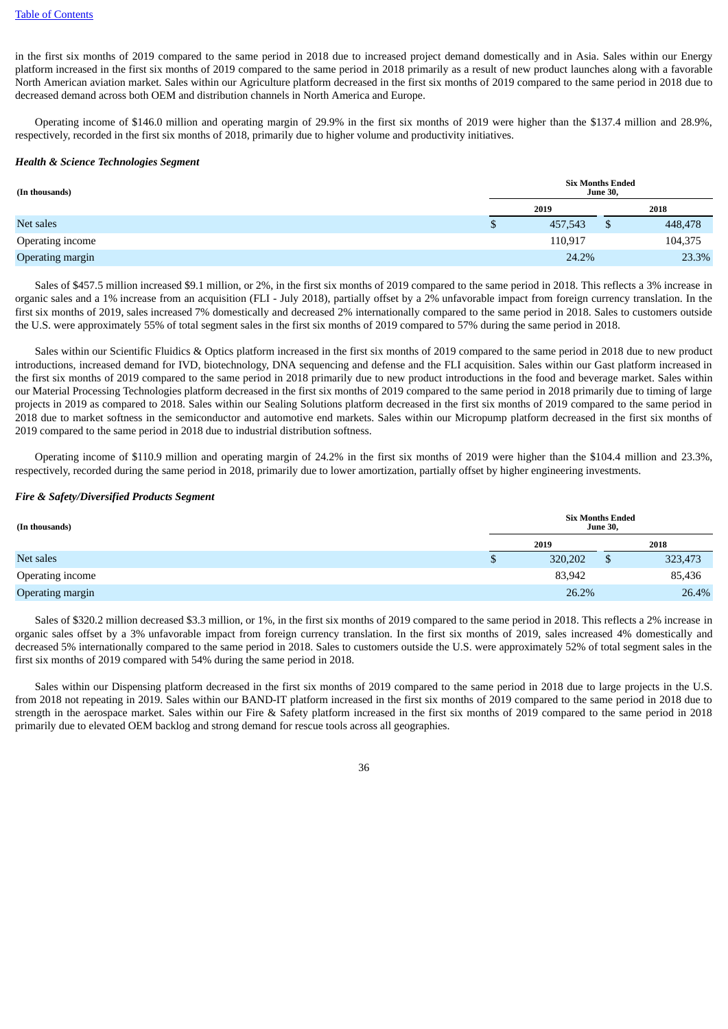in the first six months of 2019 compared to the same period in 2018 due to increased project demand domestically and in Asia. Sales within our Energy platform increased in the first six months of 2019 compared to the same period in 2018 primarily as a result of new product launches along with a favorable North American aviation market. Sales within our Agriculture platform decreased in the first six months of 2019 compared to the same period in 2018 due to decreased demand across both OEM and distribution channels in North America and Europe.

Operating income of $146.0 million and operating margin of 29.9% in the first six months of 2019 were higher than the $137.4 million and 28.9%, respectively, recorded in the first six months of 2018, primarily due to higher volume and productivity initiatives.

***Health & Science Technologies Segment***

| (In thousands) | Six Months Ended June 30, | |
|---|---|---|
| | 2019 | 2018 |
| Net sales | $ 457,543 | $ 448,478 |
| Operating income | 110,917 | 104,375 |
| Operating margin | 24.2% | 23.3% |

Sales of $457.5 million increased $9.1 million, or 2%, in the first six months of 2019 compared to the same period in 2018. This reflects a 3% increase in organic sales and a 1% increase from an acquisition (FLI - July 2018), partially offset by a 2% unfavorable impact from foreign currency translation. In the first six months of 2019, sales increased 7% domestically and decreased 2% internationally compared to the same period in 2018. Sales to customers outside the U.S. were approximately 55% of total segment sales in the first six months of 2019 compared to 57% during the same period in 2018.

Sales within our Scientific Fluidics & Optics platform increased in the first six months of 2019 compared to the same period in 2018 due to new product introductions, increased demand for IVD, biotechnology, DNA sequencing and defense and the FLI acquisition. Sales within our Gast platform increased in the first six months of 2019 compared to the same period in 2018 primarily due to new product introductions in the food and beverage market. Sales within our Material Processing Technologies platform decreased in the first six months of 2019 compared to the same period in 2018 primarily due to timing of large projects in 2019 as compared to 2018. Sales within our Sealing Solutions platform decreased in the first six months of 2019 compared to the same period in 2018 due to market softness in the semiconductor and automotive end markets. Sales within our Micropump platform decreased in the first six months of 2019 compared to the same period in 2018 due to industrial distribution softness.

Operating income of $110.9 million and operating margin of 24.2% in the first six months of 2019 were higher than the $104.4 million and 23.3%, respectively, recorded during the same period in 2018, primarily due to lower amortization, partially offset by higher engineering investments.

***Fire & Safety/Diversified Products Segment***

| (In thousands) | Six Months Ended June 30, | |
|---|---|---|
| | 2019 | 2018 |
| Net sales | $ 320,202 | $ 323,473 |
| Operating income | 83,942 | 85,436 |
| Operating margin | 26.2% | 26.4% |

Sales of $320.2 million decreased $3.3 million, or 1%, in the first six months of 2019 compared to the same period in 2018. This reflects a 2% increase in organic sales offset by a 3% unfavorable impact from foreign currency translation. In the first six months of 2019, sales increased 4% domestically and decreased 5% internationally compared to the same period in 2018. Sales to customers outside the U.S. were approximately 52% of total segment sales in the first six months of 2019 compared with 54% during the same period in 2018.

Sales within our Dispensing platform decreased in the first six months of 2019 compared to the same period in 2018 due to large projects in the U.S. from 2018 not repeating in 2019. Sales within our BAND-IT platform increased in the first six months of 2019 compared to the same period in 2018 due to strength in the aerospace market. Sales within our Fire & Safety platform increased in the first six months of 2019 compared to the same period in 2018 primarily due to elevated OEM backlog and strong demand for rescue tools across all geographies.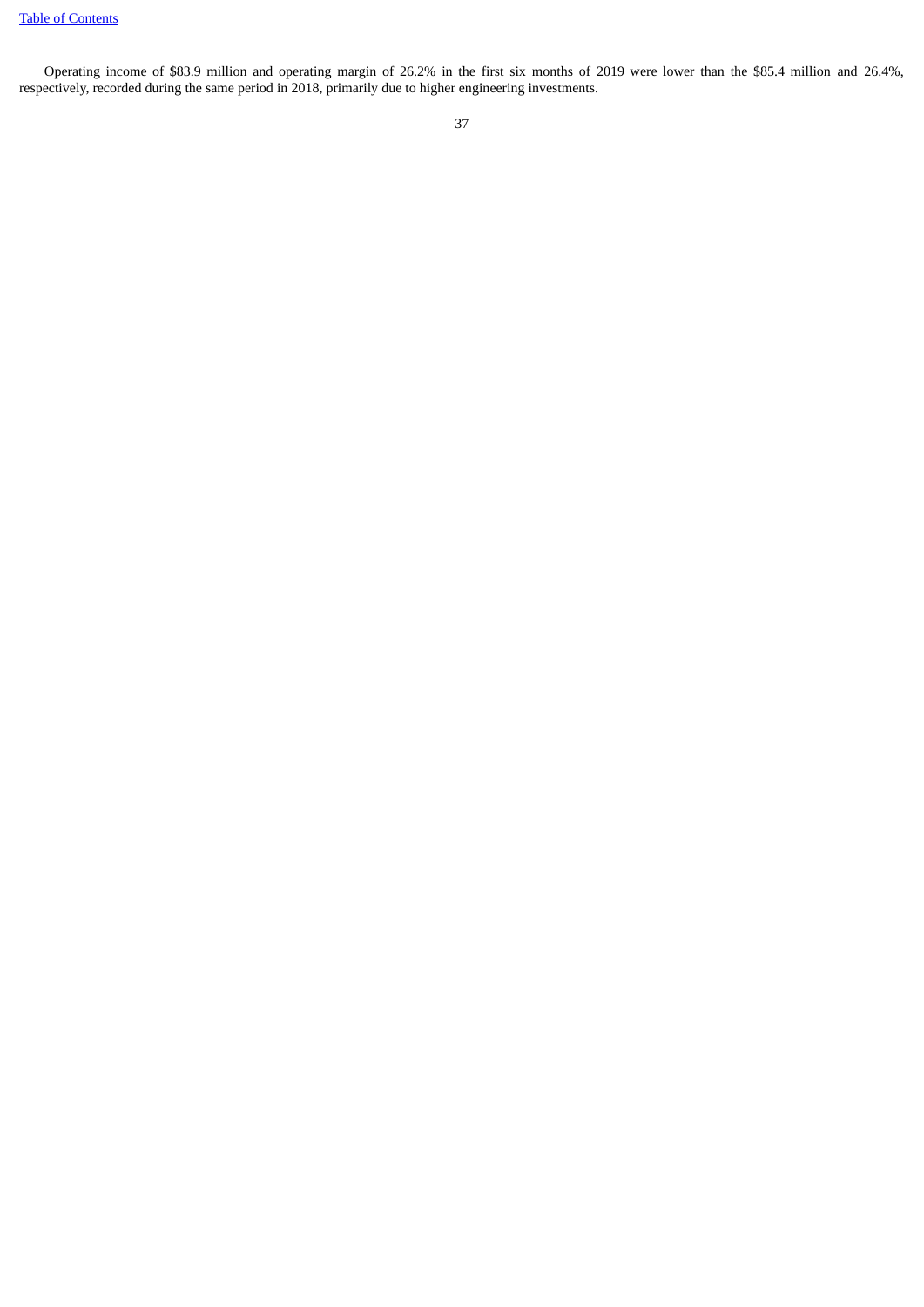Operating income of $83.9 million and operating margin of 26.2% in the first six months of 2019 were lower than the $85.4 million and 26.4%, respectively, recorded during the same period in 2018, primarily due to higher engineering investments.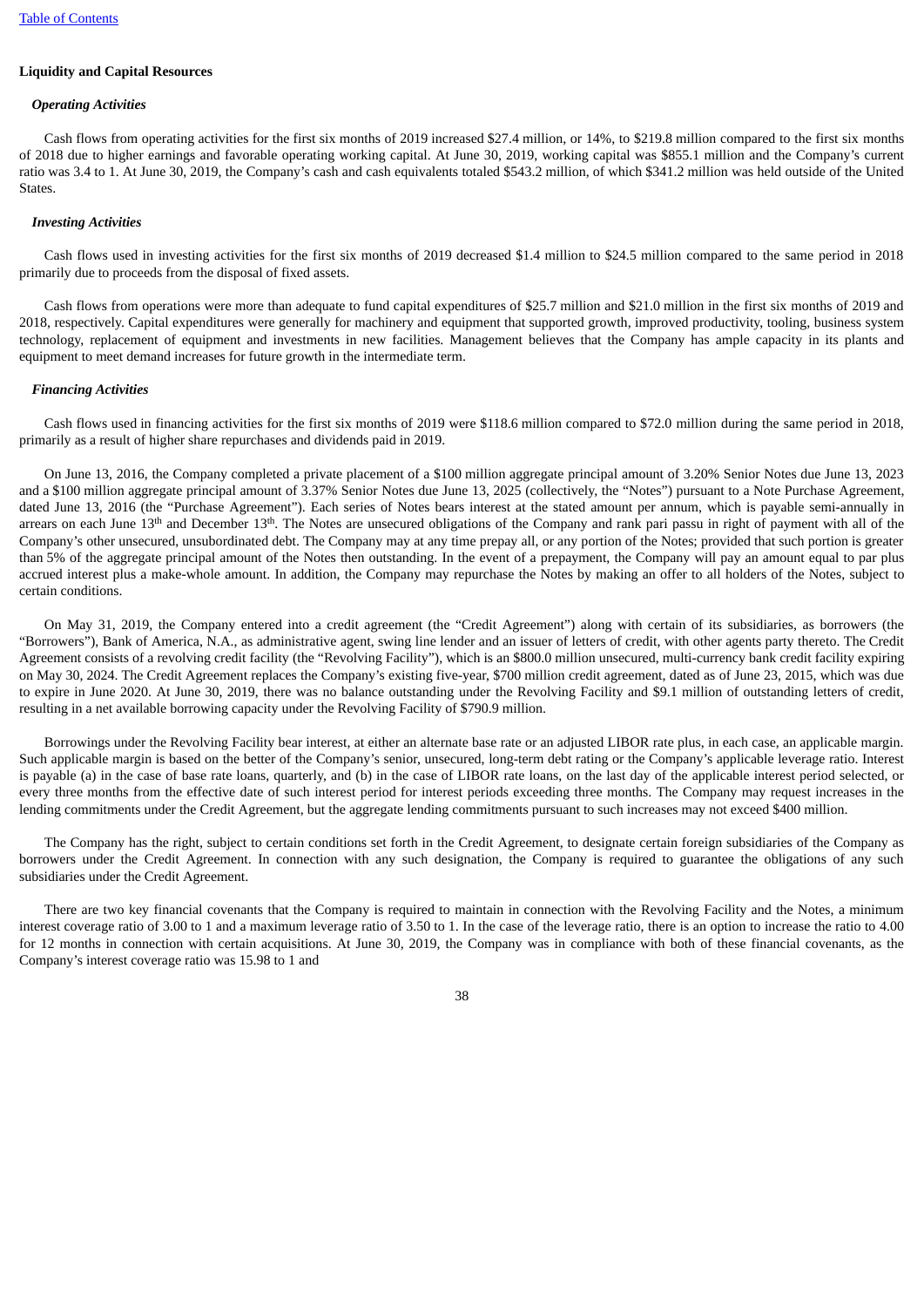### Liquidity and Capital Resources

#### *Operating Activities*

Cash flows from operating activities for the first six months of 2019 increased $27.4 million, or 14%, to $219.8 million compared to the first six months of 2018 due to higher earnings and favorable operating working capital. At June 30, 2019, working capital was $855.1 million and the Company's current ratio was 3.4 to 1. At June 30, 2019, the Company's cash and cash equivalents totaled $543.2 million, of which $341.2 million was held outside of the United States.

#### *Investing Activities*

Cash flows used in investing activities for the first six months of 2019 decreased $1.4 million to $24.5 million compared to the same period in 2018 primarily due to proceeds from the disposal of fixed assets.

Cash flows from operations were more than adequate to fund capital expenditures of $25.7 million and $21.0 million in the first six months of 2019 and 2018, respectively. Capital expenditures were generally for machinery and equipment that supported growth, improved productivity, tooling, business system technology, replacement of equipment and investments in new facilities. Management believes that the Company has ample capacity in its plants and equipment to meet demand increases for future growth in the intermediate term.

#### *Financing Activities*

Cash flows used in financing activities for the first six months of 2019 were $118.6 million compared to $72.0 million during the same period in 2018, primarily as a result of higher share repurchases and dividends paid in 2019.

On June 13, 2016, the Company completed a private placement of a $100 million aggregate principal amount of 3.20% Senior Notes due June 13, 2023 and a $100 million aggregate principal amount of 3.37% Senior Notes due June 13, 2025 (collectively, the "Notes") pursuant to a Note Purchase Agreement, dated June 13, 2016 (the "Purchase Agreement"). Each series of Notes bears interest at the stated amount per annum, which is payable semi-annually in arrears on each June 13th and December 13th. The Notes are unsecured obligations of the Company and rank pari passu in right of payment with all of the Company's other unsecured, unsubordinated debt. The Company may at any time prepay all, or any portion of the Notes; provided that such portion is greater than 5% of the aggregate principal amount of the Notes then outstanding. In the event of a prepayment, the Company will pay an amount equal to par plus accrued interest plus a make-whole amount. In addition, the Company may repurchase the Notes by making an offer to all holders of the Notes, subject to certain conditions.

On May 31, 2019, the Company entered into a credit agreement (the "Credit Agreement") along with certain of its subsidiaries, as borrowers (the "Borrowers"), Bank of America, N.A., as administrative agent, swing line lender and an issuer of letters of credit, with other agents party thereto. The Credit Agreement consists of a revolving credit facility (the "Revolving Facility"), which is an $800.0 million unsecured, multi-currency bank credit facility expiring on May 30, 2024. The Credit Agreement replaces the Company's existing five-year, $700 million credit agreement, dated as of June 23, 2015, which was due to expire in June 2020. At June 30, 2019, there was no balance outstanding under the Revolving Facility and $9.1 million of outstanding letters of credit, resulting in a net available borrowing capacity under the Revolving Facility of $790.9 million.

Borrowings under the Revolving Facility bear interest, at either an alternate base rate or an adjusted LIBOR rate plus, in each case, an applicable margin. Such applicable margin is based on the better of the Company's senior, unsecured, long-term debt rating or the Company's applicable leverage ratio. Interest is payable (a) in the case of base rate loans, quarterly, and (b) in the case of LIBOR rate loans, on the last day of the applicable interest period selected, or every three months from the effective date of such interest period for interest periods exceeding three months. The Company may request increases in the lending commitments under the Credit Agreement, but the aggregate lending commitments pursuant to such increases may not exceed $400 million.

The Company has the right, subject to certain conditions set forth in the Credit Agreement, to designate certain foreign subsidiaries of the Company as borrowers under the Credit Agreement. In connection with any such designation, the Company is required to guarantee the obligations of any such subsidiaries under the Credit Agreement.

There are two key financial covenants that the Company is required to maintain in connection with the Revolving Facility and the Notes, a minimum interest coverage ratio of 3.00 to 1 and a maximum leverage ratio of 3.50 to 1. In the case of the leverage ratio, there is an option to increase the ratio to 4.00 for 12 months in connection with certain acquisitions. At June 30, 2019, the Company was in compliance with both of these financial covenants, as the Company's interest coverage ratio was 15.98 to 1 and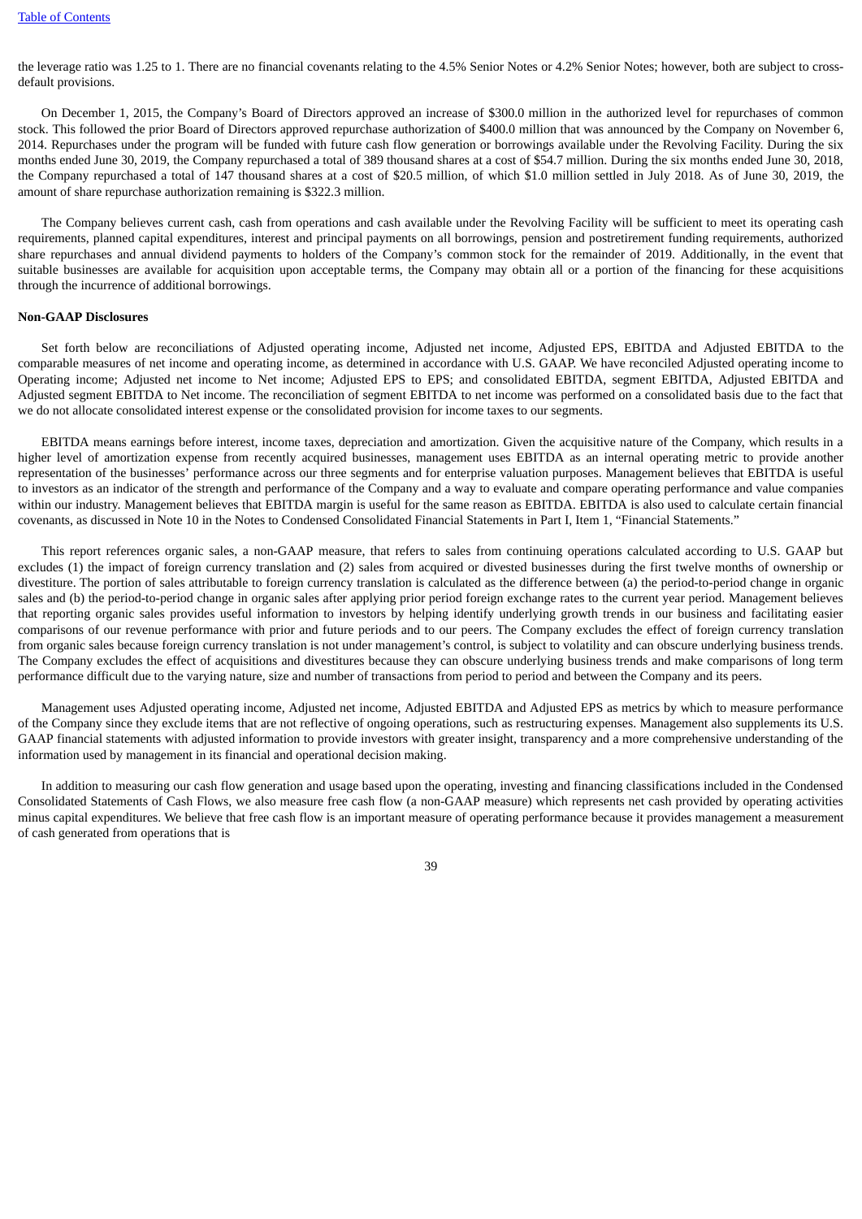the leverage ratio was 1.25 to 1. There are no financial covenants relating to the 4.5% Senior Notes or 4.2% Senior Notes; however, both are subject to cross-default provisions.

On December 1, 2015, the Company's Board of Directors approved an increase of $300.0 million in the authorized level for repurchases of common stock. This followed the prior Board of Directors approved repurchase authorization of $400.0 million that was announced by the Company on November 6, 2014. Repurchases under the program will be funded with future cash flow generation or borrowings available under the Revolving Facility. During the six months ended June 30, 2019, the Company repurchased a total of 389 thousand shares at a cost of $54.7 million. During the six months ended June 30, 2018, the Company repurchased a total of 147 thousand shares at a cost of $20.5 million, of which $1.0 million settled in July 2018. As of June 30, 2019, the amount of share repurchase authorization remaining is $322.3 million.

The Company believes current cash, cash from operations and cash available under the Revolving Facility will be sufficient to meet its operating cash requirements, planned capital expenditures, interest and principal payments on all borrowings, pension and postretirement funding requirements, authorized share repurchases and annual dividend payments to holders of the Company's common stock for the remainder of 2019. Additionally, in the event that suitable businesses are available for acquisition upon acceptable terms, the Company may obtain all or a portion of the financing for these acquisitions through the incurrence of additional borrowings.

**Non-GAAP Disclosures**

Set forth below are reconciliations of Adjusted operating income, Adjusted net income, Adjusted EPS, EBITDA and Adjusted EBITDA to the comparable measures of net income and operating income, as determined in accordance with U.S. GAAP. We have reconciled Adjusted operating income to Operating income; Adjusted net income to Net income; Adjusted EPS to EPS; and consolidated EBITDA, segment EBITDA, Adjusted EBITDA and Adjusted segment EBITDA to Net income. The reconciliation of segment EBITDA to net income was performed on a consolidated basis due to the fact that we do not allocate consolidated interest expense or the consolidated provision for income taxes to our segments.

EBITDA means earnings before interest, income taxes, depreciation and amortization. Given the acquisitive nature of the Company, which results in a higher level of amortization expense from recently acquired businesses, management uses EBITDA as an internal operating metric to provide another representation of the businesses' performance across our three segments and for enterprise valuation purposes. Management believes that EBITDA is useful to investors as an indicator of the strength and performance of the Company and a way to evaluate and compare operating performance and value companies within our industry. Management believes that EBITDA margin is useful for the same reason as EBITDA. EBITDA is also used to calculate certain financial covenants, as discussed in Note 10 in the Notes to Condensed Consolidated Financial Statements in Part I, Item 1, "Financial Statements."

This report references organic sales, a non-GAAP measure, that refers to sales from continuing operations calculated according to U.S. GAAP but excludes (1) the impact of foreign currency translation and (2) sales from acquired or divested businesses during the first twelve months of ownership or divestiture. The portion of sales attributable to foreign currency translation is calculated as the difference between (a) the period-to-period change in organic sales and (b) the period-to-period change in organic sales after applying prior period foreign exchange rates to the current year period. Management believes that reporting organic sales provides useful information to investors by helping identify underlying growth trends in our business and facilitating easier comparisons of our revenue performance with prior and future periods and to our peers. The Company excludes the effect of foreign currency translation from organic sales because foreign currency translation is not under management's control, is subject to volatility and can obscure underlying business trends. The Company excludes the effect of acquisitions and divestitures because they can obscure underlying business trends and make comparisons of long term performance difficult due to the varying nature, size and number of transactions from period to period and between the Company and its peers.

Management uses Adjusted operating income, Adjusted net income, Adjusted EBITDA and Adjusted EPS as metrics by which to measure performance of the Company since they exclude items that are not reflective of ongoing operations, such as restructuring expenses. Management also supplements its U.S. GAAP financial statements with adjusted information to provide investors with greater insight, transparency and a more comprehensive understanding of the information used by management in its financial and operational decision making.

In addition to measuring our cash flow generation and usage based upon the operating, investing and financing classifications included in the Condensed Consolidated Statements of Cash Flows, we also measure free cash flow (a non-GAAP measure) which represents net cash provided by operating activities minus capital expenditures. We believe that free cash flow is an important measure of operating performance because it provides management a measurement of cash generated from operations that is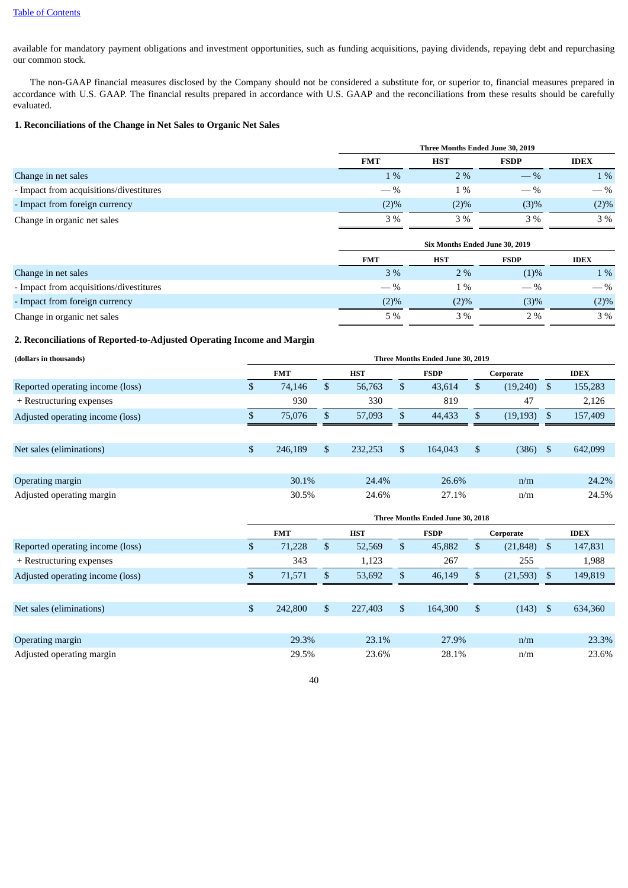available for mandatory payment obligations and investment opportunities, such as funding acquisitions, paying dividends, repaying debt and repurchasing our common stock.

The non-GAAP financial measures disclosed by the Company should not be considered a substitute for, or superior to, financial measures prepared in accordance with U.S. GAAP. The financial results prepared in accordance with U.S. GAAP and the reconciliations from these results should be carefully evaluated.

**1. Reconciliations of the Change in Net Sales to Organic Net Sales**

| | Three Months Ended June 30, 2019 | | | |
|---|---|---|---|---|
| | FMT | HST | FSDP | IDEX |
| Change in net sales | 1 % | 2 % | — % | 1 % |
| - Impact from acquisitions/divestitures | — % | 1 % | — % | — % |
| - Impact from foreign currency | (2)% | (2)% | (3)% | (2)% |
| Change in organic net sales | 3 % | 3 % | 3 % | 3 % |

| | Six Months Ended June 30, 2019 | | | |
|---|---|---|---|---|
| | FMT | HST | FSDP | IDEX |
| Change in net sales | 3 % | 2 % | (1)% | 1 % |
| - Impact from acquisitions/divestitures | — % | 1 % | — % | — % |
| - Impact from foreign currency | (2)% | (2)% | (3)% | (2)% |
| Change in organic net sales | 5 % | 3 % | 2 % | 3 % |

**2. Reconciliations of Reported-to-Adjusted Operating Income and Margin**

| (dollars in thousands) | Three Months Ended June 30, 2019 | | | | |
|---|---|---|---|---|---|
| | FMT | HST | FSDP | Corporate | IDEX |
| Reported operating income (loss) | $ 74,146 | $ 56,763 | $ 43,614 | $ (19,240) | $ 155,283 |
| + Restructuring expenses | 930 | 330 | 819 | 47 | 2,126 |
| Adjusted operating income (loss) | $ 75,076 | $ 57,093 | $ 44,433 | $ (19,193) | $ 157,409 |
| | | | | | |
| Net sales (eliminations) | $ 246,189 | $ 232,253 | $ 164,043 | $ (386) | $ 642,099 |
| | | | | | |
| Operating margin | 30.1% | 24.4% | 26.6% | n/m | 24.2% |
| Adjusted operating margin | 30.5% | 24.6% | 27.1% | n/m | 24.5% |

| | Three Months Ended June 30, 2018 | | | | |
|---|---|---|---|---|---|
| | FMT | HST | FSDP | Corporate | IDEX |
| Reported operating income (loss) | $ 71,228 | $ 52,569 | $ 45,882 | $ (21,848) | $ 147,831 |
| + Restructuring expenses | 343 | 1,123 | 267 | 255 | 1,988 |
| Adjusted operating income (loss) | $ 71,571 | $ 53,692 | $ 46,149 | $ (21,593) | $ 149,819 |
| | | | | | |
| Net sales (eliminations) | $ 242,800 | $ 227,403 | $ 164,300 | $ (143) | $ 634,360 |
| | | | | | |
| Operating margin | 29.3% | 23.1% | 27.9% | n/m | 23.3% |
| Adjusted operating margin | 29.5% | 23.6% | 28.1% | n/m | 23.6% |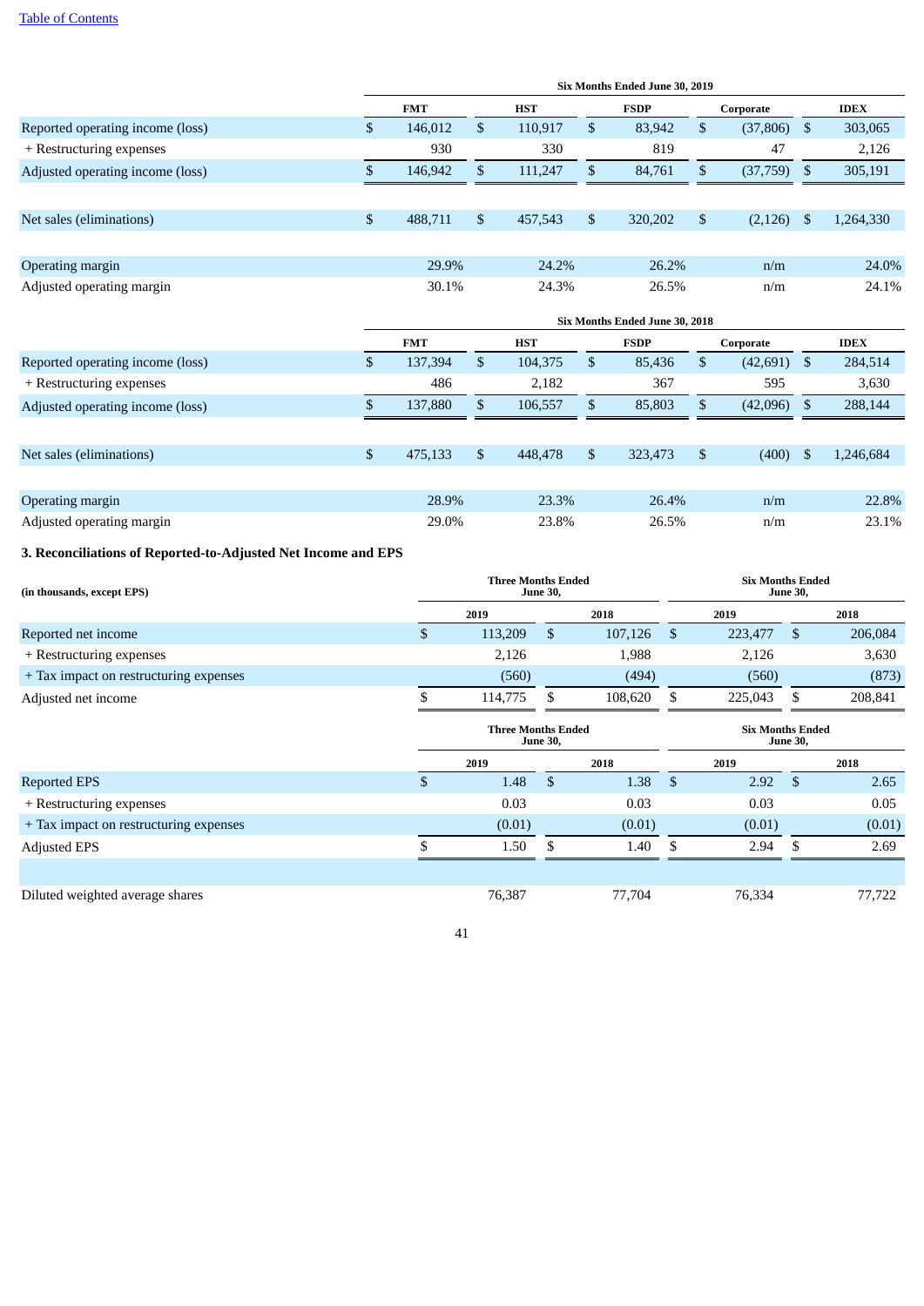| | Six Months Ended June 30, 2019 | | | | |
|---|---|---|---|---|---|
| | FMT | HST | FSDP | Corporate | IDEX |
| Reported operating income (loss) | $ 146,012 | $ 110,917 | $ 83,942 | $ (37,806) | $ 303,065 |
| + Restructuring expenses | 930 | 330 | 819 | 47 | 2,126 |
| Adjusted operating income (loss) | $ 146,942 | $ 111,247 | $ 84,761 | $ (37,759) | $ 305,191 |
| | | | | | |
| Net sales (eliminations) | $ 488,711 | $ 457,543 | $ 320,202 | $ (2,126) | $ 1,264,330 |
| | | | | | |
| Operating margin | 29.9% | 24.2% | 26.2% | n/m | 24.0% |
| Adjusted operating margin | 30.1% | 24.3% | 26.5% | n/m | 24.1% |

| | Six Months Ended June 30, 2018 | | | | |
|---|---|---|---|---|---|
| | FMT | HST | FSDP | Corporate | IDEX |
| Reported operating income (loss) | $ 137,394 | $ 104,375 | $ 85,436 | $ (42,691) | $ 284,514 |
| + Restructuring expenses | 486 | 2,182 | 367 | 595 | 3,630 |
| Adjusted operating income (loss) | $ 137,880 | $ 106,557 | $ 85,803 | $ (42,096) | $ 288,144 |
| | | | | | |
| Net sales (eliminations) | $ 475,133 | $ 448,478 | $ 323,473 | $ (400) | $ 1,246,684 |
| | | | | | |
| Operating margin | 28.9% | 23.3% | 26.4% | n/m | 22.8% |
| Adjusted operating margin | 29.0% | 23.8% | 26.5% | n/m | 23.1% |

**3. Reconciliations of Reported-to-Adjusted Net Income and EPS**

| (in thousands, except EPS) | Three Months Ended June 30, | | Six Months Ended June 30, | |
|---|---|---|---|---|
| | 2019 | 2018 | 2019 | 2018 |
| Reported net income | $ 113,209 | $ 107,126 | $ 223,477 | $ 206,084 |
| + Restructuring expenses | 2,126 | 1,988 | 2,126 | 3,630 |
| + Tax impact on restructuring expenses | (560) | (494) | (560) | (873) |
| Adjusted net income | $ 114,775 | $ 108,620 | $ 225,043 | $ 208,841 |

| | Three Months Ended June 30, | | Six Months Ended June 30, | |
|---|---|---|---|---|
| | 2019 | 2018 | 2019 | 2018 |
| Reported EPS | $ 1.48 | $ 1.38 | $ 2.92 | $ 2.65 |
| + Restructuring expenses | 0.03 | 0.03 | 0.03 | 0.05 |
| + Tax impact on restructuring expenses | (0.01) | (0.01) | (0.01) | (0.01) |
| Adjusted EPS | $ 1.50 | $ 1.40 | $ 2.94 | $ 2.69 |
| | | | | |
| Diluted weighted average shares | 76,387 | 77,704 | 76,334 | 77,722 |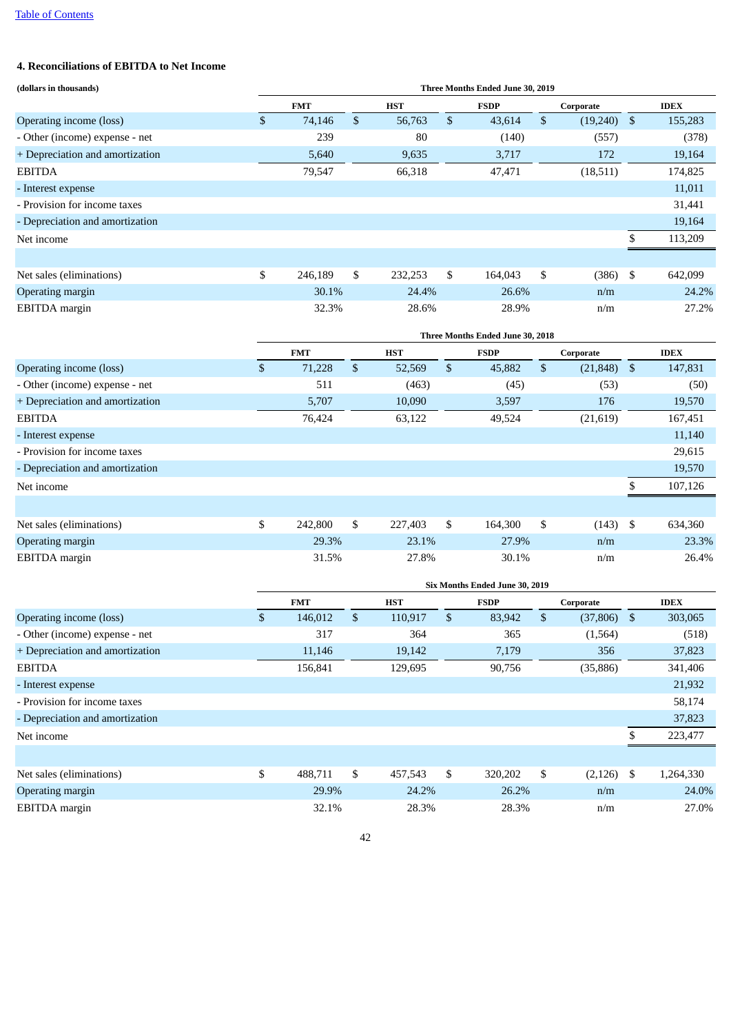## 4. Reconciliations of EBITDA to Net Income

| (dollars in thousands) | Three Months Ended June 30, 2019 | | | | |
|---|---|---|---|---|---|
| | FMT | HST | FSDP | Corporate | IDEX |
| Operating income (loss) | $ 74,146 | $ 56,763 | $ 43,614 | $ (19,240) | $ 155,283 |
| - Other (income) expense - net | 239 | 80 | (140) | (557) | (378) |
| + Depreciation and amortization | 5,640 | 9,635 | 3,717 | 172 | 19,164 |
| EBITDA | 79,547 | 66,318 | 47,471 | (18,511) | 174,825 |
| - Interest expense | | | | | 11,011 |
| - Provision for income taxes | | | | | 31,441 |
| - Depreciation and amortization | | | | | 19,164 |
| Net income | | | | | $ 113,209 |
| | | | | | |
| Net sales (eliminations) | $ 246,189 | $ 232,253 | $ 164,043 | $ (386) | $ 642,099 |
| Operating margin | 30.1% | 24.4% | 26.6% | n/m | 24.2% |
| EBITDA margin | 32.3% | 28.6% | 28.9% | n/m | 27.2% |

| | Three Months Ended June 30, 2018 | | | | |
|---|---|---|---|---|---|
| | FMT | HST | FSDP | Corporate | IDEX |
| Operating income (loss) | $ 71,228 | $ 52,569 | $ 45,882 | $ (21,848) | $ 147,831 |
| - Other (income) expense - net | 511 | (463) | (45) | (53) | (50) |
| + Depreciation and amortization | 5,707 | 10,090 | 3,597 | 176 | 19,570 |
| EBITDA | 76,424 | 63,122 | 49,524 | (21,619) | 167,451 |
| - Interest expense | | | | | 11,140 |
| - Provision for income taxes | | | | | 29,615 |
| - Depreciation and amortization | | | | | 19,570 |
| Net income | | | | | $ 107,126 |
| | | | | | |
| Net sales (eliminations) | $ 242,800 | $ 227,403 | $ 164,300 | $ (143) | $ 634,360 |
| Operating margin | 29.3% | 23.1% | 27.9% | n/m | 23.3% |
| EBITDA margin | 31.5% | 27.8% | 30.1% | n/m | 26.4% |

| | Six Months Ended June 30, 2019 | | | | |
|---|---|---|---|---|---|
| | FMT | HST | FSDP | Corporate | IDEX |
| Operating income (loss) | $ 146,012 | $ 110,917 | $ 83,942 | $ (37,806) | $ 303,065 |
| - Other (income) expense - net | 317 | 364 | 365 | (1,564) | (518) |
| + Depreciation and amortization | 11,146 | 19,142 | 7,179 | 356 | 37,823 |
| EBITDA | 156,841 | 129,695 | 90,756 | (35,886) | 341,406 |
| - Interest expense | | | | | 21,932 |
| - Provision for income taxes | | | | | 58,174 |
| - Depreciation and amortization | | | | | 37,823 |
| Net income | | | | | $ 223,477 |
| | | | | | |
| Net sales (eliminations) | $ 488,711 | $ 457,543 | $ 320,202 | $ (2,126) | $ 1,264,330 |
| Operating margin | 29.9% | 24.2% | 26.2% | n/m | 24.0% |
| EBITDA margin | 32.1% | 28.3% | 28.3% | n/m | 27.0% |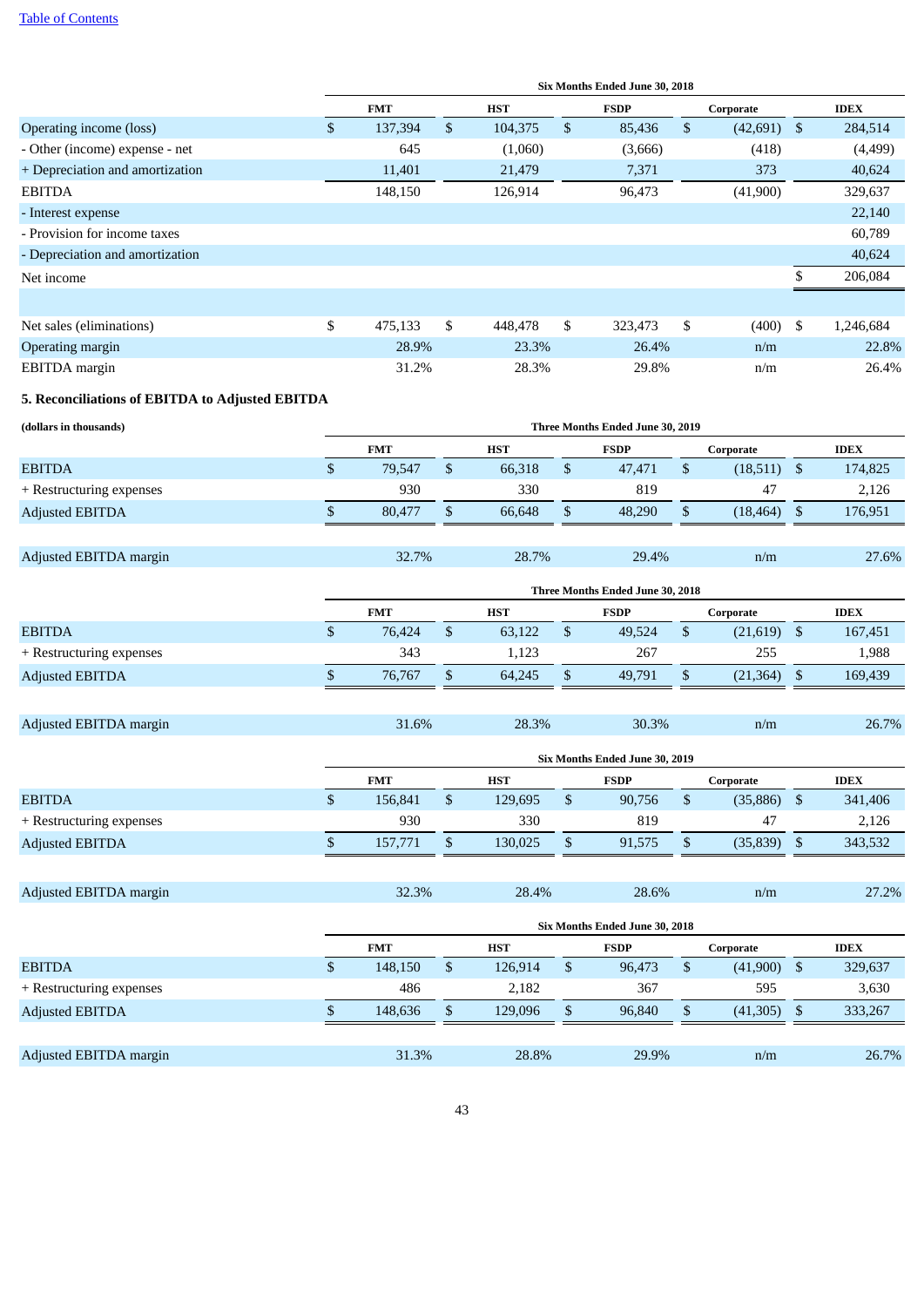[Table of Contents](#)

| | Six Months Ended June 30, 2018 | | | | |
|---|---|---|---|---|---|
| | FMT | HST | FSDP | Corporate | IDEX |
| Operating income (loss) | $ 137,394 | $ 104,375 | $ 85,436 | $ (42,691) | $ 284,514 |
| - Other (income) expense - net | 645 | (1,060) | (3,666) | (418) | (4,499) |
| + Depreciation and amortization | 11,401 | 21,479 | 7,371 | 373 | 40,624 |
| EBITDA | 148,150 | 126,914 | 96,473 | (41,900) | 329,637 |
| - Interest expense | | | | | 22,140 |
| - Provision for income taxes | | | | | 60,789 |
| - Depreciation and amortization | | | | | 40,624 |
| Net income | | | | | $ 206,084 |
| | | | | | |
| Net sales (eliminations) | $ 475,133 | $ 448,478 | $ 323,473 | $ (400) | $ 1,246,684 |
| Operating margin | 28.9% | 23.3% | 26.4% | n/m | 22.8% |
| EBITDA margin | 31.2% | 28.3% | 29.8% | n/m | 26.4% |

**5. Reconciliations of EBITDA to Adjusted EBITDA**

| (dollars in thousands) | Three Months Ended June 30, 2019 | | | | |
|---|---|---|---|---|---|
| | FMT | HST | FSDP | Corporate | IDEX |
| EBITDA | $ 79,547 | $ 66,318 | $ 47,471 | $ (18,511) | $ 174,825 |
| + Restructuring expenses | 930 | 330 | 819 | 47 | 2,126 |
| Adjusted EBITDA | $ 80,477 | $ 66,648 | $ 48,290 | $ (18,464) | $ 176,951 |
| | | | | | |
| Adjusted EBITDA margin | 32.7% | 28.7% | 29.4% | n/m | 27.6% |

| | Three Months Ended June 30, 2018 | | | | |
|---|---|---|---|---|---|
| | FMT | HST | FSDP | Corporate | IDEX |
| EBITDA | $ 76,424 | $ 63,122 | $ 49,524 | $ (21,619) | $ 167,451 |
| + Restructuring expenses | 343 | 1,123 | 267 | 255 | 1,988 |
| Adjusted EBITDA | $ 76,767 | $ 64,245 | $ 49,791 | $ (21,364) | $ 169,439 |
| | | | | | |
| Adjusted EBITDA margin | 31.6% | 28.3% | 30.3% | n/m | 26.7% |

| | Six Months Ended June 30, 2019 | | | | |
|---|---|---|---|---|---|
| | FMT | HST | FSDP | Corporate | IDEX |
| EBITDA | $ 156,841 | $ 129,695 | $ 90,756 | $ (35,886) | $ 341,406 |
| + Restructuring expenses | 930 | 330 | 819 | 47 | 2,126 |
| Adjusted EBITDA | $ 157,771 | $ 130,025 | $ 91,575 | $ (35,839) | $ 343,532 |
| | | | | | |
| Adjusted EBITDA margin | 32.3% | 28.4% | 28.6% | n/m | 27.2% |

| | Six Months Ended June 30, 2018 | | | | |
|---|---|---|---|---|---|
| | FMT | HST | FSDP | Corporate | IDEX |
| EBITDA | $ 148,150 | $ 126,914 | $ 96,473 | $ (41,900) | $ 329,637 |
| + Restructuring expenses | 486 | 2,182 | 367 | 595 | 3,630 |
| Adjusted EBITDA | $ 148,636 | $ 129,096 | $ 96,840 | $ (41,305) | $ 333,267 |
| | | | | | |
| Adjusted EBITDA margin | 31.3% | 28.8% | 29.9% | n/m | 26.7% |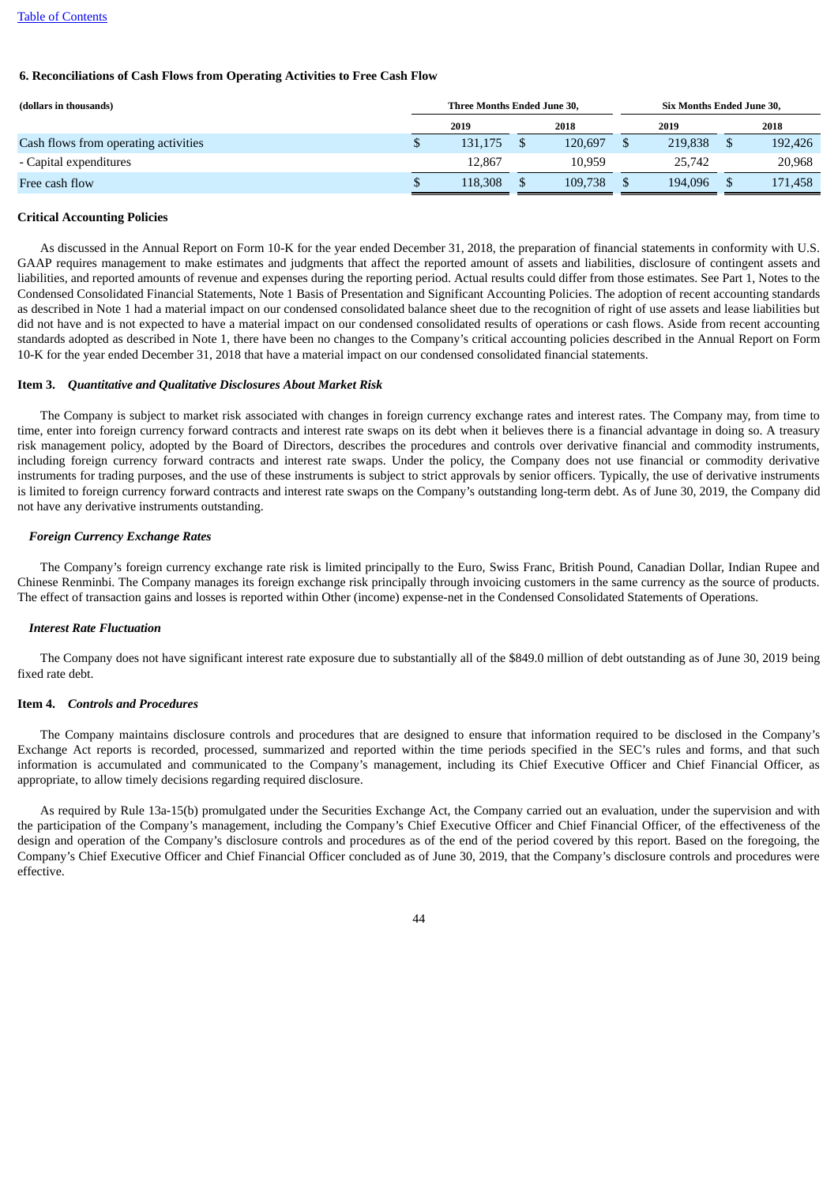### 6. Reconciliations of Cash Flows from Operating Activities to Free Cash Flow

| (dollars in thousands) | Three Months Ended June 30, | | Six Months Ended June 30, | |
|---|---|---|---|---|
| | 2019 | 2018 | 2019 | 2018 |
| Cash flows from operating activities | $ 131,175 | $ 120,697 | $ 219,838 | $ 192,426 |
| - Capital expenditures | 12,867 | 10,959 | 25,742 | 20,968 |
| Free cash flow | $ 118,308 | $ 109,738 | $ 194,096 | $ 171,458 |

### Critical Accounting Policies

As discussed in the Annual Report on Form 10-K for the year ended December 31, 2018, the preparation of financial statements in conformity with U.S. GAAP requires management to make estimates and judgments that affect the reported amount of assets and liabilities, disclosure of contingent assets and liabilities, and reported amounts of revenue and expenses during the reporting period. Actual results could differ from those estimates. See Part 1, Notes to the Condensed Consolidated Financial Statements, Note 1 Basis of Presentation and Significant Accounting Policies. The adoption of recent accounting standards as described in Note 1 had a material impact on our condensed consolidated balance sheet due to the recognition of right of use assets and lease liabilities but did not have and is not expected to have a material impact on our condensed consolidated results of operations or cash flows. Aside from recent accounting standards adopted as described in Note 1, there have been no changes to the Company's critical accounting policies described in the Annual Report on Form 10-K for the year ended December 31, 2018 that have a material impact on our condensed consolidated financial statements.

## Item 3. *Quantitative and Qualitative Disclosures About Market Risk*

The Company is subject to market risk associated with changes in foreign currency exchange rates and interest rates. The Company may, from time to time, enter into foreign currency forward contracts and interest rate swaps on its debt when it believes there is a financial advantage in doing so. A treasury risk management policy, adopted by the Board of Directors, describes the procedures and controls over derivative financial and commodity instruments, including foreign currency forward contracts and interest rate swaps. Under the policy, the Company does not use financial or commodity derivative instruments for trading purposes, and the use of these instruments is subject to strict approvals by senior officers. Typically, the use of derivative instruments is limited to foreign currency forward contracts and interest rate swaps on the Company's outstanding long-term debt. As of June 30, 2019, the Company did not have any derivative instruments outstanding.

***Foreign Currency Exchange Rates***

The Company's foreign currency exchange rate risk is limited principally to the Euro, Swiss Franc, British Pound, Canadian Dollar, Indian Rupee and Chinese Renminbi. The Company manages its foreign exchange risk principally through invoicing customers in the same currency as the source of products. The effect of transaction gains and losses is reported within Other (income) expense-net in the Condensed Consolidated Statements of Operations.

***Interest Rate Fluctuation***

The Company does not have significant interest rate exposure due to substantially all of the $849.0 million of debt outstanding as of June 30, 2019 being fixed rate debt.

## Item 4. *Controls and Procedures*

The Company maintains disclosure controls and procedures that are designed to ensure that information required to be disclosed in the Company's Exchange Act reports is recorded, processed, summarized and reported within the time periods specified in the SEC's rules and forms, and that such information is accumulated and communicated to the Company's management, including its Chief Executive Officer and Chief Financial Officer, as appropriate, to allow timely decisions regarding required disclosure.

As required by Rule 13a-15(b) promulgated under the Securities Exchange Act, the Company carried out an evaluation, under the supervision and with the participation of the Company's management, including the Company's Chief Executive Officer and Chief Financial Officer, of the effectiveness of the design and operation of the Company's disclosure controls and procedures as of the end of the period covered by this report. Based on the foregoing, the Company's Chief Executive Officer and Chief Financial Officer concluded as of June 30, 2019, that the Company's disclosure controls and procedures were effective.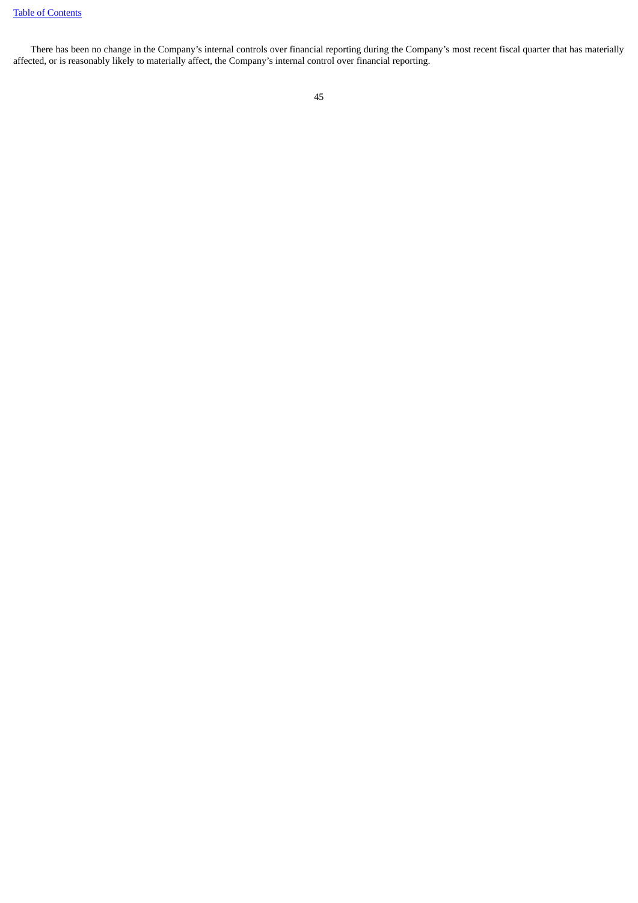There has been no change in the Company's internal controls over financial reporting during the Company's most recent fiscal quarter that has materially affected, or is reasonably likely to materially affect, the Company's internal control over financial reporting.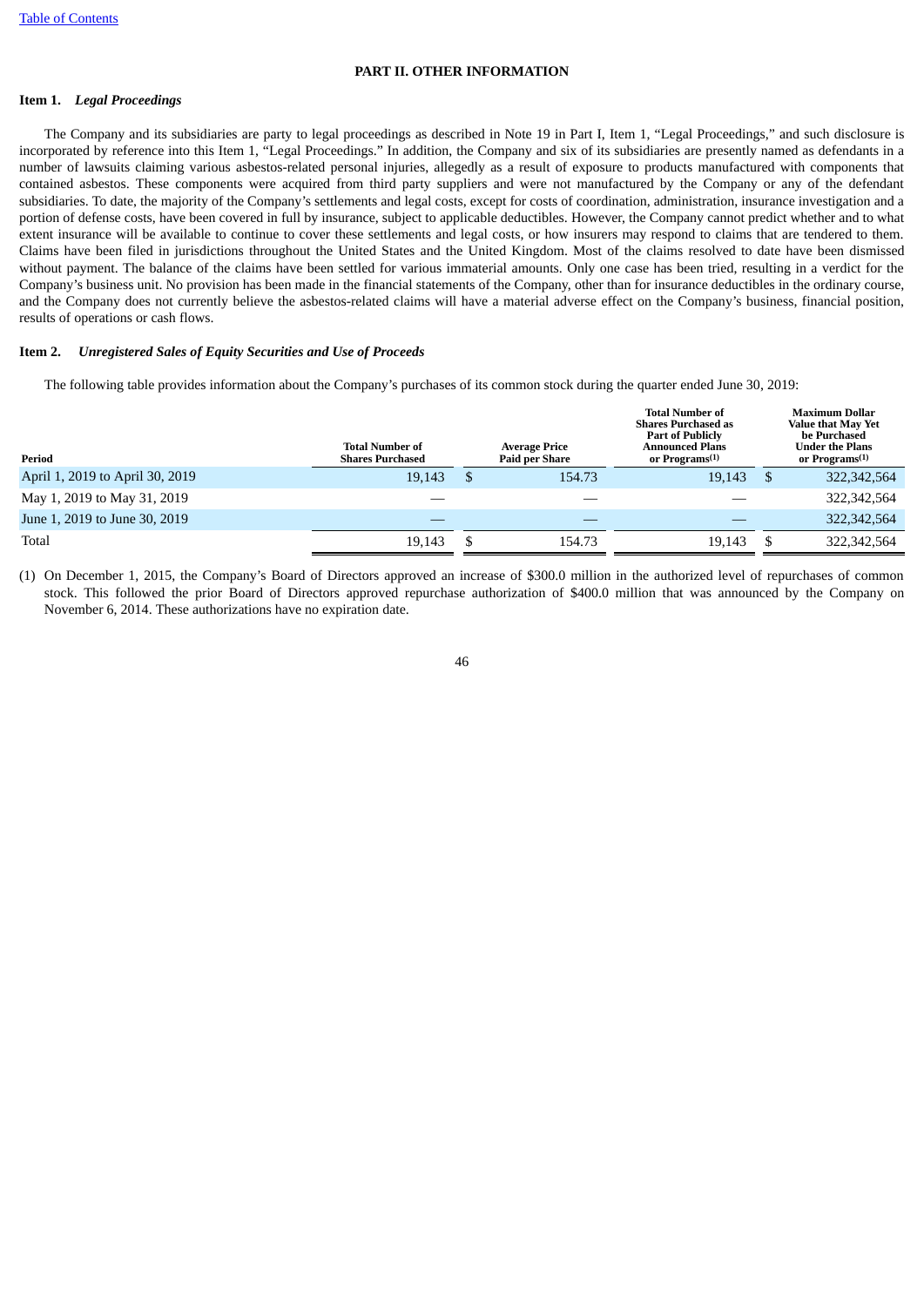[Table of Contents](#)

# PART II. OTHER INFORMATION

**Item 1.** ***Legal Proceedings***

The Company and its subsidiaries are party to legal proceedings as described in Note 19 in Part I, Item 1, "Legal Proceedings," and such disclosure is incorporated by reference into this Item 1, "Legal Proceedings." In addition, the Company and six of its subsidiaries are presently named as defendants in a number of lawsuits claiming various asbestos-related personal injuries, allegedly as a result of exposure to products manufactured with components that contained asbestos. These components were acquired from third party suppliers and were not manufactured by the Company or any of the defendant subsidiaries. To date, the majority of the Company's settlements and legal costs, except for costs of coordination, administration, insurance investigation and a portion of defense costs, have been covered in full by insurance, subject to applicable deductibles. However, the Company cannot predict whether and to what extent insurance will be available to continue to cover these settlements and legal costs, or how insurers may respond to claims that are tendered to them. Claims have been filed in jurisdictions throughout the United States and the United Kingdom. Most of the claims resolved to date have been dismissed without payment. The balance of the claims have been settled for various immaterial amounts. Only one case has been tried, resulting in a verdict for the Company's business unit. No provision has been made in the financial statements of the Company, other than for insurance deductibles in the ordinary course, and the Company does not currently believe the asbestos-related claims will have a material adverse effect on the Company's business, financial position, results of operations or cash flows.

**Item 2.** ***Unregistered Sales of Equity Securities and Use of Proceeds***

The following table provides information about the Company's purchases of its common stock during the quarter ended June 30, 2019:

| Period | Total Number of Shares Purchased | Average Price Paid per Share | Total Number of Shares Purchased as Part of Publicly Announced Plans or Programs[(1)] | Maximum Dollar Value that May Yet be Purchased Under the Plans or Programs[(1)] |
|---|---|---|---|---|
| April 1, 2019 to April 30, 2019 | 19,143 | $ 154.73 | 19,143 | $ 322,342,564 |
| May 1, 2019 to May 31, 2019 | — | — | — | 322,342,564 |
| June 1, 2019 to June 30, 2019 | — | — | — | 322,342,564 |
| Total | 19,143 | $ 154.73 | 19,143 | $ 322,342,564 |

(1) On December 1, 2015, the Company's Board of Directors approved an increase of $300.0 million in the authorized level of repurchases of common stock. This followed the prior Board of Directors approved repurchase authorization of $400.0 million that was announced by the Company on November 6, 2014. These authorizations have no expiration date.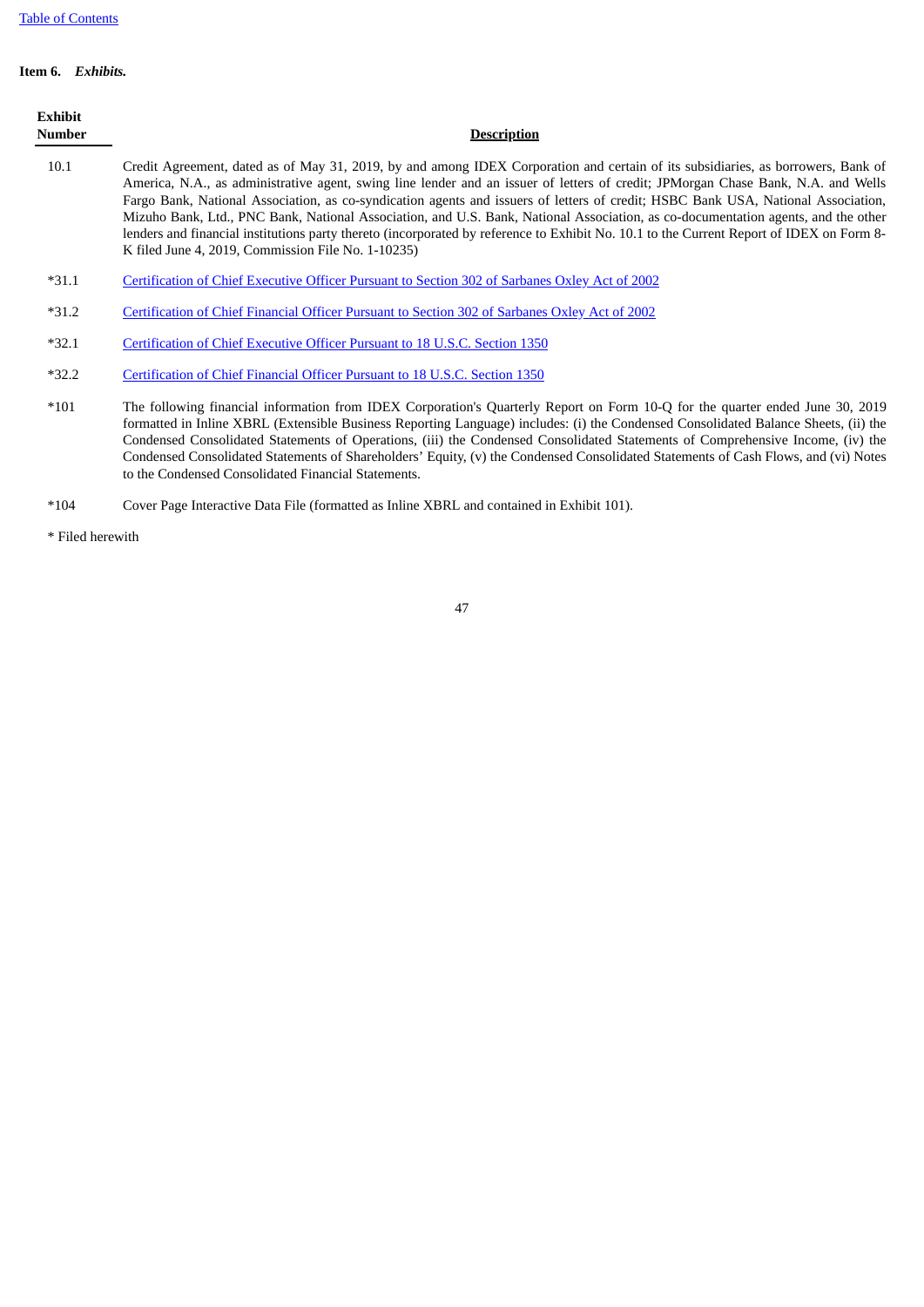**Item 6.** ***Exhibits.***

| Exhibit Number | Description |
| --- | --- |
| 10.1 | Credit Agreement, dated as of May 31, 2019, by and among IDEX Corporation and certain of its subsidiaries, as borrowers, Bank of America, N.A., as administrative agent, swing line lender and an issuer of letters of credit; JPMorgan Chase Bank, N.A. and Wells Fargo Bank, National Association, as co-syndication agents and issuers of letters of credit; HSBC Bank USA, National Association, Mizuho Bank, Ltd., PNC Bank, National Association, and U.S. Bank, National Association, as co-documentation agents, and the other lenders and financial institutions party thereto (incorporated by reference to Exhibit No. 10.1 to the Current Report of IDEX on Form 8-K filed June 4, 2019, Commission File No. 1-10235) |
| *31.1 | Certification of Chief Executive Officer Pursuant to Section 302 of Sarbanes Oxley Act of 2002 |
| *31.2 | Certification of Chief Financial Officer Pursuant to Section 302 of Sarbanes Oxley Act of 2002 |
| *32.1 | Certification of Chief Executive Officer Pursuant to 18 U.S.C. Section 1350 |
| *32.2 | Certification of Chief Financial Officer Pursuant to 18 U.S.C. Section 1350 |
| *101 | The following financial information from IDEX Corporation's Quarterly Report on Form 10-Q for the quarter ended June 30, 2019 formatted in Inline XBRL (Extensible Business Reporting Language) includes: (i) the Condensed Consolidated Balance Sheets, (ii) the Condensed Consolidated Statements of Operations, (iii) the Condensed Consolidated Statements of Comprehensive Income, (iv) the Condensed Consolidated Statements of Shareholders' Equity, (v) the Condensed Consolidated Statements of Cash Flows, and (vi) Notes to the Condensed Consolidated Financial Statements. |
| *104 | Cover Page Interactive Data File (formatted as Inline XBRL and contained in Exhibit 101). |

* Filed herewith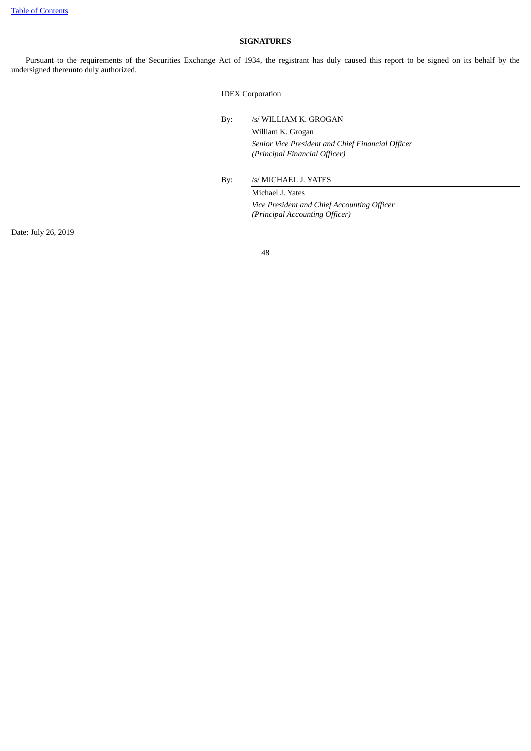**SIGNATURES**

Pursuant to the requirements of the Securities Exchange Act of 1934, the registrant has duly caused this report to be signed on its behalf by the undersigned thereunto duly authorized.

IDEX Corporation

By: /s/ WILLIAM K. GROGAN

William K. Grogan
*Senior Vice President and Chief Financial Officer*
*(Principal Financial Officer)*

By: /s/ MICHAEL J. YATES

Michael J. Yates
*Vice President and Chief Accounting Officer*
*(Principal Accounting Officer)*

Date: July 26, 2019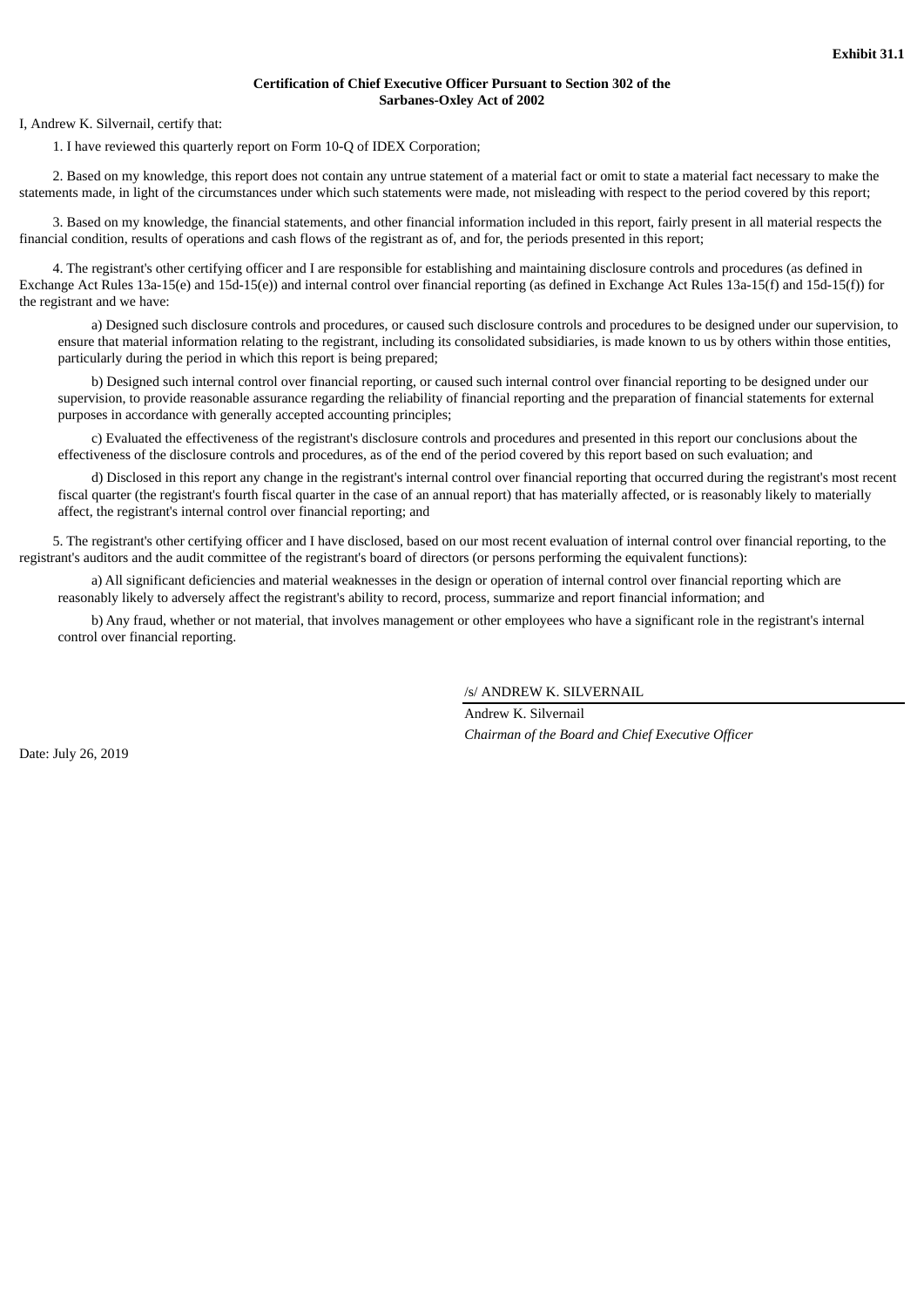**Exhibit 31.1**

**Certification of Chief Executive Officer Pursuant to Section 302 of the Sarbanes-Oxley Act of 2002**

I, Andrew K. Silvernail, certify that:

1. I have reviewed this quarterly report on Form 10-Q of IDEX Corporation;

2. Based on my knowledge, this report does not contain any untrue statement of a material fact or omit to state a material fact necessary to make the statements made, in light of the circumstances under which such statements were made, not misleading with respect to the period covered by this report;

3. Based on my knowledge, the financial statements, and other financial information included in this report, fairly present in all material respects the financial condition, results of operations and cash flows of the registrant as of, and for, the periods presented in this report;

4. The registrant's other certifying officer and I are responsible for establishing and maintaining disclosure controls and procedures (as defined in Exchange Act Rules 13a-15(e) and 15d-15(e)) and internal control over financial reporting (as defined in Exchange Act Rules 13a-15(f) and 15d-15(f)) for the registrant and we have:

a) Designed such disclosure controls and procedures, or caused such disclosure controls and procedures to be designed under our supervision, to ensure that material information relating to the registrant, including its consolidated subsidiaries, is made known to us by others within those entities, particularly during the period in which this report is being prepared;

b) Designed such internal control over financial reporting, or caused such internal control over financial reporting to be designed under our supervision, to provide reasonable assurance regarding the reliability of financial reporting and the preparation of financial statements for external purposes in accordance with generally accepted accounting principles;

c) Evaluated the effectiveness of the registrant's disclosure controls and procedures and presented in this report our conclusions about the effectiveness of the disclosure controls and procedures, as of the end of the period covered by this report based on such evaluation; and

d) Disclosed in this report any change in the registrant's internal control over financial reporting that occurred during the registrant's most recent fiscal quarter (the registrant's fourth fiscal quarter in the case of an annual report) that has materially affected, or is reasonably likely to materially affect, the registrant's internal control over financial reporting; and

5. The registrant's other certifying officer and I have disclosed, based on our most recent evaluation of internal control over financial reporting, to the registrant's auditors and the audit committee of the registrant's board of directors (or persons performing the equivalent functions):

a) All significant deficiencies and material weaknesses in the design or operation of internal control over financial reporting which are reasonably likely to adversely affect the registrant's ability to record, process, summarize and report financial information; and

b) Any fraud, whether or not material, that involves management or other employees who have a significant role in the registrant's internal control over financial reporting.

/s/ ANDREW K. SILVERNAIL

Andrew K. Silvernail

*Chairman of the Board and Chief Executive Officer*

Date: July 26, 2019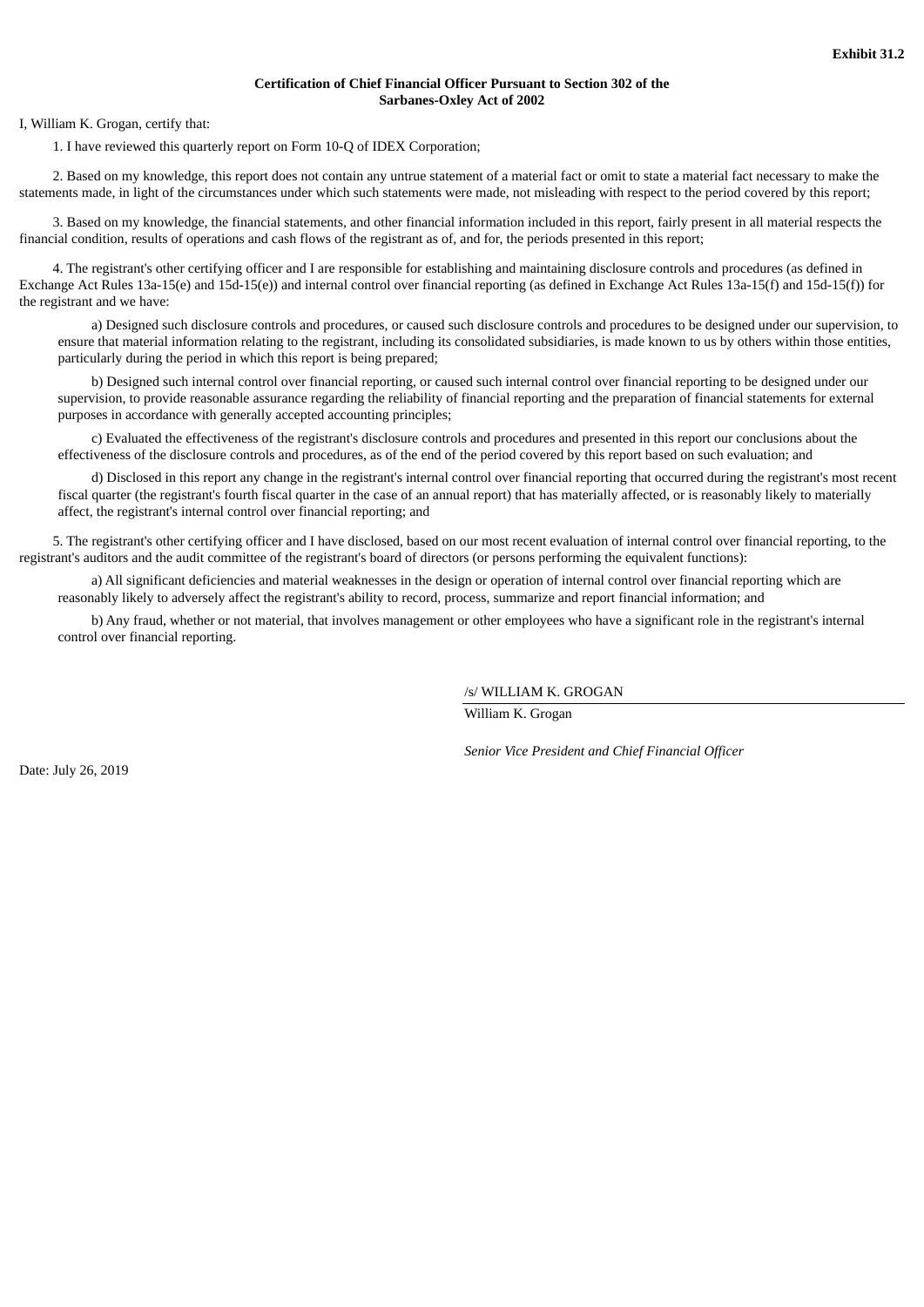**Exhibit 31.2**

**Certification of Chief Financial Officer Pursuant to Section 302 of the Sarbanes-Oxley Act of 2002**

I, William K. Grogan, certify that:

1. I have reviewed this quarterly report on Form 10-Q of IDEX Corporation;

2. Based on my knowledge, this report does not contain any untrue statement of a material fact or omit to state a material fact necessary to make the statements made, in light of the circumstances under which such statements were made, not misleading with respect to the period covered by this report;

3. Based on my knowledge, the financial statements, and other financial information included in this report, fairly present in all material respects the financial condition, results of operations and cash flows of the registrant as of, and for, the periods presented in this report;

4. The registrant's other certifying officer and I are responsible for establishing and maintaining disclosure controls and procedures (as defined in Exchange Act Rules 13a-15(e) and 15d-15(e)) and internal control over financial reporting (as defined in Exchange Act Rules 13a-15(f) and 15d-15(f)) for the registrant and we have:

a) Designed such disclosure controls and procedures, or caused such disclosure controls and procedures to be designed under our supervision, to ensure that material information relating to the registrant, including its consolidated subsidiaries, is made known to us by others within those entities, particularly during the period in which this report is being prepared;

b) Designed such internal control over financial reporting, or caused such internal control over financial reporting to be designed under our supervision, to provide reasonable assurance regarding the reliability of financial reporting and the preparation of financial statements for external purposes in accordance with generally accepted accounting principles;

c) Evaluated the effectiveness of the registrant's disclosure controls and procedures and presented in this report our conclusions about the effectiveness of the disclosure controls and procedures, as of the end of the period covered by this report based on such evaluation; and

d) Disclosed in this report any change in the registrant's internal control over financial reporting that occurred during the registrant's most recent fiscal quarter (the registrant's fourth fiscal quarter in the case of an annual report) that has materially affected, or is reasonably likely to materially affect, the registrant's internal control over financial reporting; and

5. The registrant's other certifying officer and I have disclosed, based on our most recent evaluation of internal control over financial reporting, to the registrant's auditors and the audit committee of the registrant's board of directors (or persons performing the equivalent functions):

a) All significant deficiencies and material weaknesses in the design or operation of internal control over financial reporting which are reasonably likely to adversely affect the registrant's ability to record, process, summarize and report financial information; and

b) Any fraud, whether or not material, that involves management or other employees who have a significant role in the registrant's internal control over financial reporting.

/s/ WILLIAM K. GROGAN

William K. Grogan

*Senior Vice President and Chief Financial Officer*

Date: July 26, 2019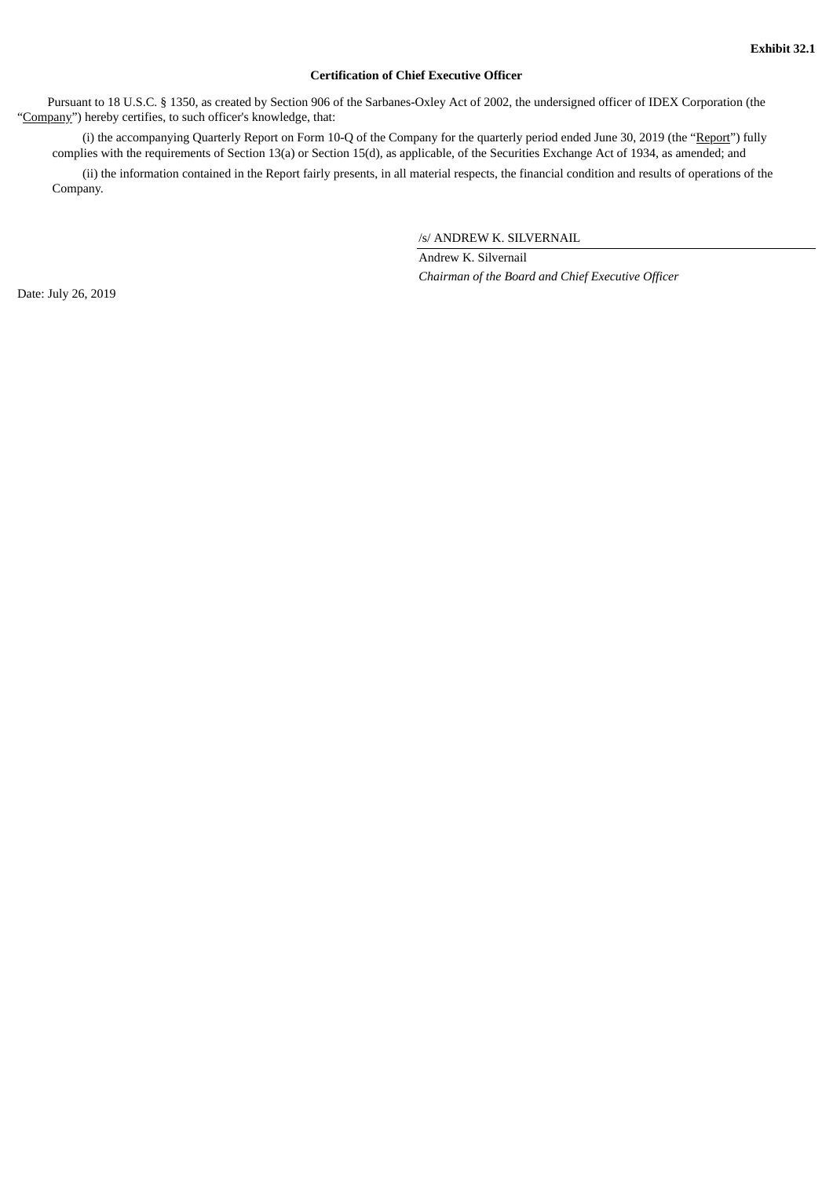**Exhibit 32.1**

**Certification of Chief Executive Officer**

Pursuant to 18 U.S.C. § 1350, as created by Section 906 of the Sarbanes-Oxley Act of 2002, the undersigned officer of IDEX Corporation (the "Company") hereby certifies, to such officer's knowledge, that:

(i) the accompanying Quarterly Report on Form 10-Q of the Company for the quarterly period ended June 30, 2019 (the "Report") fully complies with the requirements of Section 13(a) or Section 15(d), as applicable, of the Securities Exchange Act of 1934, as amended; and

(ii) the information contained in the Report fairly presents, in all material respects, the financial condition and results of operations of the Company.

/s/ ANDREW K. SILVERNAIL

Andrew K. Silvernail

*Chairman of the Board and Chief Executive Officer*

Date: July 26, 2019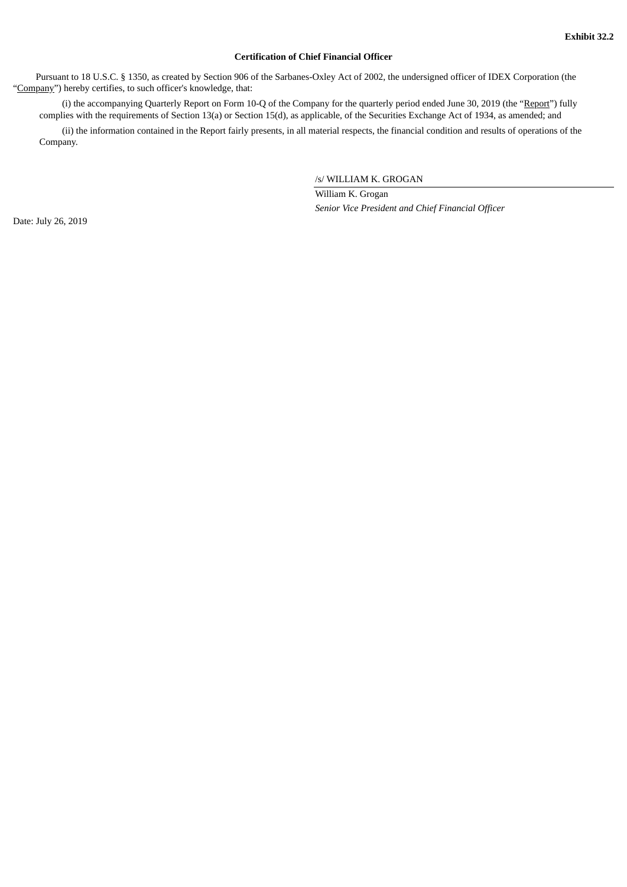**Exhibit 32.2**

**Certification of Chief Financial Officer**

Pursuant to 18 U.S.C. § 1350, as created by Section 906 of the Sarbanes-Oxley Act of 2002, the undersigned officer of IDEX Corporation (the "Company") hereby certifies, to such officer's knowledge, that:

(i) the accompanying Quarterly Report on Form 10-Q of the Company for the quarterly period ended June 30, 2019 (the "Report") fully complies with the requirements of Section 13(a) or Section 15(d), as applicable, of the Securities Exchange Act of 1934, as amended; and

(ii) the information contained in the Report fairly presents, in all material respects, the financial condition and results of operations of the Company.

/s/ WILLIAM K. GROGAN

William K. Grogan

*Senior Vice President and Chief Financial Officer*

Date: July 26, 2019